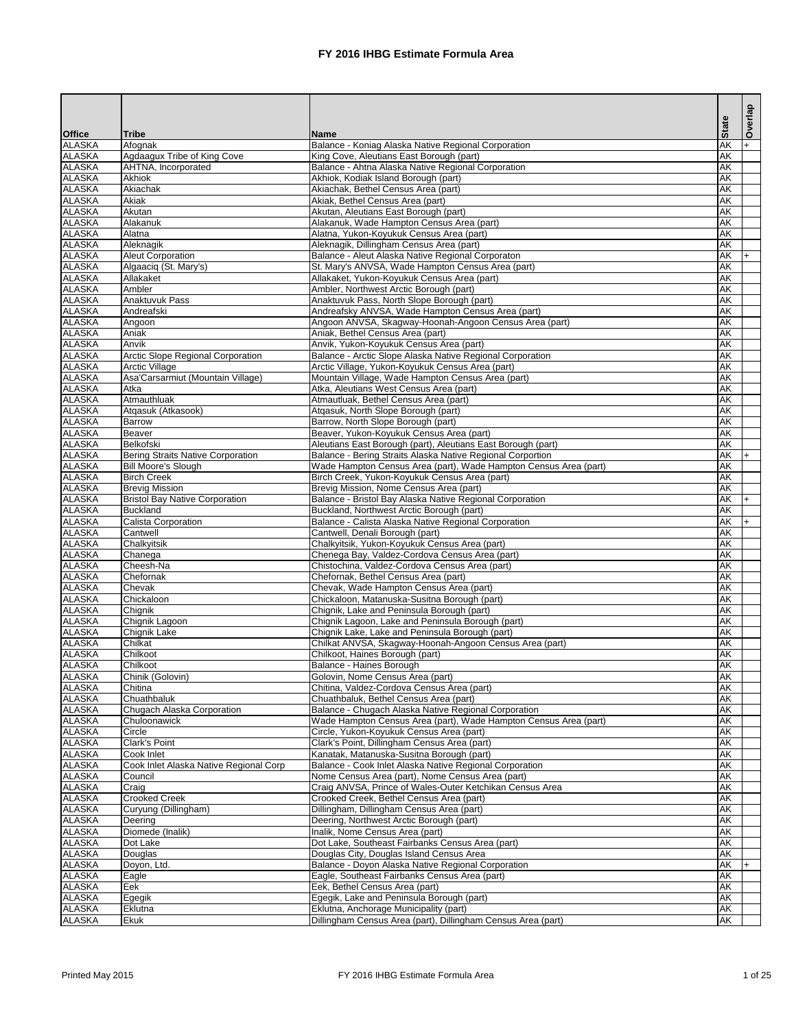# FY 2016 IHBG Estimate Formula Area

| Office | Tribe | Name | State | Overlap |
|---|---|---|---|---|
| ALASKA | Afognak | Balance - Koniag Alaska Native Regional Corporation | AK | + |
| ALASKA | Agdaagux Tribe of King Cove | King Cove, Aleutians East Borough (part) | AK | |
| ALASKA | AHTNA, Incorporated | Balance - Ahtna Alaska Native Regional Corporation | AK | |
| ALASKA | Akhiok | Akhiok, Kodiak Island Borough (part) | AK | |
| ALASKA | Akiachak | Akiachak, Bethel Census Area (part) | AK | |
| ALASKA | Akiak | Akiak, Bethel Census Area (part) | AK | |
| ALASKA | Akutan | Akutan, Aleutians East Borough (part) | AK | |
| ALASKA | Alakanuk | Alakanuk, Wade Hampton Census Area (part) | AK | |
| ALASKA | Alatna | Alatna, Yukon-Koyukuk Census Area (part) | AK | |
| ALASKA | Aleknagik | Aleknagik, Dillingham Census Area (part) | AK | |
| ALASKA | Aleut Corporation | Balance - Aleut Alaska Native Regional Corporaton | AK | + |
| ALASKA | Algaaciq (St. Mary's) | St. Mary's ANVSA, Wade Hampton Census Area (part) | AK | |
| ALASKA | Allakaket | Allakaket, Yukon-Koyukuk Census Area (part) | AK | |
| ALASKA | Ambler | Ambler, Northwest Arctic Borough (part) | AK | |
| ALASKA | Anaktuvuk Pass | Anaktuvuk Pass, North Slope Borough (part) | AK | |
| ALASKA | Andreafski | Andreafsky ANVSA, Wade Hampton Census Area (part) | AK | |
| ALASKA | Angoon | Angoon ANVSA, Skagway-Hoonah-Angoon Census Area (part) | AK | |
| ALASKA | Aniak | Aniak, Bethel Census Area (part) | AK | |
| ALASKA | Anvik | Anvik, Yukon-Koyukuk Census Area (part) | AK | |
| ALASKA | Arctic Slope Regional Corporation | Balance - Arctic Slope Alaska Native Regional Corporation | AK | |
| ALASKA | Arctic Village | Arctic Village, Yukon-Koyukuk Census Area (part) | AK | |
| ALASKA | Asa'Carsarmiut (Mountain Village) | Mountain Village, Wade Hampton Census Area (part) | AK | |
| ALASKA | Atka | Atka, Aleutians West Census Area (part) | AK | |
| ALASKA | Atmauthluak | Atmautluak, Bethel Census Area (part) | AK | |
| ALASKA | Atqasuk (Atkasook) | Atqasuk, North Slope Borough (part) | AK | |
| ALASKA | Barrow | Barrow, North Slope Borough (part) | AK | |
| ALASKA | Beaver | Beaver, Yukon-Koyukuk Census Area (part) | AK | |
| ALASKA | Belkofski | Aleutians East Borough (part), Aleutians East Borough (part) | AK | |
| ALASKA | Bering Straits Native Corporation | Balance - Bering Straits Alaska Native Regional Corportion | AK | + |
| ALASKA | Bill Moore's Slough | Wade Hampton Census Area (part), Wade Hampton Census Area (part) | AK | |
| ALASKA | Birch Creek | Birch Creek, Yukon-Koyukuk Census Area (part) | AK | |
| ALASKA | Brevig Mission | Brevig Mission, Nome Census Area (part) | AK | |
| ALASKA | Bristol Bay Native Corporation | Balance - Bristol Bay Alaska Native Regional Corporation | AK | + |
| ALASKA | Buckland | Buckland, Northwest Arctic Borough (part) | AK | |
| ALASKA | Calista Corporation | Balance - Calista Alaska Native Regional Corporation | AK | + |
| ALASKA | Cantwell | Cantwell, Denali Borough (part) | AK | |
| ALASKA | Chalkyitsik | Chalkyitsik, Yukon-Koyukuk Census Area (part) | AK | |
| ALASKA | Chanega | Chenega Bay, Valdez-Cordova Census Area (part) | AK | |
| ALASKA | Cheesh-Na | Chistochina, Valdez-Cordova Census Area (part) | AK | |
| ALASKA | Chefornak | Chefornak, Bethel Census Area (part) | AK | |
| ALASKA | Chevak | Chevak, Wade Hampton Census Area (part) | AK | |
| ALASKA | Chickaloon | Chickaloon, Matanuska-Susitna Borough (part) | AK | |
| ALASKA | Chignik | Chignik, Lake and Peninsula Borough (part) | AK | |
| ALASKA | Chignik Lagoon | Chignik Lagoon, Lake and Peninsula Borough (part) | AK | |
| ALASKA | Chignik Lake | Chignik Lake, Lake and Peninsula Borough (part) | AK | |
| ALASKA | Chilkat | Chilkat ANVSA, Skagway-Hoonah-Angoon Census Area (part) | AK | |
| ALASKA | Chilkoot | Chilkoot, Haines Borough (part) | AK | |
| ALASKA | Chilkoot | Balance - Haines Borough | AK | |
| ALASKA | Chinik (Golovin) | Golovin, Nome Census Area (part) | AK | |
| ALASKA | Chitina | Chitina, Valdez-Cordova Census Area (part) | AK | |
| ALASKA | Chuathbaluk | Chuathbaluk, Bethel Census Area (part) | AK | |
| ALASKA | Chugach Alaska Corporation | Balance - Chugach Alaska Native Regional Corporation | AK | |
| ALASKA | Chuloonawick | Wade Hampton Census Area (part), Wade Hampton Census Area (part) | AK | |
| ALASKA | Circle | Circle, Yukon-Koyukuk Census Area (part) | AK | |
| ALASKA | Clark's Point | Clark's Point, Dillingham Census Area (part) | AK | |
| ALASKA | Cook Inlet | Kanatak, Matanuska-Susitna Borough (part) | AK | |
| ALASKA | Cook Inlet Alaska Native Regional Corp | Balance - Cook Inlet Alaska Native Regional Corporation | AK | |
| ALASKA | Council | Nome Census Area (part), Nome Census Area (part) | AK | |
| ALASKA | Craig | Craig ANVSA, Prince of Wales-Outer Ketchikan Census Area | AK | |
| ALASKA | Crooked Creek | Crooked Creek, Bethel Census Area (part) | AK | |
| ALASKA | Curyung (Dillingham) | Dillingham, Dillingham Census Area (part) | AK | |
| ALASKA | Deering | Deering, Northwest Arctic Borough (part) | AK | |
| ALASKA | Diomede (Inalik) | Inalik, Nome Census Area (part) | AK | |
| ALASKA | Dot Lake | Dot Lake, Southeast Fairbanks Census Area (part) | AK | |
| ALASKA | Douglas | Douglas City, Douglas Island Census Area | AK | |
| ALASKA | Doyon, Ltd. | Balance - Doyon Alaska Native Regional Corporation | AK | + |
| ALASKA | Eagle | Eagle, Southeast Fairbanks Census Area (part) | AK | |
| ALASKA | Eek | Eek, Bethel Census Area (part) | AK | |
| ALASKA | Egegik | Egegik, Lake and Peninsula Borough (part) | AK | |
| ALASKA | Eklutna | Eklutna, Anchorage Municipality (part) | AK | |
| ALASKA | Ekuk | Dillingham Census Area (part), Dillingham Census Area (part) | AK | |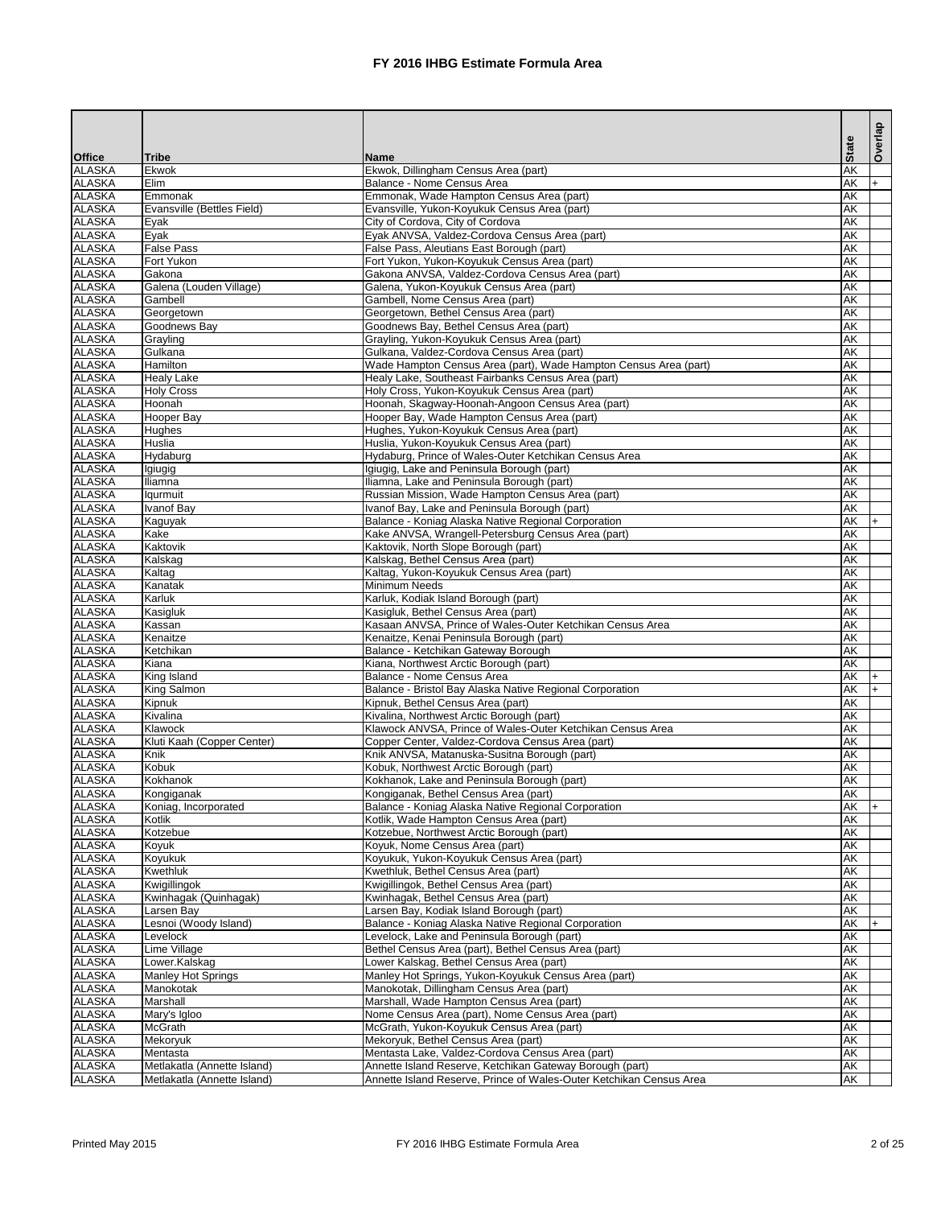# FY 2016 IHBG Estimate Formula Area

| Office | Tribe | Name | State | Overlap |
|---|---|---|---|---|
| ALASKA | Ekwok | Ekwok, Dillingham Census Area (part) | AK | |
| ALASKA | Elim | Balance - Nome Census Area | AK | + |
| ALASKA | Emmonak | Emmonak, Wade Hampton Census Area (part) | AK | |
| ALASKA | Evansville (Bettles Field) | Evansville, Yukon-Koyukuk Census Area (part) | AK | |
| ALASKA | Eyak | City of Cordova, City of Cordova | AK | |
| ALASKA | Eyak | Eyak ANVSA, Valdez-Cordova Census Area (part) | AK | |
| ALASKA | False Pass | False Pass, Aleutians East Borough (part) | AK | |
| ALASKA | Fort Yukon | Fort Yukon, Yukon-Koyukuk Census Area (part) | AK | |
| ALASKA | Gakona | Gakona ANVSA, Valdez-Cordova Census Area (part) | AK | |
| ALASKA | Galena (Louden Village) | Galena, Yukon-Koyukuk Census Area (part) | AK | |
| ALASKA | Gambell | Gambell, Nome Census Area (part) | AK | |
| ALASKA | Georgetown | Georgetown, Bethel Census Area (part) | AK | |
| ALASKA | Goodnews Bay | Goodnews Bay, Bethel Census Area (part) | AK | |
| ALASKA | Grayling | Grayling, Yukon-Koyukuk Census Area (part) | AK | |
| ALASKA | Gulkana | Gulkana, Valdez-Cordova Census Area (part) | AK | |
| ALASKA | Hamilton | Wade Hampton Census Area (part), Wade Hampton Census Area (part) | AK | |
| ALASKA | Healy Lake | Healy Lake, Southeast Fairbanks Census Area (part) | AK | |
| ALASKA | Holy Cross | Holy Cross, Yukon-Koyukuk Census Area (part) | AK | |
| ALASKA | Hoonah | Hoonah, Skagway-Hoonah-Angoon Census Area (part) | AK | |
| ALASKA | Hooper Bay | Hooper Bay, Wade Hampton Census Area (part) | AK | |
| ALASKA | Hughes | Hughes, Yukon-Koyukuk Census Area (part) | AK | |
| ALASKA | Huslia | Huslia, Yukon-Koyukuk Census Area (part) | AK | |
| ALASKA | Hydaburg | Hydaburg, Prince of Wales-Outer Ketchikan Census Area | AK | |
| ALASKA | Igiugig | Igiugig, Lake and Peninsula Borough (part) | AK | |
| ALASKA | Iliamna | Iliamna, Lake and Peninsula Borough (part) | AK | |
| ALASKA | Iqurmuit | Russian Mission, Wade Hampton Census Area (part) | AK | |
| ALASKA | Ivanof Bay | Ivanof Bay, Lake and Peninsula Borough (part) | AK | |
| ALASKA | Kaguyak | Balance - Koniag Alaska Native Regional Corporation | AK | + |
| ALASKA | Kake | Kake ANVSA, Wrangell-Petersburg Census Area (part) | AK | |
| ALASKA | Kaktovik | Kaktovik, North Slope Borough (part) | AK | |
| ALASKA | Kalskag | Kalskag, Bethel Census Area (part) | AK | |
| ALASKA | Kaltag | Kaltag, Yukon-Koyukuk Census Area (part) | AK | |
| ALASKA | Kanatak | Minimum Needs | AK | |
| ALASKA | Karluk | Karluk, Kodiak Island Borough (part) | AK | |
| ALASKA | Kasigluk | Kasigluk, Bethel Census Area (part) | AK | |
| ALASKA | Kassan | Kasaan ANVSA, Prince of Wales-Outer Ketchikan Census Area | AK | |
| ALASKA | Kenaitze | Kenaitze, Kenai Peninsula Borough (part) | AK | |
| ALASKA | Ketchikan | Balance - Ketchikan Gateway Borough | AK | |
| ALASKA | Kiana | Kiana, Northwest Arctic Borough (part) | AK | |
| ALASKA | King Island | Balance - Nome Census Area | AK | + |
| ALASKA | King Salmon | Balance - Bristol Bay Alaska Native Regional Corporation | AK | + |
| ALASKA | Kipnuk | Kipnuk, Bethel Census Area (part) | AK | |
| ALASKA | Kivalina | Kivalina, Northwest Arctic Borough (part) | AK | |
| ALASKA | Klawock | Klawock ANVSA, Prince of Wales-Outer Ketchikan Census Area | AK | |
| ALASKA | Kluti Kaah (Copper Center) | Copper Center, Valdez-Cordova Census Area (part) | AK | |
| ALASKA | Knik | Knik ANVSA, Matanuska-Susitna Borough (part) | AK | |
| ALASKA | Kobuk | Kobuk, Northwest Arctic Borough (part) | AK | |
| ALASKA | Kokhanok | Kokhanok, Lake and Peninsula Borough (part) | AK | |
| ALASKA | Kongiganak | Kongiganak, Bethel Census Area (part) | AK | |
| ALASKA | Koniag, Incorporated | Balance - Koniag Alaska Native Regional Corporation | AK | + |
| ALASKA | Kotlik | Kotlik, Wade Hampton Census Area (part) | AK | |
| ALASKA | Kotzebue | Kotzebue, Northwest Arctic Borough (part) | AK | |
| ALASKA | Koyuk | Koyuk, Nome Census Area (part) | AK | |
| ALASKA | Koyukuk | Koyukuk, Yukon-Koyukuk Census Area (part) | AK | |
| ALASKA | Kwethluk | Kwethluk, Bethel Census Area (part) | AK | |
| ALASKA | Kwigillingok | Kwigillingok, Bethel Census Area (part) | AK | |
| ALASKA | Kwinhagak (Quinhagak) | Kwinhagak, Bethel Census Area (part) | AK | |
| ALASKA | Larsen Bay | Larsen Bay, Kodiak Island Borough (part) | AK | |
| ALASKA | Lesnoi (Woody Island) | Balance - Koniag Alaska Native Regional Corporation | AK | + |
| ALASKA | Levelock | Levelock, Lake and Peninsula Borough (part) | AK | |
| ALASKA | Lime Village | Bethel Census Area (part), Bethel Census Area (part) | AK | |
| ALASKA | Lower.Kalskag | Lower Kalskag, Bethel Census Area (part) | AK | |
| ALASKA | Manley Hot Springs | Manley Hot Springs, Yukon-Koyukuk Census Area (part) | AK | |
| ALASKA | Manokotak | Manokotak, Dillingham Census Area (part) | AK | |
| ALASKA | Marshall | Marshall, Wade Hampton Census Area (part) | AK | |
| ALASKA | Mary's Igloo | Nome Census Area (part), Nome Census Area (part) | AK | |
| ALASKA | McGrath | McGrath, Yukon-Koyukuk Census Area (part) | AK | |
| ALASKA | Mekoryuk | Mekoryuk, Bethel Census Area (part) | AK | |
| ALASKA | Mentasta | Mentasta Lake, Valdez-Cordova Census Area (part) | AK | |
| ALASKA | Metlakatla (Annette Island) | Annette Island Reserve, Ketchikan Gateway Borough (part) | AK | |
| ALASKA | Metlakatla (Annette Island) | Annette Island Reserve, Prince of Wales-Outer Ketchikan Census Area | AK | |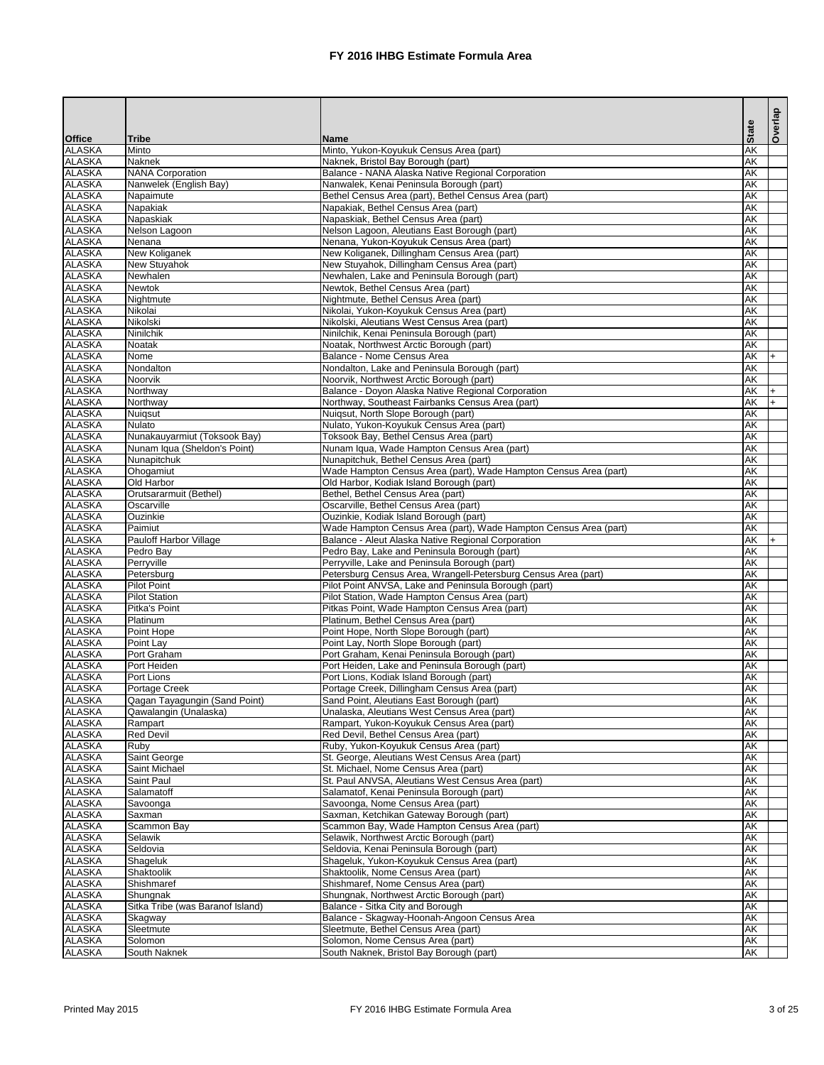# FY 2016 IHBG Estimate Formula Area

| Office | Tribe | Name | State | Overlap |
|---|---|---|---|---|
| ALASKA | Minto | Minto, Yukon-Koyukuk Census Area (part) | AK | |
| ALASKA | Naknek | Naknek, Bristol Bay Borough (part) | AK | |
| ALASKA | NANA Corporation | Balance - NANA Alaska Native Regional Corporation | AK | |
| ALASKA | Nanwelek (English Bay) | Nanwalek, Kenai Peninsula Borough (part) | AK | |
| ALASKA | Napaimute | Bethel Census Area (part), Bethel Census Area (part) | AK | |
| ALASKA | Napakiak | Napakiak, Bethel Census Area (part) | AK | |
| ALASKA | Napaskiak | Napaskiak, Bethel Census Area (part) | AK | |
| ALASKA | Nelson Lagoon | Nelson Lagoon, Aleutians East Borough (part) | AK | |
| ALASKA | Nenana | Nenana, Yukon-Koyukuk Census Area (part) | AK | |
| ALASKA | New Koliganek | New Koliganek, Dillingham Census Area (part) | AK | |
| ALASKA | New Stuyahok | New Stuyahok, Dillingham Census Area (part) | AK | |
| ALASKA | Newhalen | Newhalen, Lake and Peninsula Borough (part) | AK | |
| ALASKA | Newtok | Newtok, Bethel Census Area (part) | AK | |
| ALASKA | Nightmute | Nightmute, Bethel Census Area (part) | AK | |
| ALASKA | Nikolai | Nikolai, Yukon-Koyukuk Census Area (part) | AK | |
| ALASKA | Nikolski | Nikolski, Aleutians West Census Area (part) | AK | |
| ALASKA | Ninilchik | Ninilchik, Kenai Peninsula Borough (part) | AK | |
| ALASKA | Noatak | Noatak, Northwest Arctic Borough (part) | AK | |
| ALASKA | Nome | Balance - Nome Census Area | AK | + |
| ALASKA | Nondalton | Nondalton, Lake and Peninsula Borough (part) | AK | |
| ALASKA | Noorvik | Noorvik, Northwest Arctic Borough (part) | AK | |
| ALASKA | Northway | Balance - Doyon Alaska Native Regional Corporation | AK | + |
| ALASKA | Northway | Northway, Southeast Fairbanks Census Area (part) | AK | + |
| ALASKA | Nuiqsut | Nuiqsut, North Slope Borough (part) | AK | |
| ALASKA | Nulato | Nulato, Yukon-Koyukuk Census Area (part) | AK | |
| ALASKA | Nunakauyarmiut (Toksook Bay) | Toksook Bay, Bethel Census Area (part) | AK | |
| ALASKA | Nunam Iqua (Sheldon's Point) | Nunam Iqua, Wade Hampton Census Area (part) | AK | |
| ALASKA | Nunapitchuk | Nunapitchuk, Bethel Census Area (part) | AK | |
| ALASKA | Ohogamiut | Wade Hampton Census Area (part), Wade Hampton Census Area (part) | AK | |
| ALASKA | Old Harbor | Old Harbor, Kodiak Island Borough (part) | AK | |
| ALASKA | Orutsararmuit (Bethel) | Bethel, Bethel Census Area (part) | AK | |
| ALASKA | Oscarville | Oscarville, Bethel Census Area (part) | AK | |
| ALASKA | Ouzinkie | Ouzinkie, Kodiak Island Borough (part) | AK | |
| ALASKA | Paimiut | Wade Hampton Census Area (part), Wade Hampton Census Area (part) | AK | |
| ALASKA | Pauloff Harbor Village | Balance - Aleut Alaska Native Regional Corporation | AK | + |
| ALASKA | Pedro Bay | Pedro Bay, Lake and Peninsula Borough (part) | AK | |
| ALASKA | Perryville | Perryville, Lake and Peninsula Borough (part) | AK | |
| ALASKA | Petersburg | Petersburg Census Area, Wrangell-Petersburg Census Area (part) | AK | |
| ALASKA | Pilot Point | Pilot Point ANVSA, Lake and Peninsula Borough (part) | AK | |
| ALASKA | Pilot Station | Pilot Station, Wade Hampton Census Area (part) | AK | |
| ALASKA | Pitka's Point | Pitkas Point, Wade Hampton Census Area (part) | AK | |
| ALASKA | Platinum | Platinum, Bethel Census Area (part) | AK | |
| ALASKA | Point Hope | Point Hope, North Slope Borough (part) | AK | |
| ALASKA | Point Lay | Point Lay, North Slope Borough (part) | AK | |
| ALASKA | Port Graham | Port Graham, Kenai Peninsula Borough (part) | AK | |
| ALASKA | Port Heiden | Port Heiden, Lake and Peninsula Borough (part) | AK | |
| ALASKA | Port Lions | Port Lions, Kodiak Island Borough (part) | AK | |
| ALASKA | Portage Creek | Portage Creek, Dillingham Census Area (part) | AK | |
| ALASKA | Qagan Tayagungin (Sand Point) | Sand Point, Aleutians East Borough (part) | AK | |
| ALASKA | Qawalangin (Unalaska) | Unalaska, Aleutians West Census Area (part) | AK | |
| ALASKA | Rampart | Rampart, Yukon-Koyukuk Census Area (part) | AK | |
| ALASKA | Red Devil | Red Devil, Bethel Census Area (part) | AK | |
| ALASKA | Ruby | Ruby, Yukon-Koyukuk Census Area (part) | AK | |
| ALASKA | Saint George | St. George, Aleutians West Census Area (part) | AK | |
| ALASKA | Saint Michael | St. Michael, Nome Census Area (part) | AK | |
| ALASKA | Saint Paul | St. Paul ANVSA, Aleutians West Census Area (part) | AK | |
| ALASKA | Salamatoff | Salamatof, Kenai Peninsula Borough (part) | AK | |
| ALASKA | Savoonga | Savoonga, Nome Census Area (part) | AK | |
| ALASKA | Saxman | Saxman, Ketchikan Gateway Borough (part) | AK | |
| ALASKA | Scammon Bay | Scammon Bay, Wade Hampton Census Area (part) | AK | |
| ALASKA | Selawik | Selawik, Northwest Arctic Borough (part) | AK | |
| ALASKA | Seldovia | Seldovia, Kenai Peninsula Borough (part) | AK | |
| ALASKA | Shageluk | Shageluk, Yukon-Koyukuk Census Area (part) | AK | |
| ALASKA | Shaktoolik | Shaktoolik, Nome Census Area (part) | AK | |
| ALASKA | Shishmaref | Shishmaref, Nome Census Area (part) | AK | |
| ALASKA | Shungnak | Shungnak, Northwest Arctic Borough (part) | AK | |
| ALASKA | Sitka Tribe (was Baranof Island) | Balance - Sitka City and Borough | AK | |
| ALASKA | Skagway | Balance - Skagway-Hoonah-Angoon Census Area | AK | |
| ALASKA | Sleetmute | Sleetmute, Bethel Census Area (part) | AK | |
| ALASKA | Solomon | Solomon, Nome Census Area (part) | AK | |
| ALASKA | South Naknek | South Naknek, Bristol Bay Borough (part) | AK | |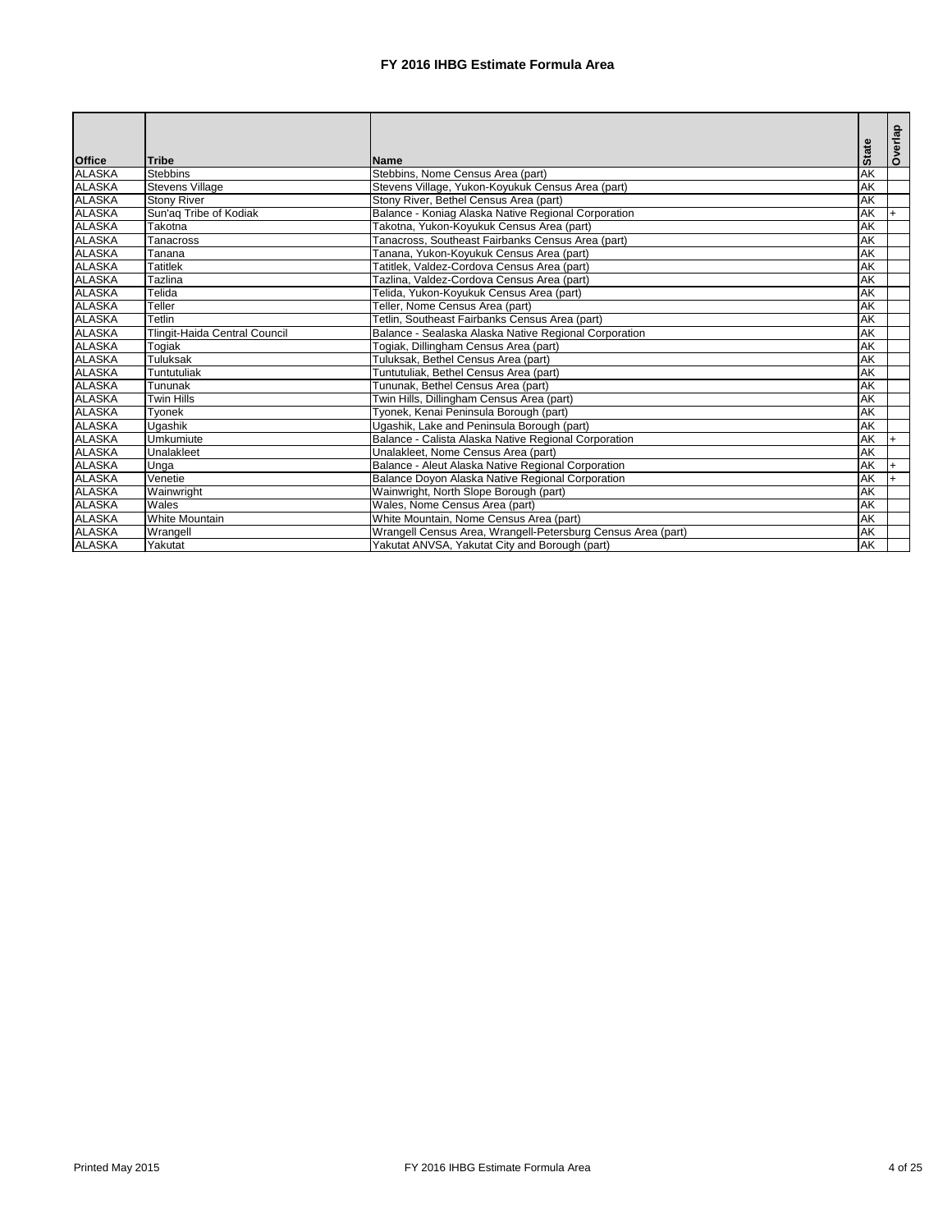# FY 2016 IHBG Estimate Formula Area

| Office | Tribe | Name | State | Overlap |
|---|---|---|---|---|
| ALASKA | Stebbins | Stebbins, Nome Census Area (part) | AK | |
| ALASKA | Stevens Village | Stevens Village, Yukon-Koyukuk Census Area (part) | AK | |
| ALASKA | Stony River | Stony River, Bethel Census Area (part) | AK | |
| ALASKA | Sun'aq Tribe of Kodiak | Balance - Koniag Alaska Native Regional Corporation | AK | + |
| ALASKA | Takotna | Takotna, Yukon-Koyukuk Census Area (part) | AK | |
| ALASKA | Tanacross | Tanacross, Southeast Fairbanks Census Area (part) | AK | |
| ALASKA | Tanana | Tanana, Yukon-Koyukuk Census Area (part) | AK | |
| ALASKA | Tatitlek | Tatitlek, Valdez-Cordova Census Area (part) | AK | |
| ALASKA | Tazlina | Tazlina, Valdez-Cordova Census Area (part) | AK | |
| ALASKA | Telida | Telida, Yukon-Koyukuk Census Area (part) | AK | |
| ALASKA | Teller | Teller, Nome Census Area (part) | AK | |
| ALASKA | Tetlin | Tetlin, Southeast Fairbanks Census Area (part) | AK | |
| ALASKA | Tlingit-Haida Central Council | Balance - Sealaska Alaska Native Regional Corporation | AK | |
| ALASKA | Togiak | Togiak, Dillingham Census Area (part) | AK | |
| ALASKA | Tuluksak | Tuluksak, Bethel Census Area (part) | AK | |
| ALASKA | Tuntutuliak | Tuntutuliak, Bethel Census Area (part) | AK | |
| ALASKA | Tununak | Tununak, Bethel Census Area (part) | AK | |
| ALASKA | Twin Hills | Twin Hills, Dillingham Census Area (part) | AK | |
| ALASKA | Tyonek | Tyonek, Kenai Peninsula Borough (part) | AK | |
| ALASKA | Ugashik | Ugashik, Lake and Peninsula Borough (part) | AK | |
| ALASKA | Umkumiute | Balance - Calista Alaska Native Regional Corporation | AK | + |
| ALASKA | Unalakleet | Unalakleet, Nome Census Area (part) | AK | |
| ALASKA | Unga | Balance - Aleut Alaska Native Regional Corporation | AK | + |
| ALASKA | Venetie | Balance Doyon Alaska Native Regional Corporation | AK | + |
| ALASKA | Wainwright | Wainwright, North Slope Borough (part) | AK | |
| ALASKA | Wales | Wales, Nome Census Area (part) | AK | |
| ALASKA | White Mountain | White Mountain, Nome Census Area (part) | AK | |
| ALASKA | Wrangell | Wrangell Census Area, Wrangell-Petersburg Census Area (part) | AK | |
| ALASKA | Yakutat | Yakutat ANVSA, Yakutat City and Borough (part) | AK | |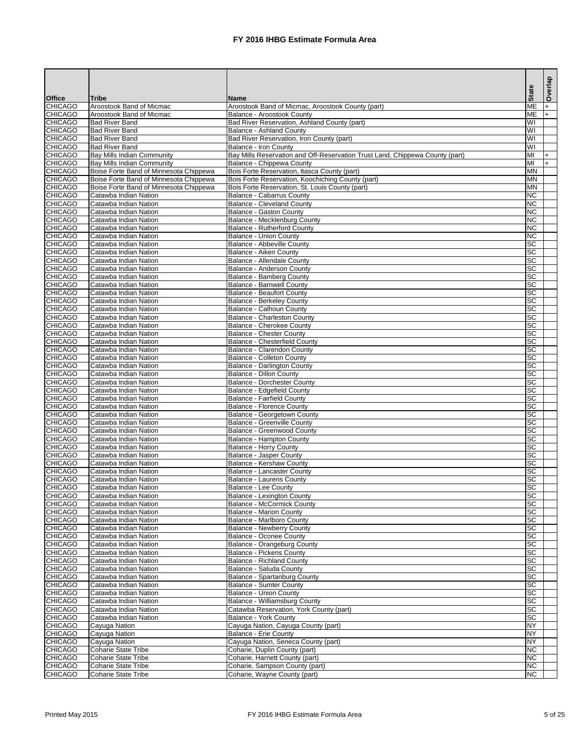# FY 2016 IHBG Estimate Formula Area

| Office | Tribe | Name | State | Overlap |
|---|---|---|---|---|
| CHICAGO | Aroostook Band of Micmac | Aroostook Band of Micmac, Aroostook County (part) | ME | + |
| CHICAGO | Aroostook Band of Micmac | Balance - Aroostook County | ME | + |
| CHICAGO | Bad River Band | Bad River Reservation, Ashland County (part) | WI | |
| CHICAGO | Bad River Band | Balance - Ashland County | WI | |
| CHICAGO | Bad River Band | Bad River Reservation, Iron County (part) | WI | |
| CHICAGO | Bad River Band | Balance - Iron County | WI | |
| CHICAGO | Bay Mills Indian Community | Bay Mills Reservation and Off-Reservation Trust Land, Chippewa County (part) | MI | + |
| CHICAGO | Bay Mills Indian Community | Balance - Chippewa County | MI | + |
| CHICAGO | Boise Forte Band of Minnesota Chippewa | Bois Forte Reservation, Itasca County (part) | MN | |
| CHICAGO | Boise Forte Band of Minnesota Chippewa | Bois Forte Reservation, Koochiching County (part) | MN | |
| CHICAGO | Boise Forte Band of Minnesota Chippewa | Bois Forte Reservation, St. Louis County (part) | MN | |
| CHICAGO | Catawba Indian Nation | Balance - Cabarrus County | NC | |
| CHICAGO | Catawba Indian Nation | Balance - Cleveland County | NC | |
| CHICAGO | Catawba Indian Nation | Balance - Gaston County | NC | |
| CHICAGO | Catawba Indian Nation | Balance - Mecklenburg County | NC | |
| CHICAGO | Catawba Indian Nation | Balance - Rutherford County | NC | |
| CHICAGO | Catawba Indian Nation | Balance - Union County | NC | |
| CHICAGO | Catawba Indian Nation | Balance - Abbeville County | SC | |
| CHICAGO | Catawba Indian Nation | Balance - Aiken County | SC | |
| CHICAGO | Catawba Indian Nation | Balance - Allendale County | SC | |
| CHICAGO | Catawba Indian Nation | Balance - Anderson County | SC | |
| CHICAGO | Catawba Indian Nation | Balance - Bamberg County | SC | |
| CHICAGO | Catawba Indian Nation | Balance - Barnwell County | SC | |
| CHICAGO | Catawba Indian Nation | Balance - Beaufort County | SC | |
| CHICAGO | Catawba Indian Nation | Balance - Berkeley County | SC | |
| CHICAGO | Catawba Indian Nation | Balance - Calhoun County | SC | |
| CHICAGO | Catawba Indian Nation | Balance - Charleston County | SC | |
| CHICAGO | Catawba Indian Nation | Balance - Cherokee County | SC | |
| CHICAGO | Catawba Indian Nation | Balance - Chester County | SC | |
| CHICAGO | Catawba Indian Nation | Balance - Chesterfield County | SC | |
| CHICAGO | Catawba Indian Nation | Balance - Clarendon County | SC | |
| CHICAGO | Catawba Indian Nation | Balance - Colleton County | SC | |
| CHICAGO | Catawba Indian Nation | Balance - Darlington County | SC | |
| CHICAGO | Catawba Indian Nation | Balance - Dillon County | SC | |
| CHICAGO | Catawba Indian Nation | Balance - Dorchester County | SC | |
| CHICAGO | Catawba Indian Nation | Balance - Edgefield County | SC | |
| CHICAGO | Catawba Indian Nation | Balance - Fairfield County | SC | |
| CHICAGO | Catawba Indian Nation | Balance - Florence County | SC | |
| CHICAGO | Catawba Indian Nation | Balance - Georgetown County | SC | |
| CHICAGO | Catawba Indian Nation | Balance - Greenville County | SC | |
| CHICAGO | Catawba Indian Nation | Balance - Greenwood County | SC | |
| CHICAGO | Catawba Indian Nation | Balance - Hampton County | SC | |
| CHICAGO | Catawba Indian Nation | Balance - Horry County | SC | |
| CHICAGO | Catawba Indian Nation | Balance - Jasper County | SC | |
| CHICAGO | Catawba Indian Nation | Balance - Kershaw County | SC | |
| CHICAGO | Catawba Indian Nation | Balance - Lancaster County | SC | |
| CHICAGO | Catawba Indian Nation | Balance - Laurens County | SC | |
| CHICAGO | Catawba Indian Nation | Balance - Lee County | SC | |
| CHICAGO | Catawba Indian Nation | Balance - Lexington County | SC | |
| CHICAGO | Catawba Indian Nation | Balance - McCormick County | SC | |
| CHICAGO | Catawba Indian Nation | Balance - Marion County | SC | |
| CHICAGO | Catawba Indian Nation | Balance - Marlboro County | SC | |
| CHICAGO | Catawba Indian Nation | Balance - Newberry County | SC | |
| CHICAGO | Catawba Indian Nation | Balance - Oconee County | SC | |
| CHICAGO | Catawba Indian Nation | Balance - Orangeburg County | SC | |
| CHICAGO | Catawba Indian Nation | Balance - Pickens County | SC | |
| CHICAGO | Catawba Indian Nation | Balance - Richland County | SC | |
| CHICAGO | Catawba Indian Nation | Balance - Saluda County | SC | |
| CHICAGO | Catawba Indian Nation | Balance - Spartanburg County | SC | |
| CHICAGO | Catawba Indian Nation | Balance - Sumter County | SC | |
| CHICAGO | Catawba Indian Nation | Balance - Union County | SC | |
| CHICAGO | Catawba Indian Nation | Balance - Williamsburg County | SC | |
| CHICAGO | Catawba Indian Nation | Catawba Reservation, York County (part) | SC | |
| CHICAGO | Catawba Indian Nation | Balance - York County | SC | |
| CHICAGO | Cayuga Nation | Cayuga Nation, Cayuga County (part) | NY | |
| CHICAGO | Cayuga Nation | Balance - Erie County | NY | |
| CHICAGO | Cayuga Nation | Cayuga Nation, Seneca County (part) | NY | |
| CHICAGO | Coharie State Tribe | Coharie, Duplin County (part) | NC | |
| CHICAGO | Coharie State Tribe | Coharie, Harnett County (part) | NC | |
| CHICAGO | Coharie State Tribe | Coharie, Sampson County (part) | NC | |
| CHICAGO | Coharie State Tribe | Coharie, Wayne County (part) | NC | |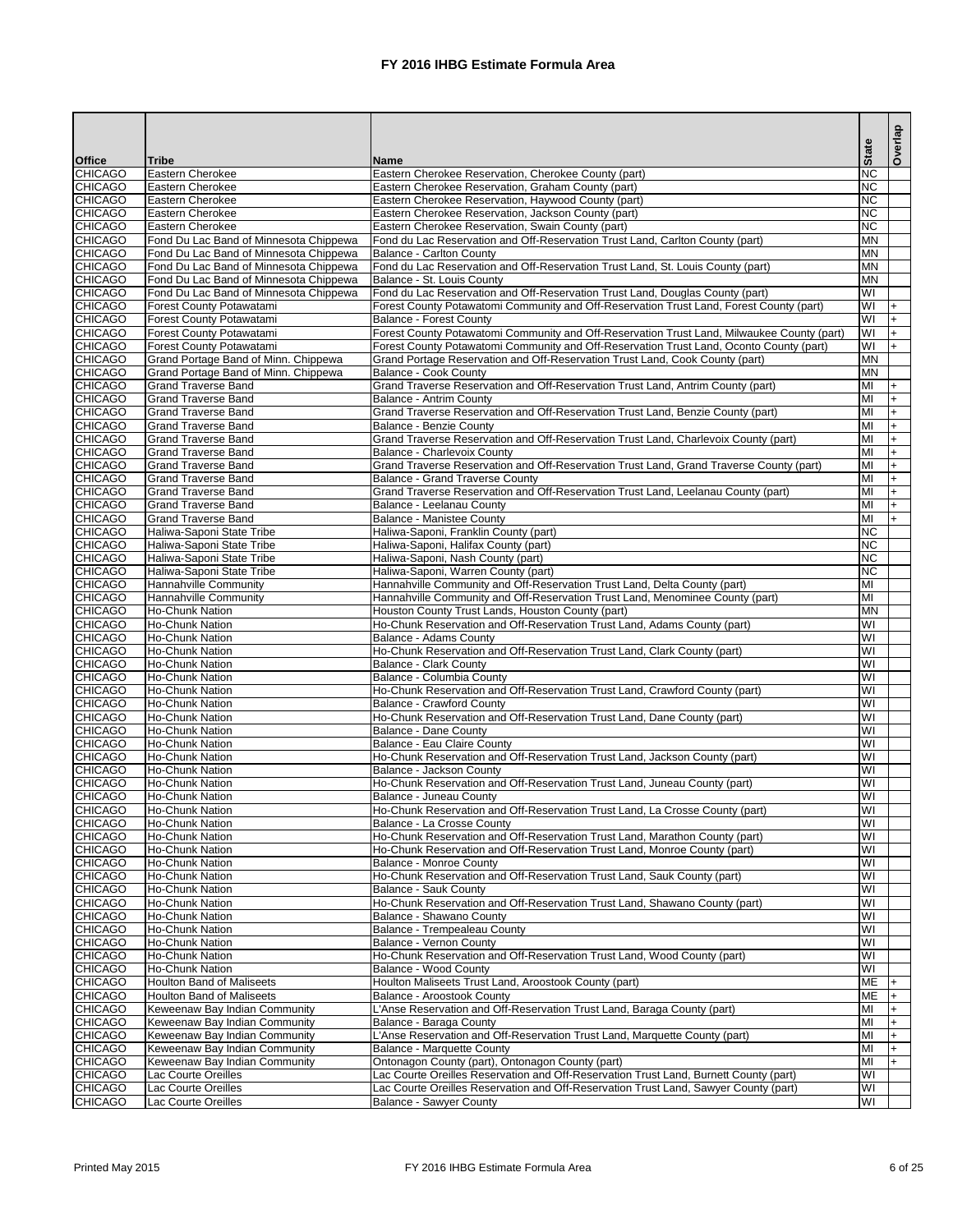# FY 2016 IHBG Estimate Formula Area

| Office | Tribe | Name | State | Overlap |
|---|---|---|---|---|
| CHICAGO | Eastern Cherokee | Eastern Cherokee Reservation, Cherokee County (part) | NC | |
| CHICAGO | Eastern Cherokee | Eastern Cherokee Reservation, Graham County (part) | NC | |
| CHICAGO | Eastern Cherokee | Eastern Cherokee Reservation, Haywood County (part) | NC | |
| CHICAGO | Eastern Cherokee | Eastern Cherokee Reservation, Jackson County (part) | NC | |
| CHICAGO | Eastern Cherokee | Eastern Cherokee Reservation, Swain County (part) | NC | |
| CHICAGO | Fond Du Lac Band of Minnesota Chippewa | Fond du Lac Reservation and Off-Reservation Trust Land, Carlton County (part) | MN | |
| CHICAGO | Fond Du Lac Band of Minnesota Chippewa | Balance - Carlton County | MN | |
| CHICAGO | Fond Du Lac Band of Minnesota Chippewa | Fond du Lac Reservation and Off-Reservation Trust Land, St. Louis County (part) | MN | |
| CHICAGO | Fond Du Lac Band of Minnesota Chippewa | Balance - St. Louis County | MN | |
| CHICAGO | Fond Du Lac Band of Minnesota Chippewa | Fond du Lac Reservation and Off-Reservation Trust Land, Douglas County (part) | WI | |
| CHICAGO | Forest County Potawatami | Forest County Potawatomi Community and Off-Reservation Trust Land, Forest County (part) | WI | + |
| CHICAGO | Forest County Potawatami | Balance - Forest County | WI | + |
| CHICAGO | Forest County Potawatami | Forest County Potawatomi Community and Off-Reservation Trust Land, Milwaukee County (part) | WI | + |
| CHICAGO | Forest County Potawatami | Forest County Potawatomi Community and Off-Reservation Trust Land, Oconto County (part) | WI | + |
| CHICAGO | Grand Portage Band of Minn. Chippewa | Grand Portage Reservation and Off-Reservation Trust Land, Cook County (part) | MN | |
| CHICAGO | Grand Portage Band of Minn. Chippewa | Balance - Cook County | MN | |
| CHICAGO | Grand Traverse Band | Grand Traverse Reservation and Off-Reservation Trust Land, Antrim County (part) | MI | + |
| CHICAGO | Grand Traverse Band | Balance - Antrim County | MI | + |
| CHICAGO | Grand Traverse Band | Grand Traverse Reservation and Off-Reservation Trust Land, Benzie County (part) | MI | + |
| CHICAGO | Grand Traverse Band | Balance - Benzie County | MI | + |
| CHICAGO | Grand Traverse Band | Grand Traverse Reservation and Off-Reservation Trust Land, Charlevoix County (part) | MI | + |
| CHICAGO | Grand Traverse Band | Balance - Charlevoix County | MI | + |
| CHICAGO | Grand Traverse Band | Grand Traverse Reservation and Off-Reservation Trust Land, Grand Traverse County (part) | MI | + |
| CHICAGO | Grand Traverse Band | Balance - Grand Traverse County | MI | + |
| CHICAGO | Grand Traverse Band | Grand Traverse Reservation and Off-Reservation Trust Land, Leelanau County (part) | MI | + |
| CHICAGO | Grand Traverse Band | Balance - Leelanau County | MI | + |
| CHICAGO | Grand Traverse Band | Balance - Manistee County | MI | + |
| CHICAGO | Haliwa-Saponi State Tribe | Haliwa-Saponi, Franklin County (part) | NC | |
| CHICAGO | Haliwa-Saponi State Tribe | Haliwa-Saponi, Halifax County (part) | NC | |
| CHICAGO | Haliwa-Saponi State Tribe | Haliwa-Saponi, Nash County (part) | NC | |
| CHICAGO | Haliwa-Saponi State Tribe | Haliwa-Saponi, Warren County (part) | NC | |
| CHICAGO | Hannahville Community | Hannahville Community and Off-Reservation Trust Land, Delta County (part) | MI | |
| CHICAGO | Hannahville Community | Hannahville Community and Off-Reservation Trust Land, Menominee County (part) | MI | |
| CHICAGO | Ho-Chunk Nation | Houston County Trust Lands, Houston County (part) | MN | |
| CHICAGO | Ho-Chunk Nation | Ho-Chunk Reservation and Off-Reservation Trust Land, Adams County (part) | WI | |
| CHICAGO | Ho-Chunk Nation | Balance - Adams County | WI | |
| CHICAGO | Ho-Chunk Nation | Ho-Chunk Reservation and Off-Reservation Trust Land, Clark County (part) | WI | |
| CHICAGO | Ho-Chunk Nation | Balance - Clark County | WI | |
| CHICAGO | Ho-Chunk Nation | Balance - Columbia County | WI | |
| CHICAGO | Ho-Chunk Nation | Ho-Chunk Reservation and Off-Reservation Trust Land, Crawford County (part) | WI | |
| CHICAGO | Ho-Chunk Nation | Balance - Crawford County | WI | |
| CHICAGO | Ho-Chunk Nation | Ho-Chunk Reservation and Off-Reservation Trust Land, Dane County (part) | WI | |
| CHICAGO | Ho-Chunk Nation | Balance - Dane County | WI | |
| CHICAGO | Ho-Chunk Nation | Balance - Eau Claire County | WI | |
| CHICAGO | Ho-Chunk Nation | Ho-Chunk Reservation and Off-Reservation Trust Land, Jackson County (part) | WI | |
| CHICAGO | Ho-Chunk Nation | Balance - Jackson County | WI | |
| CHICAGO | Ho-Chunk Nation | Ho-Chunk Reservation and Off-Reservation Trust Land, Juneau County (part) | WI | |
| CHICAGO | Ho-Chunk Nation | Balance - Juneau County | WI | |
| CHICAGO | Ho-Chunk Nation | Ho-Chunk Reservation and Off-Reservation Trust Land, La Crosse County (part) | WI | |
| CHICAGO | Ho-Chunk Nation | Balance - La Crosse County | WI | |
| CHICAGO | Ho-Chunk Nation | Ho-Chunk Reservation and Off-Reservation Trust Land, Marathon County (part) | WI | |
| CHICAGO | Ho-Chunk Nation | Ho-Chunk Reservation and Off-Reservation Trust Land, Monroe County (part) | WI | |
| CHICAGO | Ho-Chunk Nation | Balance - Monroe County | WI | |
| CHICAGO | Ho-Chunk Nation | Ho-Chunk Reservation and Off-Reservation Trust Land, Sauk County (part) | WI | |
| CHICAGO | Ho-Chunk Nation | Balance - Sauk County | WI | |
| CHICAGO | Ho-Chunk Nation | Ho-Chunk Reservation and Off-Reservation Trust Land, Shawano County (part) | WI | |
| CHICAGO | Ho-Chunk Nation | Balance - Shawano County | WI | |
| CHICAGO | Ho-Chunk Nation | Balance - Trempealeau County | WI | |
| CHICAGO | Ho-Chunk Nation | Balance - Vernon County | WI | |
| CHICAGO | Ho-Chunk Nation | Ho-Chunk Reservation and Off-Reservation Trust Land, Wood County (part) | WI | |
| CHICAGO | Ho-Chunk Nation | Balance - Wood County | WI | |
| CHICAGO | Houlton Band of Maliseets | Houlton Maliseets Trust Land, Aroostook County (part) | ME | + |
| CHICAGO | Houlton Band of Maliseets | Balance - Aroostook County | ME | + |
| CHICAGO | Keweenaw Bay Indian Community | L'Anse Reservation and Off-Reservation Trust Land, Baraga County (part) | MI | + |
| CHICAGO | Keweenaw Bay Indian Community | Balance - Baraga County | MI | + |
| CHICAGO | Keweenaw Bay Indian Community | L'Anse Reservation and Off-Reservation Trust Land, Marquette County (part) | MI | + |
| CHICAGO | Keweenaw Bay Indian Community | Balance - Marquette County | MI | + |
| CHICAGO | Keweenaw Bay Indian Community | Ontonagon County (part), Ontonagon County (part) | MI | + |
| CHICAGO | Lac Courte Oreilles | Lac Courte Oreilles Reservation and Off-Reservation Trust Land, Burnett County (part) | WI | |
| CHICAGO | Lac Courte Oreilles | Lac Courte Oreilles Reservation and Off-Reservation Trust Land, Sawyer County (part) | WI | |
| CHICAGO | Lac Courte Oreilles | Balance - Sawyer County | WI | |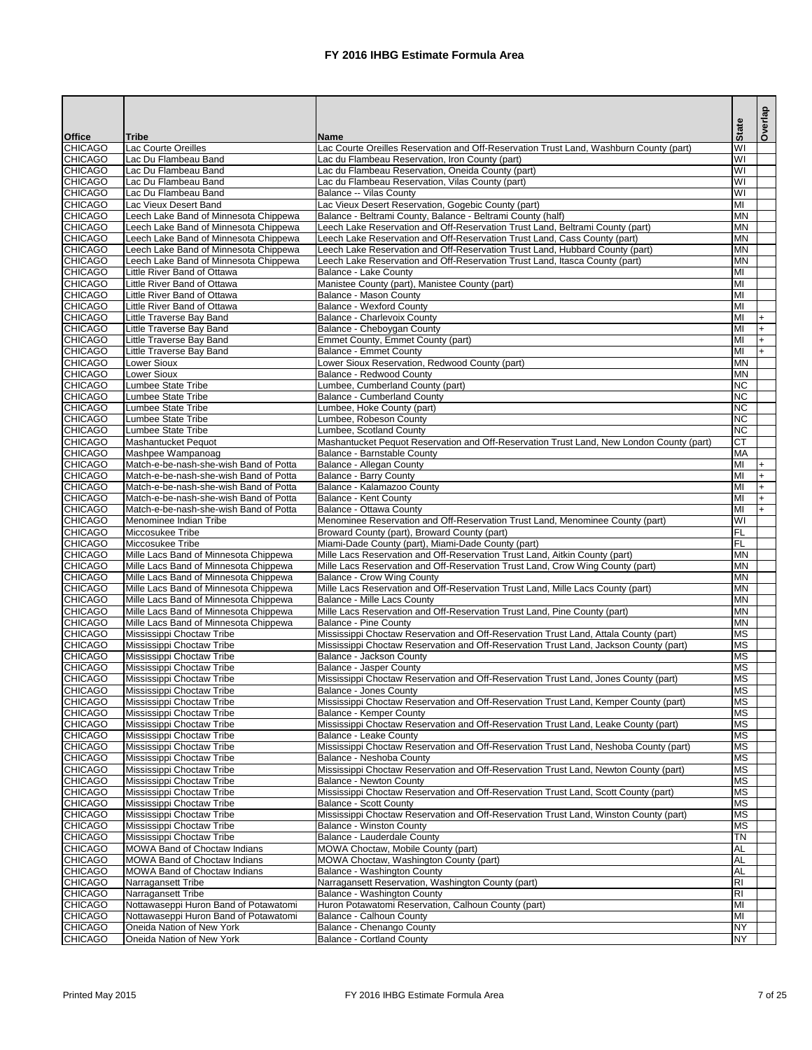# FY 2016 IHBG Estimate Formula Area

| Office | Tribe | Name | State | Overlap |
|---|---|---|---|---|
| CHICAGO | Lac Courte Oreilles | Lac Courte Oreilles Reservation and Off-Reservation Trust Land, Washburn County (part) | WI | |
| CHICAGO | Lac Du Flambeau Band | Lac du Flambeau Reservation, Iron County (part) | WI | |
| CHICAGO | Lac Du Flambeau Band | Lac du Flambeau Reservation, Oneida County (part) | WI | |
| CHICAGO | Lac Du Flambeau Band | Lac du Flambeau Reservation, Vilas County (part) | WI | |
| CHICAGO | Lac Du Flambeau Band | Balance -- Vilas County | WI | |
| CHICAGO | Lac Vieux Desert Band | Lac Vieux Desert Reservation, Gogebic County (part) | MI | |
| CHICAGO | Leech Lake Band of Minnesota Chippewa | Balance - Beltrami County, Balance - Beltrami County (half) | MN | |
| CHICAGO | Leech Lake Band of Minnesota Chippewa | Leech Lake Reservation and Off-Reservation Trust Land, Beltrami County (part) | MN | |
| CHICAGO | Leech Lake Band of Minnesota Chippewa | Leech Lake Reservation and Off-Reservation Trust Land, Cass County (part) | MN | |
| CHICAGO | Leech Lake Band of Minnesota Chippewa | Leech Lake Reservation and Off-Reservation Trust Land, Hubbard County (part) | MN | |
| CHICAGO | Leech Lake Band of Minnesota Chippewa | Leech Lake Reservation and Off-Reservation Trust Land, Itasca County (part) | MN | |
| CHICAGO | Little River Band of Ottawa | Balance - Lake County | MI | |
| CHICAGO | Little River Band of Ottawa | Manistee County (part), Manistee County (part) | MI | |
| CHICAGO | Little River Band of Ottawa | Balance - Mason County | MI | |
| CHICAGO | Little River Band of Ottawa | Balance - Wexford County | MI | |
| CHICAGO | Little Traverse Bay Band | Balance - Charlevoix County | MI | + |
| CHICAGO | Little Traverse Bay Band | Balance - Cheboygan County | MI | + |
| CHICAGO | Little Traverse Bay Band | Emmet County, Emmet County (part) | MI | + |
| CHICAGO | Little Traverse Bay Band | Balance - Emmet County | MI | + |
| CHICAGO | Lower Sioux | Lower Sioux Reservation, Redwood County (part) | MN | |
| CHICAGO | Lower Sioux | Balance - Redwood County | MN | |
| CHICAGO | Lumbee State Tribe | Lumbee, Cumberland County (part) | NC | |
| CHICAGO | Lumbee State Tribe | Balance - Cumberland County | NC | |
| CHICAGO | Lumbee State Tribe | Lumbee, Hoke County (part) | NC | |
| CHICAGO | Lumbee State Tribe | Lumbee, Robeson County | NC | |
| CHICAGO | Lumbee State Tribe | Lumbee, Scotland County | NC | |
| CHICAGO | Mashantucket Pequot | Mashantucket Pequot Reservation and Off-Reservation Trust Land, New London County (part) | CT | |
| CHICAGO | Mashpee Wampanoag | Balance - Barnstable County | MA | |
| CHICAGO | Match-e-be-nash-she-wish Band of Potta | Balance - Allegan County | MI | + |
| CHICAGO | Match-e-be-nash-she-wish Band of Potta | Balance - Barry County | MI | + |
| CHICAGO | Match-e-be-nash-she-wish Band of Potta | Balance - Kalamazoo County | MI | + |
| CHICAGO | Match-e-be-nash-she-wish Band of Potta | Balance - Kent County | MI | + |
| CHICAGO | Match-e-be-nash-she-wish Band of Potta | Balance - Ottawa County | MI | + |
| CHICAGO | Menominee Indian Tribe | Menominee Reservation and Off-Reservation Trust Land, Menominee County (part) | WI | |
| CHICAGO | Miccosukee Tribe | Broward County (part), Broward County (part) | FL | |
| CHICAGO | Miccosukee Tribe | Miami-Dade County (part), Miami-Dade County (part) | FL | |
| CHICAGO | Mille Lacs Band of Minnesota Chippewa | Mille Lacs Reservation and Off-Reservation Trust Land, Aitkin County (part) | MN | |
| CHICAGO | Mille Lacs Band of Minnesota Chippewa | Mille Lacs Reservation and Off-Reservation Trust Land, Crow Wing County (part) | MN | |
| CHICAGO | Mille Lacs Band of Minnesota Chippewa | Balance - Crow Wing County | MN | |
| CHICAGO | Mille Lacs Band of Minnesota Chippewa | Mille Lacs Reservation and Off-Reservation Trust Land, Mille Lacs County (part) | MN | |
| CHICAGO | Mille Lacs Band of Minnesota Chippewa | Balance - Mille Lacs County | MN | |
| CHICAGO | Mille Lacs Band of Minnesota Chippewa | Mille Lacs Reservation and Off-Reservation Trust Land, Pine County (part) | MN | |
| CHICAGO | Mille Lacs Band of Minnesota Chippewa | Balance - Pine County | MN | |
| CHICAGO | Mississippi Choctaw Tribe | Mississippi Choctaw Reservation and Off-Reservation Trust Land, Attala County (part) | MS | |
| CHICAGO | Mississippi Choctaw Tribe | Mississippi Choctaw Reservation and Off-Reservation Trust Land, Jackson County (part) | MS | |
| CHICAGO | Mississippi Choctaw Tribe | Balance - Jackson County | MS | |
| CHICAGO | Mississippi Choctaw Tribe | Balance - Jasper County | MS | |
| CHICAGO | Mississippi Choctaw Tribe | Mississippi Choctaw Reservation and Off-Reservation Trust Land, Jones County (part) | MS | |
| CHICAGO | Mississippi Choctaw Tribe | Balance - Jones County | MS | |
| CHICAGO | Mississippi Choctaw Tribe | Mississippi Choctaw Reservation and Off-Reservation Trust Land, Kemper County (part) | MS | |
| CHICAGO | Mississippi Choctaw Tribe | Balance - Kemper County | MS | |
| CHICAGO | Mississippi Choctaw Tribe | Mississippi Choctaw Reservation and Off-Reservation Trust Land, Leake County (part) | MS | |
| CHICAGO | Mississippi Choctaw Tribe | Balance - Leake County | MS | |
| CHICAGO | Mississippi Choctaw Tribe | Mississippi Choctaw Reservation and Off-Reservation Trust Land, Neshoba County (part) | MS | |
| CHICAGO | Mississippi Choctaw Tribe | Balance - Neshoba County | MS | |
| CHICAGO | Mississippi Choctaw Tribe | Mississippi Choctaw Reservation and Off-Reservation Trust Land, Newton County (part) | MS | |
| CHICAGO | Mississippi Choctaw Tribe | Balance - Newton County | MS | |
| CHICAGO | Mississippi Choctaw Tribe | Mississippi Choctaw Reservation and Off-Reservation Trust Land, Scott County (part) | MS | |
| CHICAGO | Mississippi Choctaw Tribe | Balance - Scott County | MS | |
| CHICAGO | Mississippi Choctaw Tribe | Mississippi Choctaw Reservation and Off-Reservation Trust Land, Winston County (part) | MS | |
| CHICAGO | Mississippi Choctaw Tribe | Balance - Winston County | MS | |
| CHICAGO | Mississippi Choctaw Tribe | Balance - Lauderdale County | TN | |
| CHICAGO | MOWA Band of Choctaw Indians | MOWA Choctaw, Mobile County (part) | AL | |
| CHICAGO | MOWA Band of Choctaw Indians | MOWA Choctaw, Washington County (part) | AL | |
| CHICAGO | MOWA Band of Choctaw Indians | Balance - Washington County | AL | |
| CHICAGO | Narragansett Tribe | Narragansett Reservation, Washington County (part) | RI | |
| CHICAGO | Narragansett Tribe | Balance - Washington County | RI | |
| CHICAGO | Nottawaseppi Huron Band of Potawatomi | Huron Potawatomi Reservation, Calhoun County (part) | MI | |
| CHICAGO | Nottawaseppi Huron Band of Potawatomi | Balance - Calhoun County | MI | |
| CHICAGO | Oneida Nation of New York | Balance - Chenango County | NY | |
| CHICAGO | Oneida Nation of New York | Balance - Cortland County | NY | |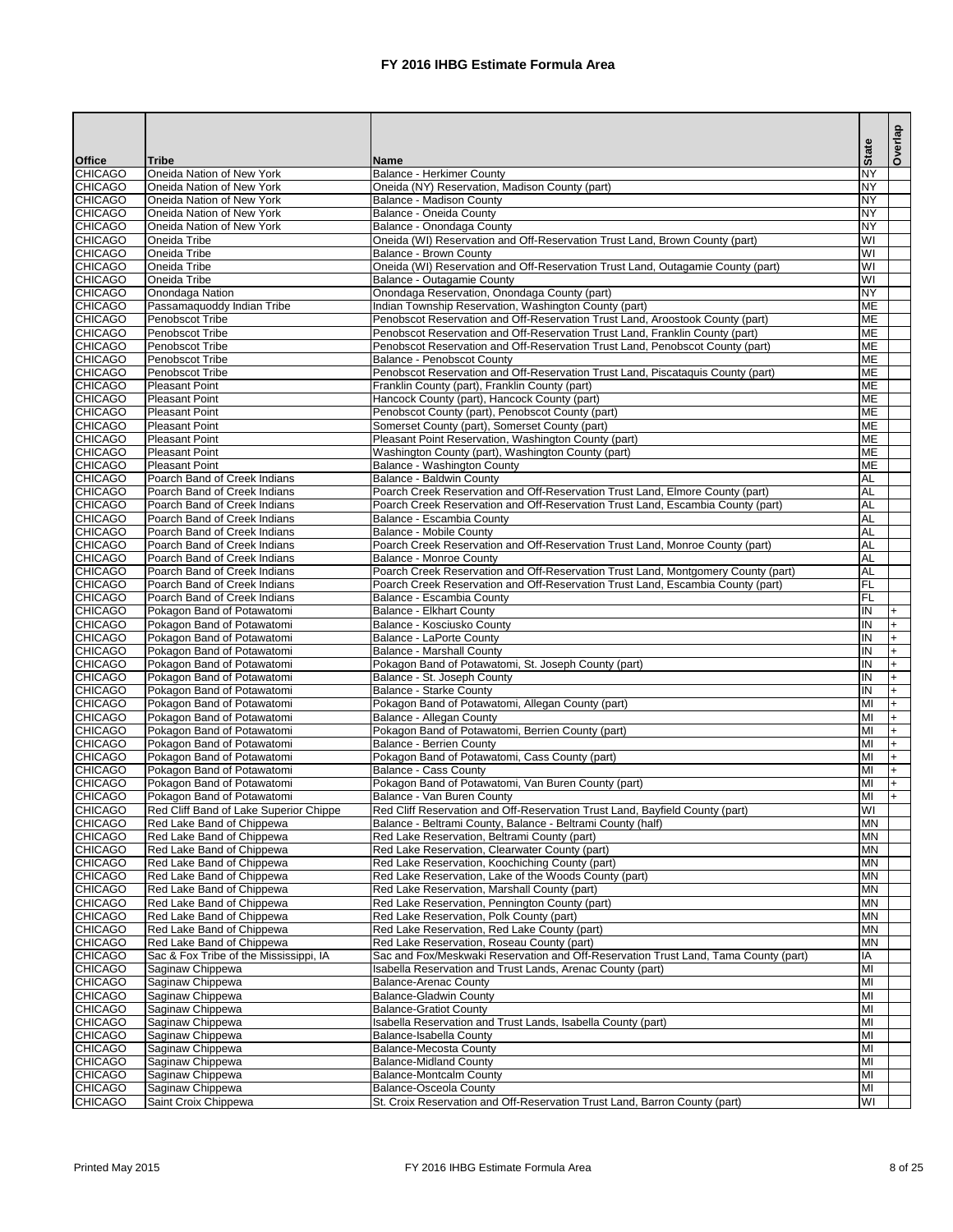# FY 2016 IHBG Estimate Formula Area

| Office | Tribe | Name | State | Overlap |
|---|---|---|---|---|
| CHICAGO | Oneida Nation of New York | Balance - Herkimer County | NY | |
| CHICAGO | Oneida Nation of New York | Oneida (NY) Reservation, Madison County (part) | NY | |
| CHICAGO | Oneida Nation of New York | Balance - Madison County | NY | |
| CHICAGO | Oneida Nation of New York | Balance - Oneida County | NY | |
| CHICAGO | Oneida Nation of New York | Balance - Onondaga County | NY | |
| CHICAGO | Oneida Tribe | Oneida (WI) Reservation and Off-Reservation Trust Land, Brown County (part) | WI | |
| CHICAGO | Oneida Tribe | Balance - Brown County | WI | |
| CHICAGO | Oneida Tribe | Oneida (WI) Reservation and Off-Reservation Trust Land, Outagamie County (part) | WI | |
| CHICAGO | Oneida Tribe | Balance - Outagamie County | WI | |
| CHICAGO | Onondaga Nation | Onondaga Reservation, Onondaga County (part) | NY | |
| CHICAGO | Passamaquoddy Indian Tribe | Indian Township Reservation, Washington County (part) | ME | |
| CHICAGO | Penobscot Tribe | Penobscot Reservation and Off-Reservation Trust Land, Aroostook County (part) | ME | |
| CHICAGO | Penobscot Tribe | Penobscot Reservation and Off-Reservation Trust Land, Franklin County (part) | ME | |
| CHICAGO | Penobscot Tribe | Penobscot Reservation and Off-Reservation Trust Land, Penobscot County (part) | ME | |
| CHICAGO | Penobscot Tribe | Balance - Penobscot County | ME | |
| CHICAGO | Penobscot Tribe | Penobscot Reservation and Off-Reservation Trust Land, Piscataquis County (part) | ME | |
| CHICAGO | Pleasant Point | Franklin County (part), Franklin County (part) | ME | |
| CHICAGO | Pleasant Point | Hancock County (part), Hancock County (part) | ME | |
| CHICAGO | Pleasant Point | Penobscot County (part), Penobscot County (part) | ME | |
| CHICAGO | Pleasant Point | Somerset County (part), Somerset County (part) | ME | |
| CHICAGO | Pleasant Point | Pleasant Point Reservation, Washington County (part) | ME | |
| CHICAGO | Pleasant Point | Washington County (part), Washington County (part) | ME | |
| CHICAGO | Pleasant Point | Balance - Washington County | ME | |
| CHICAGO | Poarch Band of Creek Indians | Balance - Baldwin County | AL | |
| CHICAGO | Poarch Band of Creek Indians | Poarch Creek Reservation and Off-Reservation Trust Land, Elmore County (part) | AL | |
| CHICAGO | Poarch Band of Creek Indians | Poarch Creek Reservation and Off-Reservation Trust Land, Escambia County (part) | AL | |
| CHICAGO | Poarch Band of Creek Indians | Balance - Escambia County | AL | |
| CHICAGO | Poarch Band of Creek Indians | Balance - Mobile County | AL | |
| CHICAGO | Poarch Band of Creek Indians | Poarch Creek Reservation and Off-Reservation Trust Land, Monroe County (part) | AL | |
| CHICAGO | Poarch Band of Creek Indians | Balance - Monroe County | AL | |
| CHICAGO | Poarch Band of Creek Indians | Poarch Creek Reservation and Off-Reservation Trust Land, Montgomery County (part) | AL | |
| CHICAGO | Poarch Band of Creek Indians | Poarch Creek Reservation and Off-Reservation Trust Land, Escambia County (part) | FL | |
| CHICAGO | Poarch Band of Creek Indians | Balance - Escambia County | FL | |
| CHICAGO | Pokagon Band of Potawatomi | Balance - Elkhart County | IN | + |
| CHICAGO | Pokagon Band of Potawatomi | Balance - Kosciusko County | IN | + |
| CHICAGO | Pokagon Band of Potawatomi | Balance - LaPorte County | IN | + |
| CHICAGO | Pokagon Band of Potawatomi | Balance - Marshall County | IN | + |
| CHICAGO | Pokagon Band of Potawatomi | Pokagon Band of Potawatomi, St. Joseph County (part) | IN | + |
| CHICAGO | Pokagon Band of Potawatomi | Balance - St. Joseph County | IN | + |
| CHICAGO | Pokagon Band of Potawatomi | Balance - Starke County | IN | + |
| CHICAGO | Pokagon Band of Potawatomi | Pokagon Band of Potawatomi, Allegan County (part) | MI | + |
| CHICAGO | Pokagon Band of Potawatomi | Balance - Allegan County | MI | + |
| CHICAGO | Pokagon Band of Potawatomi | Pokagon Band of Potawatomi, Berrien County (part) | MI | + |
| CHICAGO | Pokagon Band of Potawatomi | Balance - Berrien County | MI | + |
| CHICAGO | Pokagon Band of Potawatomi | Pokagon Band of Potawatomi, Cass County (part) | MI | + |
| CHICAGO | Pokagon Band of Potawatomi | Balance - Cass County | MI | + |
| CHICAGO | Pokagon Band of Potawatomi | Pokagon Band of Potawatomi, Van Buren County (part) | MI | + |
| CHICAGO | Pokagon Band of Potawatomi | Balance - Van Buren County | MI | + |
| CHICAGO | Red Cliff Band of Lake Superior Chippe | Red Cliff Reservation and Off-Reservation Trust Land, Bayfield County (part) | WI | |
| CHICAGO | Red Lake Band of Chippewa | Balance - Beltrami County, Balance - Beltrami County (half) | MN | |
| CHICAGO | Red Lake Band of Chippewa | Red Lake Reservation, Beltrami County (part) | MN | |
| CHICAGO | Red Lake Band of Chippewa | Red Lake Reservation, Clearwater County (part) | MN | |
| CHICAGO | Red Lake Band of Chippewa | Red Lake Reservation, Koochiching County (part) | MN | |
| CHICAGO | Red Lake Band of Chippewa | Red Lake Reservation, Lake of the Woods County (part) | MN | |
| CHICAGO | Red Lake Band of Chippewa | Red Lake Reservation, Marshall County (part) | MN | |
| CHICAGO | Red Lake Band of Chippewa | Red Lake Reservation, Pennington County (part) | MN | |
| CHICAGO | Red Lake Band of Chippewa | Red Lake Reservation, Polk County (part) | MN | |
| CHICAGO | Red Lake Band of Chippewa | Red Lake Reservation, Red Lake County (part) | MN | |
| CHICAGO | Red Lake Band of Chippewa | Red Lake Reservation, Roseau County (part) | MN | |
| CHICAGO | Sac & Fox Tribe of the Mississippi, IA | Sac and Fox/Meskwaki Reservation and Off-Reservation Trust Land, Tama County (part) | IA | |
| CHICAGO | Saginaw Chippewa | Isabella Reservation and Trust Lands, Arenac County (part) | MI | |
| CHICAGO | Saginaw Chippewa | Balance-Arenac County | MI | |
| CHICAGO | Saginaw Chippewa | Balance-Gladwin County | MI | |
| CHICAGO | Saginaw Chippewa | Balance-Gratiot County | MI | |
| CHICAGO | Saginaw Chippewa | Isabella Reservation and Trust Lands, Isabella County (part) | MI | |
| CHICAGO | Saginaw Chippewa | Balance-Isabella County | MI | |
| CHICAGO | Saginaw Chippewa | Balance-Mecosta County | MI | |
| CHICAGO | Saginaw Chippewa | Balance-Midland County | MI | |
| CHICAGO | Saginaw Chippewa | Balance-Montcalm County | MI | |
| CHICAGO | Saginaw Chippewa | Balance-Osceola County | MI | |
| CHICAGO | Saint Croix Chippewa | St. Croix Reservation and Off-Reservation Trust Land, Barron County (part) | WI | |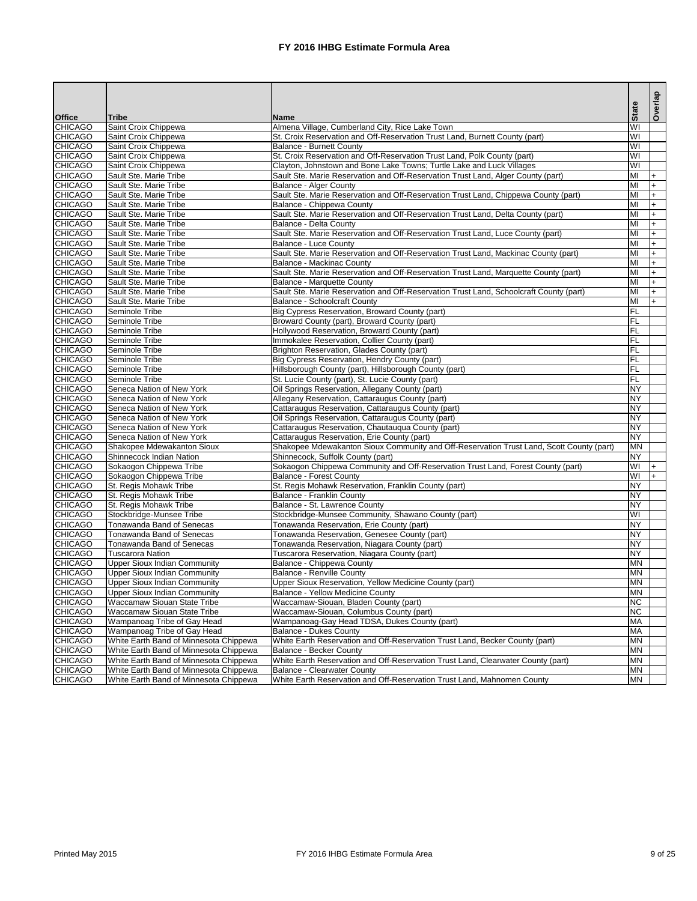# FY 2016 IHBG Estimate Formula Area

| Office | Tribe | Name | State | Overlap |
|---|---|---|---|---|
| CHICAGO | Saint Croix Chippewa | Almena Village, Cumberland City, Rice Lake Town | WI | |
| CHICAGO | Saint Croix Chippewa | St. Croix Reservation and Off-Reservation Trust Land, Burnett County (part) | WI | |
| CHICAGO | Saint Croix Chippewa | Balance - Burnett County | WI | |
| CHICAGO | Saint Croix Chippewa | St. Croix Reservation and Off-Reservation Trust Land, Polk County (part) | WI | |
| CHICAGO | Saint Croix Chippewa | Clayton, Johnstown and Bone Lake Towns; Turtle Lake and Luck Villages | WI | |
| CHICAGO | Sault Ste. Marie Tribe | Sault Ste. Marie Reservation and Off-Reservation Trust Land, Alger County (part) | MI | + |
| CHICAGO | Sault Ste. Marie Tribe | Balance - Alger County | MI | + |
| CHICAGO | Sault Ste. Marie Tribe | Sault Ste. Marie Reservation and Off-Reservation Trust Land, Chippewa County (part) | MI | + |
| CHICAGO | Sault Ste. Marie Tribe | Balance - Chippewa County | MI | + |
| CHICAGO | Sault Ste. Marie Tribe | Sault Ste. Marie Reservation and Off-Reservation Trust Land, Delta County (part) | MI | + |
| CHICAGO | Sault Ste. Marie Tribe | Balance - Delta County | MI | + |
| CHICAGO | Sault Ste. Marie Tribe | Sault Ste. Marie Reservation and Off-Reservation Trust Land, Luce County (part) | MI | + |
| CHICAGO | Sault Ste. Marie Tribe | Balance - Luce County | MI | + |
| CHICAGO | Sault Ste. Marie Tribe | Sault Ste. Marie Reservation and Off-Reservation Trust Land, Mackinac County (part) | MI | + |
| CHICAGO | Sault Ste. Marie Tribe | Balance - Mackinac County | MI | + |
| CHICAGO | Sault Ste. Marie Tribe | Sault Ste. Marie Reservation and Off-Reservation Trust Land, Marquette County (part) | MI | + |
| CHICAGO | Sault Ste. Marie Tribe | Balance - Marquette County | MI | + |
| CHICAGO | Sault Ste. Marie Tribe | Sault Ste. Marie Reservation and Off-Reservation Trust Land, Schoolcraft County (part) | MI | + |
| CHICAGO | Sault Ste. Marie Tribe | Balance - Schoolcraft County | MI | + |
| CHICAGO | Seminole Tribe | Big Cypress Reservation, Broward County (part) | FL | |
| CHICAGO | Seminole Tribe | Broward County (part), Broward County (part) | FL | |
| CHICAGO | Seminole Tribe | Hollywood Reservation, Broward County (part) | FL | |
| CHICAGO | Seminole Tribe | Immokalee Reservation, Collier County (part) | FL | |
| CHICAGO | Seminole Tribe | Brighton Reservation, Glades County (part) | FL | |
| CHICAGO | Seminole Tribe | Big Cypress Reservation, Hendry County (part) | FL | |
| CHICAGO | Seminole Tribe | Hillsborough County (part), Hillsborough County (part) | FL | |
| CHICAGO | Seminole Tribe | St. Lucie County (part), St. Lucie County (part) | FL | |
| CHICAGO | Seneca Nation of New York | Oil Springs Reservation, Allegany County (part) | NY | |
| CHICAGO | Seneca Nation of New York | Allegany Reservation, Cattaraugus County (part) | NY | |
| CHICAGO | Seneca Nation of New York | Cattaraugus Reservation, Cattaraugus County (part) | NY | |
| CHICAGO | Seneca Nation of New York | Oil Springs Reservation, Cattaraugus County (part) | NY | |
| CHICAGO | Seneca Nation of New York | Cattaraugus Reservation, Chautauqua County (part) | NY | |
| CHICAGO | Seneca Nation of New York | Cattaraugus Reservation, Erie County (part) | NY | |
| CHICAGO | Shakopee Mdewakanton Sioux | Shakopee Mdewakanton Sioux Community and Off-Reservation Trust Land, Scott County (part) | MN | |
| CHICAGO | Shinnecock Indian Nation | Shinnecock, Suffolk County (part) | NY | |
| CHICAGO | Sokaogon Chippewa Tribe | Sokaogon Chippewa Community and Off-Reservation Trust Land, Forest County (part) | WI | + |
| CHICAGO | Sokaogon Chippewa Tribe | Balance - Forest County | WI | + |
| CHICAGO | St. Regis Mohawk Tribe | St. Regis Mohawk Reservation, Franklin County (part) | NY | |
| CHICAGO | St. Regis Mohawk Tribe | Balance - Franklin County | NY | |
| CHICAGO | St. Regis Mohawk Tribe | Balance - St. Lawrence County | NY | |
| CHICAGO | Stockbridge-Munsee Tribe | Stockbridge-Munsee Community, Shawano County (part) | WI | |
| CHICAGO | Tonawanda Band of Senecas | Tonawanda Reservation, Erie County (part) | NY | |
| CHICAGO | Tonawanda Band of Senecas | Tonawanda Reservation, Genesee County (part) | NY | |
| CHICAGO | Tonawanda Band of Senecas | Tonawanda Reservation, Niagara County (part) | NY | |
| CHICAGO | Tuscarora Nation | Tuscarora Reservation, Niagara County (part) | NY | |
| CHICAGO | Upper Sioux Indian Community | Balance - Chippewa County | MN | |
| CHICAGO | Upper Sioux Indian Community | Balance - Renville County | MN | |
| CHICAGO | Upper Sioux Indian Community | Upper Sioux Reservation, Yellow Medicine County (part) | MN | |
| CHICAGO | Upper Sioux Indian Community | Balance - Yellow Medicine County | MN | |
| CHICAGO | Waccamaw Siouan State Tribe | Waccamaw-Siouan, Bladen County (part) | NC | |
| CHICAGO | Waccamaw Siouan State Tribe | Waccamaw-Siouan, Columbus County (part) | NC | |
| CHICAGO | Wampanoag Tribe of Gay Head | Wampanoag-Gay Head TDSA, Dukes County (part) | MA | |
| CHICAGO | Wampanoag Tribe of Gay Head | Balance - Dukes County | MA | |
| CHICAGO | White Earth Band of Minnesota Chippewa | White Earth Reservation and Off-Reservation Trust Land, Becker County (part) | MN | |
| CHICAGO | White Earth Band of Minnesota Chippewa | Balance - Becker County | MN | |
| CHICAGO | White Earth Band of Minnesota Chippewa | White Earth Reservation and Off-Reservation Trust Land, Clearwater County (part) | MN | |
| CHICAGO | White Earth Band of Minnesota Chippewa | Balance - Clearwater County | MN | |
| CHICAGO | White Earth Band of Minnesota Chippewa | White Earth Reservation and Off-Reservation Trust Land, Mahnomen County | MN | |

Printed May 2015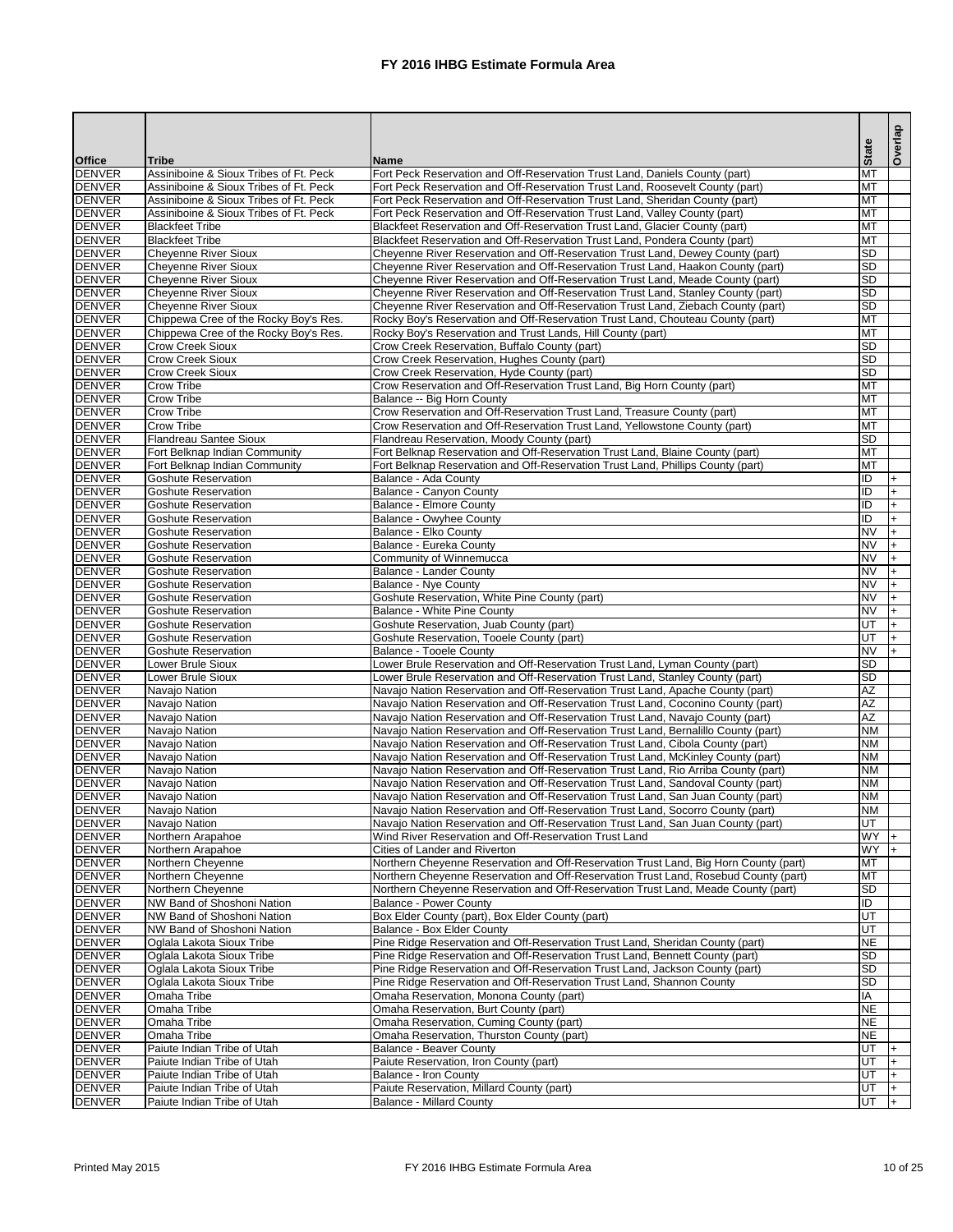# FY 2016 IHBG Estimate Formula Area

| Office | Tribe | Name | State | Overlap |
|---|---|---|---|---|
| DENVER | Assiniboine & Sioux Tribes of Ft. Peck | Fort Peck Reservation and Off-Reservation Trust Land, Daniels County (part) | MT | |
| DENVER | Assiniboine & Sioux Tribes of Ft. Peck | Fort Peck Reservation and Off-Reservation Trust Land, Roosevelt County (part) | MT | |
| DENVER | Assiniboine & Sioux Tribes of Ft. Peck | Fort Peck Reservation and Off-Reservation Trust Land, Sheridan County (part) | MT | |
| DENVER | Assiniboine & Sioux Tribes of Ft. Peck | Fort Peck Reservation and Off-Reservation Trust Land, Valley County (part) | MT | |
| DENVER | Blackfeet Tribe | Blackfeet Reservation and Off-Reservation Trust Land, Glacier County (part) | MT | |
| DENVER | Blackfeet Tribe | Blackfeet Reservation and Off-Reservation Trust Land, Pondera County (part) | MT | |
| DENVER | Cheyenne River Sioux | Cheyenne River Reservation and Off-Reservation Trust Land, Dewey County (part) | SD | |
| DENVER | Cheyenne River Sioux | Cheyenne River Reservation and Off-Reservation Trust Land, Haakon County (part) | SD | |
| DENVER | Cheyenne River Sioux | Cheyenne River Reservation and Off-Reservation Trust Land, Meade County (part) | SD | |
| DENVER | Cheyenne River Sioux | Cheyenne River Reservation and Off-Reservation Trust Land, Stanley County (part) | SD | |
| DENVER | Cheyenne River Sioux | Cheyenne River Reservation and Off-Reservation Trust Land, Ziebach County (part) | SD | |
| DENVER | Chippewa Cree of the Rocky Boy's Res. | Rocky Boy's Reservation and Off-Reservation Trust Land, Chouteau County (part) | MT | |
| DENVER | Chippewa Cree of the Rocky Boy's Res. | Rocky Boy's Reservation and Trust Lands, Hill County (part) | MT | |
| DENVER | Crow Creek Sioux | Crow Creek Reservation, Buffalo County (part) | SD | |
| DENVER | Crow Creek Sioux | Crow Creek Reservation, Hughes County (part) | SD | |
| DENVER | Crow Creek Sioux | Crow Creek Reservation, Hyde County (part) | SD | |
| DENVER | Crow Tribe | Crow Reservation and Off-Reservation Trust Land, Big Horn County (part) | MT | |
| DENVER | Crow Tribe | Balance -- Big Horn County | MT | |
| DENVER | Crow Tribe | Crow Reservation and Off-Reservation Trust Land, Treasure County (part) | MT | |
| DENVER | Crow Tribe | Crow Reservation and Off-Reservation Trust Land, Yellowstone County (part) | MT | |
| DENVER | Flandreau Santee Sioux | Flandreau Reservation, Moody County (part) | SD | |
| DENVER | Fort Belknap Indian Community | Fort Belknap Reservation and Off-Reservation Trust Land, Blaine County (part) | MT | |
| DENVER | Fort Belknap Indian Community | Fort Belknap Reservation and Off-Reservation Trust Land, Phillips County (part) | MT | |
| DENVER | Goshute Reservation | Balance - Ada County | ID | + |
| DENVER | Goshute Reservation | Balance - Canyon County | ID | + |
| DENVER | Goshute Reservation | Balance - Elmore County | ID | + |
| DENVER | Goshute Reservation | Balance - Owyhee County | ID | + |
| DENVER | Goshute Reservation | Balance - Elko County | NV | + |
| DENVER | Goshute Reservation | Balance - Eureka County | NV | + |
| DENVER | Goshute Reservation | Community of Winnemucca | NV | + |
| DENVER | Goshute Reservation | Balance - Lander County | NV | + |
| DENVER | Goshute Reservation | Balance - Nye County | NV | + |
| DENVER | Goshute Reservation | Goshute Reservation, White Pine County (part) | NV | + |
| DENVER | Goshute Reservation | Balance - White Pine County | NV | + |
| DENVER | Goshute Reservation | Goshute Reservation, Juab County (part) | UT | + |
| DENVER | Goshute Reservation | Goshute Reservation, Tooele County (part) | UT | + |
| DENVER | Goshute Reservation | Balance - Tooele County | NV | + |
| DENVER | Lower Brule Sioux | Lower Brule Reservation and Off-Reservation Trust Land, Lyman County (part) | SD | |
| DENVER | Lower Brule Sioux | Lower Brule Reservation and Off-Reservation Trust Land, Stanley County (part) | SD | |
| DENVER | Navajo Nation | Navajo Nation Reservation and Off-Reservation Trust Land, Apache County (part) | AZ | |
| DENVER | Navajo Nation | Navajo Nation Reservation and Off-Reservation Trust Land, Coconino County (part) | AZ | |
| DENVER | Navajo Nation | Navajo Nation Reservation and Off-Reservation Trust Land, Navajo County (part) | AZ | |
| DENVER | Navajo Nation | Navajo Nation Reservation and Off-Reservation Trust Land, Bernalillo County (part) | NM | |
| DENVER | Navajo Nation | Navajo Nation Reservation and Off-Reservation Trust Land, Cibola County (part) | NM | |
| DENVER | Navajo Nation | Navajo Nation Reservation and Off-Reservation Trust Land, McKinley County (part) | NM | |
| DENVER | Navajo Nation | Navajo Nation Reservation and Off-Reservation Trust Land, Rio Arriba County (part) | NM | |
| DENVER | Navajo Nation | Navajo Nation Reservation and Off-Reservation Trust Land, Sandoval County (part) | NM | |
| DENVER | Navajo Nation | Navajo Nation Reservation and Off-Reservation Trust Land, San Juan County (part) | NM | |
| DENVER | Navajo Nation | Navajo Nation Reservation and Off-Reservation Trust Land, Socorro County (part) | NM | |
| DENVER | Navajo Nation | Navajo Nation Reservation and Off-Reservation Trust Land, San Juan County (part) | UT | |
| DENVER | Northern Arapahoe | Wind River Reservation and Off-Reservation Trust Land | WY | + |
| DENVER | Northern Arapahoe | Cities of Lander and Riverton | WY | + |
| DENVER | Northern Cheyenne | Northern Cheyenne Reservation and Off-Reservation Trust Land, Big Horn County (part) | MT | |
| DENVER | Northern Cheyenne | Northern Cheyenne Reservation and Off-Reservation Trust Land, Rosebud County (part) | MT | |
| DENVER | Northern Cheyenne | Northern Cheyenne Reservation and Off-Reservation Trust Land, Meade County (part) | SD | |
| DENVER | NW Band of Shoshoni Nation | Balance - Power County | ID | |
| DENVER | NW Band of Shoshoni Nation | Box Elder County (part), Box Elder County (part) | UT | |
| DENVER | NW Band of Shoshoni Nation | Balance - Box Elder County | UT | |
| DENVER | Oglala Lakota Sioux Tribe | Pine Ridge Reservation and Off-Reservation Trust Land, Sheridan County (part) | NE | |
| DENVER | Oglala Lakota Sioux Tribe | Pine Ridge Reservation and Off-Reservation Trust Land, Bennett County (part) | SD | |
| DENVER | Oglala Lakota Sioux Tribe | Pine Ridge Reservation and Off-Reservation Trust Land, Jackson County (part) | SD | |
| DENVER | Oglala Lakota Sioux Tribe | Pine Ridge Reservation and Off-Reservation Trust Land, Shannon County | SD | |
| DENVER | Omaha Tribe | Omaha Reservation, Monona County (part) | IA | |
| DENVER | Omaha Tribe | Omaha Reservation, Burt County (part) | NE | |
| DENVER | Omaha Tribe | Omaha Reservation, Cuming County (part) | NE | |
| DENVER | Omaha Tribe | Omaha Reservation, Thurston County (part) | NE | |
| DENVER | Paiute Indian Tribe of Utah | Balance - Beaver County | UT | + |
| DENVER | Paiute Indian Tribe of Utah | Paiute Reservation, Iron County (part) | UT | + |
| DENVER | Paiute Indian Tribe of Utah | Balance - Iron County | UT | + |
| DENVER | Paiute Indian Tribe of Utah | Paiute Reservation, Millard County (part) | UT | + |
| DENVER | Paiute Indian Tribe of Utah | Balance - Millard County | UT | + |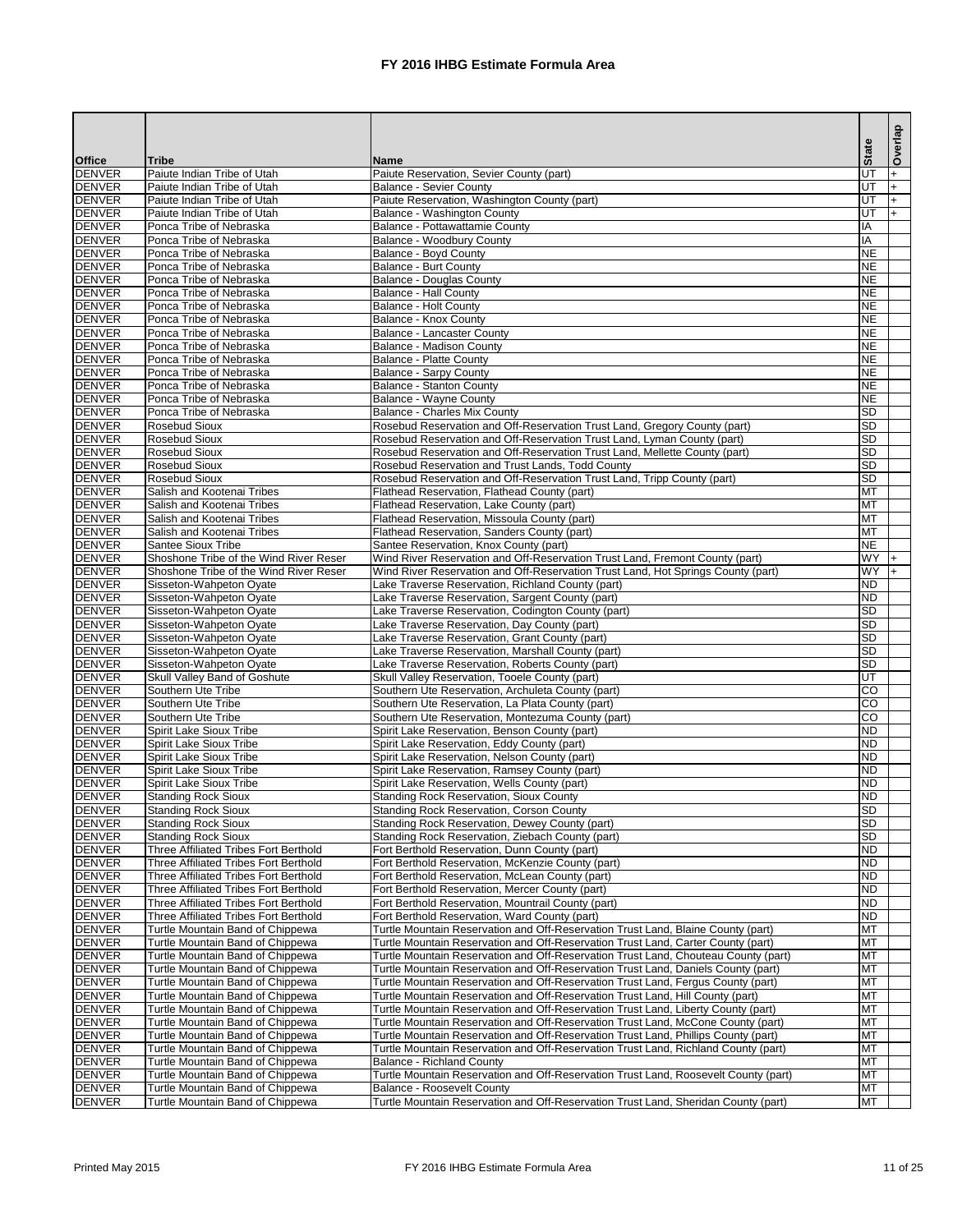# FY 2016 IHBG Estimate Formula Area

| Office | Tribe | Name | State | Overlap |
|---|---|---|---|---|
| DENVER | Paiute Indian Tribe of Utah | Paiute Reservation, Sevier County (part) | UT | + |
| DENVER | Paiute Indian Tribe of Utah | Balance - Sevier County | UT | + |
| DENVER | Paiute Indian Tribe of Utah | Paiute Reservation, Washington County (part) | UT | + |
| DENVER | Paiute Indian Tribe of Utah | Balance - Washington County | UT | + |
| DENVER | Ponca Tribe of Nebraska | Balance - Pottawattamie County | IA | |
| DENVER | Ponca Tribe of Nebraska | Balance - Woodbury County | IA | |
| DENVER | Ponca Tribe of Nebraska | Balance - Boyd County | NE | |
| DENVER | Ponca Tribe of Nebraska | Balance - Burt County | NE | |
| DENVER | Ponca Tribe of Nebraska | Balance - Douglas County | NE | |
| DENVER | Ponca Tribe of Nebraska | Balance - Hall County | NE | |
| DENVER | Ponca Tribe of Nebraska | Balance - Holt County | NE | |
| DENVER | Ponca Tribe of Nebraska | Balance - Knox County | NE | |
| DENVER | Ponca Tribe of Nebraska | Balance - Lancaster County | NE | |
| DENVER | Ponca Tribe of Nebraska | Balance - Madison County | NE | |
| DENVER | Ponca Tribe of Nebraska | Balance - Platte County | NE | |
| DENVER | Ponca Tribe of Nebraska | Balance - Sarpy County | NE | |
| DENVER | Ponca Tribe of Nebraska | Balance - Stanton County | NE | |
| DENVER | Ponca Tribe of Nebraska | Balance - Wayne County | NE | |
| DENVER | Ponca Tribe of Nebraska | Balance - Charles Mix County | SD | |
| DENVER | Rosebud Sioux | Rosebud Reservation and Off-Reservation Trust Land, Gregory County (part) | SD | |
| DENVER | Rosebud Sioux | Rosebud Reservation and Off-Reservation Trust Land, Lyman County (part) | SD | |
| DENVER | Rosebud Sioux | Rosebud Reservation and Off-Reservation Trust Land, Mellette County (part) | SD | |
| DENVER | Rosebud Sioux | Rosebud Reservation and Trust Lands, Todd County | SD | |
| DENVER | Rosebud Sioux | Rosebud Reservation and Off-Reservation Trust Land, Tripp County (part) | SD | |
| DENVER | Salish and Kootenai Tribes | Flathead Reservation, Flathead County (part) | MT | |
| DENVER | Salish and Kootenai Tribes | Flathead Reservation, Lake County (part) | MT | |
| DENVER | Salish and Kootenai Tribes | Flathead Reservation, Missoula County (part) | MT | |
| DENVER | Salish and Kootenai Tribes | Flathead Reservation, Sanders County (part) | MT | |
| DENVER | Santee Sioux Tribe | Santee Reservation, Knox County (part) | NE | |
| DENVER | Shoshone Tribe of the Wind River Reser | Wind River Reservation and Off-Reservation Trust Land, Fremont County (part) | WY | + |
| DENVER | Shoshone Tribe of the Wind River Reser | Wind River Reservation and Off-Reservation Trust Land, Hot Springs County (part) | WY | + |
| DENVER | Sisseton-Wahpeton Oyate | Lake Traverse Reservation, Richland County (part) | ND | |
| DENVER | Sisseton-Wahpeton Oyate | Lake Traverse Reservation, Sargent County (part) | ND | |
| DENVER | Sisseton-Wahpeton Oyate | Lake Traverse Reservation, Codington County (part) | SD | |
| DENVER | Sisseton-Wahpeton Oyate | Lake Traverse Reservation, Day County (part) | SD | |
| DENVER | Sisseton-Wahpeton Oyate | Lake Traverse Reservation, Grant County (part) | SD | |
| DENVER | Sisseton-Wahpeton Oyate | Lake Traverse Reservation, Marshall County (part) | SD | |
| DENVER | Sisseton-Wahpeton Oyate | Lake Traverse Reservation, Roberts County (part) | SD | |
| DENVER | Skull Valley Band of Goshute | Skull Valley Reservation, Tooele County (part) | UT | |
| DENVER | Southern Ute Tribe | Southern Ute Reservation, Archuleta County (part) | CO | |
| DENVER | Southern Ute Tribe | Southern Ute Reservation, La Plata County (part) | CO | |
| DENVER | Southern Ute Tribe | Southern Ute Reservation, Montezuma County (part) | CO | |
| DENVER | Spirit Lake Sioux Tribe | Spirit Lake Reservation, Benson County (part) | ND | |
| DENVER | Spirit Lake Sioux Tribe | Spirit Lake Reservation, Eddy County (part) | ND | |
| DENVER | Spirit Lake Sioux Tribe | Spirit Lake Reservation, Nelson County (part) | ND | |
| DENVER | Spirit Lake Sioux Tribe | Spirit Lake Reservation, Ramsey County (part) | ND | |
| DENVER | Spirit Lake Sioux Tribe | Spirit Lake Reservation, Wells County (part) | ND | |
| DENVER | Standing Rock Sioux | Standing Rock Reservation, Sioux County | ND | |
| DENVER | Standing Rock Sioux | Standing Rock Reservation, Corson County | SD | |
| DENVER | Standing Rock Sioux | Standing Rock Reservation, Dewey County (part) | SD | |
| DENVER | Standing Rock Sioux | Standing Rock Reservation, Ziebach County (part) | SD | |
| DENVER | Three Affiliated Tribes Fort Berthold | Fort Berthold Reservation, Dunn County (part) | ND | |
| DENVER | Three Affiliated Tribes Fort Berthold | Fort Berthold Reservation, McKenzie County (part) | ND | |
| DENVER | Three Affiliated Tribes Fort Berthold | Fort Berthold Reservation, McLean County (part) | ND | |
| DENVER | Three Affiliated Tribes Fort Berthold | Fort Berthold Reservation, Mercer County (part) | ND | |
| DENVER | Three Affiliated Tribes Fort Berthold | Fort Berthold Reservation, Mountrail County (part) | ND | |
| DENVER | Three Affiliated Tribes Fort Berthold | Fort Berthold Reservation, Ward County (part) | ND | |
| DENVER | Turtle Mountain Band of Chippewa | Turtle Mountain Reservation and Off-Reservation Trust Land, Blaine County (part) | MT | |
| DENVER | Turtle Mountain Band of Chippewa | Turtle Mountain Reservation and Off-Reservation Trust Land, Carter County (part) | MT | |
| DENVER | Turtle Mountain Band of Chippewa | Turtle Mountain Reservation and Off-Reservation Trust Land, Chouteau County (part) | MT | |
| DENVER | Turtle Mountain Band of Chippewa | Turtle Mountain Reservation and Off-Reservation Trust Land, Daniels County (part) | MT | |
| DENVER | Turtle Mountain Band of Chippewa | Turtle Mountain Reservation and Off-Reservation Trust Land, Fergus County (part) | MT | |
| DENVER | Turtle Mountain Band of Chippewa | Turtle Mountain Reservation and Off-Reservation Trust Land, Hill County (part) | MT | |
| DENVER | Turtle Mountain Band of Chippewa | Turtle Mountain Reservation and Off-Reservation Trust Land, Liberty County (part) | MT | |
| DENVER | Turtle Mountain Band of Chippewa | Turtle Mountain Reservation and Off-Reservation Trust Land, McCone County (part) | MT | |
| DENVER | Turtle Mountain Band of Chippewa | Turtle Mountain Reservation and Off-Reservation Trust Land, Phillips County (part) | MT | |
| DENVER | Turtle Mountain Band of Chippewa | Turtle Mountain Reservation and Off-Reservation Trust Land, Richland County (part) | MT | |
| DENVER | Turtle Mountain Band of Chippewa | Balance - Richland County | MT | |
| DENVER | Turtle Mountain Band of Chippewa | Turtle Mountain Reservation and Off-Reservation Trust Land, Roosevelt County (part) | MT | |
| DENVER | Turtle Mountain Band of Chippewa | Balance - Roosevelt County | MT | |
| DENVER | Turtle Mountain Band of Chippewa | Turtle Mountain Reservation and Off-Reservation Trust Land, Sheridan County (part) | MT | |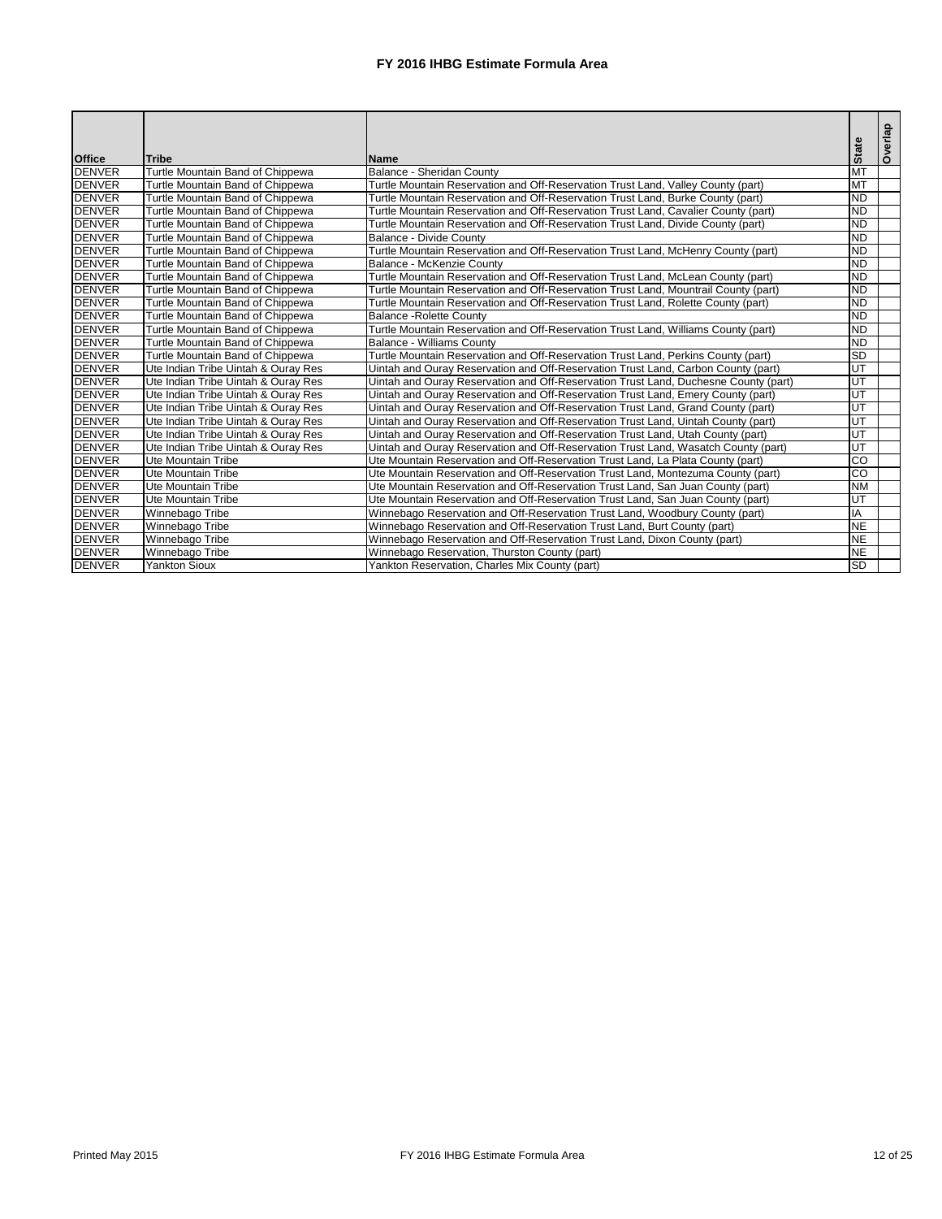# FY 2016 IHBG Estimate Formula Area

| Office | Tribe | Name | State | Overlap |
|---|---|---|---|---|
| DENVER | Turtle Mountain Band of Chippewa | Balance - Sheridan County | MT | |
| DENVER | Turtle Mountain Band of Chippewa | Turtle Mountain Reservation and Off-Reservation Trust Land, Valley County (part) | MT | |
| DENVER | Turtle Mountain Band of Chippewa | Turtle Mountain Reservation and Off-Reservation Trust Land, Burke County (part) | ND | |
| DENVER | Turtle Mountain Band of Chippewa | Turtle Mountain Reservation and Off-Reservation Trust Land, Cavalier County (part) | ND | |
| DENVER | Turtle Mountain Band of Chippewa | Turtle Mountain Reservation and Off-Reservation Trust Land, Divide County (part) | ND | |
| DENVER | Turtle Mountain Band of Chippewa | Balance - Divide County | ND | |
| DENVER | Turtle Mountain Band of Chippewa | Turtle Mountain Reservation and Off-Reservation Trust Land, McHenry County (part) | ND | |
| DENVER | Turtle Mountain Band of Chippewa | Balance - McKenzie County | ND | |
| DENVER | Turtle Mountain Band of Chippewa | Turtle Mountain Reservation and Off-Reservation Trust Land, McLean County (part) | ND | |
| DENVER | Turtle Mountain Band of Chippewa | Turtle Mountain Reservation and Off-Reservation Trust Land, Mountrail County (part) | ND | |
| DENVER | Turtle Mountain Band of Chippewa | Turtle Mountain Reservation and Off-Reservation Trust Land, Rolette County (part) | ND | |
| DENVER | Turtle Mountain Band of Chippewa | Balance -Rolette County | ND | |
| DENVER | Turtle Mountain Band of Chippewa | Turtle Mountain Reservation and Off-Reservation Trust Land, Williams County (part) | ND | |
| DENVER | Turtle Mountain Band of Chippewa | Balance - Williams County | ND | |
| DENVER | Turtle Mountain Band of Chippewa | Turtle Mountain Reservation and Off-Reservation Trust Land, Perkins County (part) | SD | |
| DENVER | Ute Indian Tribe Uintah & Ouray Res | Uintah and Ouray Reservation and Off-Reservation Trust Land, Carbon County (part) | UT | |
| DENVER | Ute Indian Tribe Uintah & Ouray Res | Uintah and Ouray Reservation and Off-Reservation Trust Land, Duchesne County (part) | UT | |
| DENVER | Ute Indian Tribe Uintah & Ouray Res | Uintah and Ouray Reservation and Off-Reservation Trust Land, Emery County (part) | UT | |
| DENVER | Ute Indian Tribe Uintah & Ouray Res | Uintah and Ouray Reservation and Off-Reservation Trust Land, Grand County (part) | UT | |
| DENVER | Ute Indian Tribe Uintah & Ouray Res | Uintah and Ouray Reservation and Off-Reservation Trust Land, Uintah County (part) | UT | |
| DENVER | Ute Indian Tribe Uintah & Ouray Res | Uintah and Ouray Reservation and Off-Reservation Trust Land, Utah County (part) | UT | |
| DENVER | Ute Indian Tribe Uintah & Ouray Res | Uintah and Ouray Reservation and Off-Reservation Trust Land, Wasatch County (part) | UT | |
| DENVER | Ute Mountain Tribe | Ute Mountain Reservation and Off-Reservation Trust Land, La Plata County (part) | CO | |
| DENVER | Ute Mountain Tribe | Ute Mountain Reservation and Off-Reservation Trust Land, Montezuma County (part) | CO | |
| DENVER | Ute Mountain Tribe | Ute Mountain Reservation and Off-Reservation Trust Land, San Juan County (part) | NM | |
| DENVER | Ute Mountain Tribe | Ute Mountain Reservation and Off-Reservation Trust Land, San Juan County (part) | UT | |
| DENVER | Winnebago Tribe | Winnebago Reservation and Off-Reservation Trust Land, Woodbury County (part) | IA | |
| DENVER | Winnebago Tribe | Winnebago Reservation and Off-Reservation Trust Land, Burt County (part) | NE | |
| DENVER | Winnebago Tribe | Winnebago Reservation and Off-Reservation Trust Land, Dixon County (part) | NE | |
| DENVER | Winnebago Tribe | Winnebago Reservation, Thurston County (part) | NE | |
| DENVER | Yankton Sioux | Yankton Reservation, Charles Mix County (part) | SD | |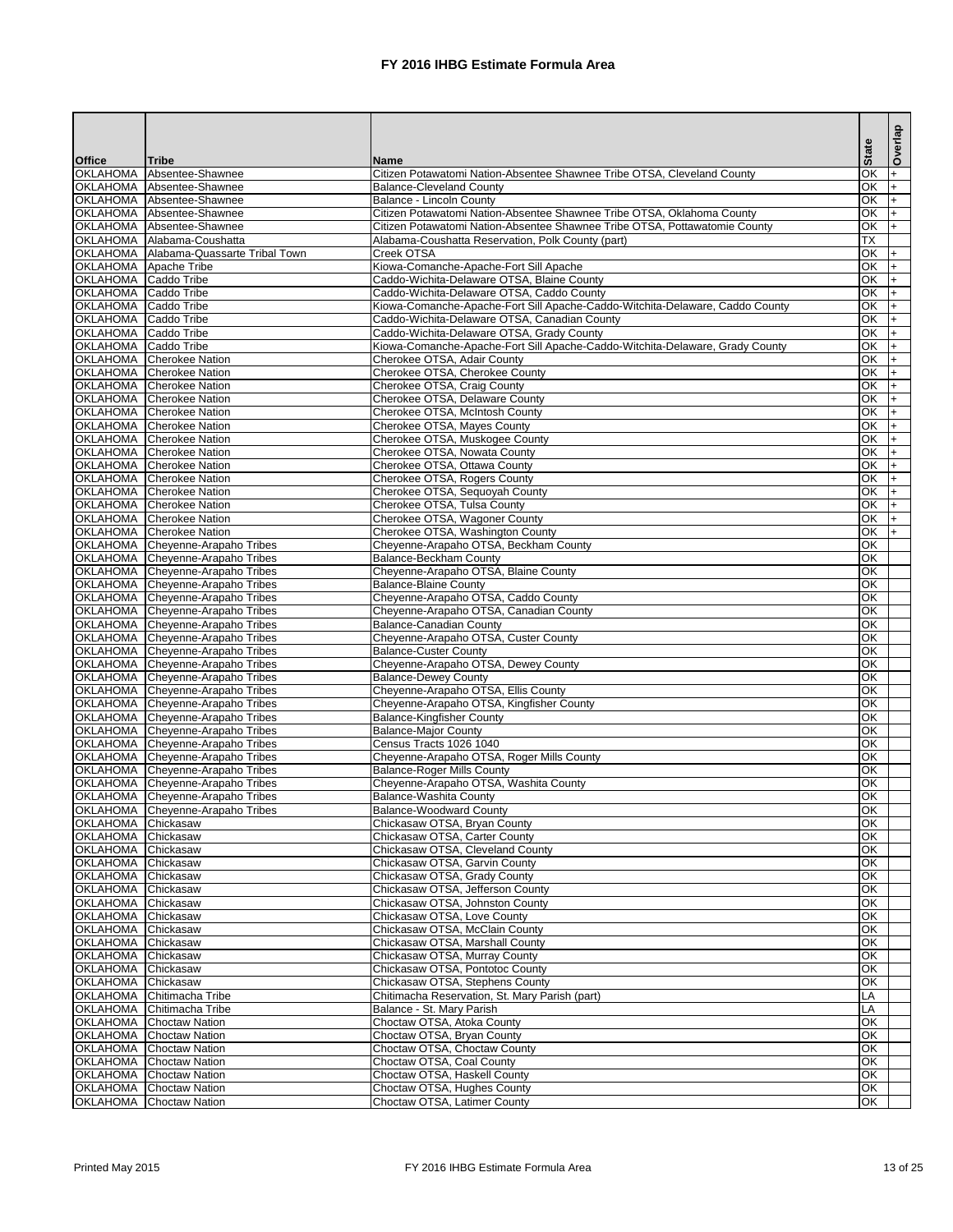# FY 2016 IHBG Estimate Formula Area

| Office | Tribe | Name | State | Overlap |
|---|---|---|---|---|
| OKLAHOMA | Absentee-Shawnee | Citizen Potawatomi Nation-Absentee Shawnee Tribe OTSA, Cleveland County | OK | + |
| OKLAHOMA | Absentee-Shawnee | Balance-Cleveland County | OK | + |
| OKLAHOMA | Absentee-Shawnee | Balance - Lincoln County | OK | + |
| OKLAHOMA | Absentee-Shawnee | Citizen Potawatomi Nation-Absentee Shawnee Tribe OTSA, Oklahoma County | OK | + |
| OKLAHOMA | Absentee-Shawnee | Citizen Potawatomi Nation-Absentee Shawnee Tribe OTSA, Pottawatomie County | OK | + |
| OKLAHOMA | Alabama-Coushatta | Alabama-Coushatta Reservation, Polk County (part) | TX | |
| OKLAHOMA | Alabama-Quassarte Tribal Town | Creek OTSA | OK | + |
| OKLAHOMA | Apache Tribe | Kiowa-Comanche-Apache-Fort Sill Apache | OK | + |
| OKLAHOMA | Caddo Tribe | Caddo-Wichita-Delaware OTSA, Blaine County | OK | + |
| OKLAHOMA | Caddo Tribe | Caddo-Wichita-Delaware OTSA, Caddo County | OK | + |
| OKLAHOMA | Caddo Tribe | Kiowa-Comanche-Apache-Fort Sill Apache-Caddo-Witchita-Delaware, Caddo County | OK | + |
| OKLAHOMA | Caddo Tribe | Caddo-Wichita-Delaware OTSA, Canadian County | OK | + |
| OKLAHOMA | Caddo Tribe | Caddo-Wichita-Delaware OTSA, Grady County | OK | + |
| OKLAHOMA | Caddo Tribe | Kiowa-Comanche-Apache-Fort Sill Apache-Caddo-Witchita-Delaware, Grady County | OK | + |
| OKLAHOMA | Cherokee Nation | Cherokee OTSA, Adair County | OK | + |
| OKLAHOMA | Cherokee Nation | Cherokee OTSA, Cherokee County | OK | + |
| OKLAHOMA | Cherokee Nation | Cherokee OTSA, Craig County | OK | + |
| OKLAHOMA | Cherokee Nation | Cherokee OTSA, Delaware County | OK | + |
| OKLAHOMA | Cherokee Nation | Cherokee OTSA, McIntosh County | OK | + |
| OKLAHOMA | Cherokee Nation | Cherokee OTSA, Mayes County | OK | + |
| OKLAHOMA | Cherokee Nation | Cherokee OTSA, Muskogee County | OK | + |
| OKLAHOMA | Cherokee Nation | Cherokee OTSA, Nowata County | OK | + |
| OKLAHOMA | Cherokee Nation | Cherokee OTSA, Ottawa County | OK | + |
| OKLAHOMA | Cherokee Nation | Cherokee OTSA, Rogers County | OK | + |
| OKLAHOMA | Cherokee Nation | Cherokee OTSA, Sequoyah County | OK | + |
| OKLAHOMA | Cherokee Nation | Cherokee OTSA, Tulsa County | OK | + |
| OKLAHOMA | Cherokee Nation | Cherokee OTSA, Wagoner County | OK | + |
| OKLAHOMA | Cherokee Nation | Cherokee OTSA, Washington County | OK | + |
| OKLAHOMA | Cheyenne-Arapaho Tribes | Cheyenne-Arapaho OTSA, Beckham County | OK | |
| OKLAHOMA | Cheyenne-Arapaho Tribes | Balance-Beckham County | OK | |
| OKLAHOMA | Cheyenne-Arapaho Tribes | Cheyenne-Arapaho OTSA, Blaine County | OK | |
| OKLAHOMA | Cheyenne-Arapaho Tribes | Balance-Blaine County | OK | |
| OKLAHOMA | Cheyenne-Arapaho Tribes | Cheyenne-Arapaho OTSA, Caddo County | OK | |
| OKLAHOMA | Cheyenne-Arapaho Tribes | Cheyenne-Arapaho OTSA, Canadian County | OK | |
| OKLAHOMA | Cheyenne-Arapaho Tribes | Balance-Canadian County | OK | |
| OKLAHOMA | Cheyenne-Arapaho Tribes | Cheyenne-Arapaho OTSA, Custer County | OK | |
| OKLAHOMA | Cheyenne-Arapaho Tribes | Balance-Custer County | OK | |
| OKLAHOMA | Cheyenne-Arapaho Tribes | Cheyenne-Arapaho OTSA, Dewey County | OK | |
| OKLAHOMA | Cheyenne-Arapaho Tribes | Balance-Dewey County | OK | |
| OKLAHOMA | Cheyenne-Arapaho Tribes | Cheyenne-Arapaho OTSA, Ellis County | OK | |
| OKLAHOMA | Cheyenne-Arapaho Tribes | Cheyenne-Arapaho OTSA, Kingfisher County | OK | |
| OKLAHOMA | Cheyenne-Arapaho Tribes | Balance-Kingfisher County | OK | |
| OKLAHOMA | Cheyenne-Arapaho Tribes | Balance-Major County | OK | |
| OKLAHOMA | Cheyenne-Arapaho Tribes | Census Tracts 1026 1040 | OK | |
| OKLAHOMA | Cheyenne-Arapaho Tribes | Cheyenne-Arapaho OTSA, Roger Mills County | OK | |
| OKLAHOMA | Cheyenne-Arapaho Tribes | Balance-Roger Mills County | OK | |
| OKLAHOMA | Cheyenne-Arapaho Tribes | Cheyenne-Arapaho OTSA, Washita County | OK | |
| OKLAHOMA | Cheyenne-Arapaho Tribes | Balance-Washita County | OK | |
| OKLAHOMA | Cheyenne-Arapaho Tribes | Balance-Woodward County | OK | |
| OKLAHOMA | Chickasaw | Chickasaw OTSA, Bryan County | OK | |
| OKLAHOMA | Chickasaw | Chickasaw OTSA, Carter County | OK | |
| OKLAHOMA | Chickasaw | Chickasaw OTSA, Cleveland County | OK | |
| OKLAHOMA | Chickasaw | Chickasaw OTSA, Garvin County | OK | |
| OKLAHOMA | Chickasaw | Chickasaw OTSA, Grady County | OK | |
| OKLAHOMA | Chickasaw | Chickasaw OTSA, Jefferson County | OK | |
| OKLAHOMA | Chickasaw | Chickasaw OTSA, Johnston County | OK | |
| OKLAHOMA | Chickasaw | Chickasaw OTSA, Love County | OK | |
| OKLAHOMA | Chickasaw | Chickasaw OTSA, McClain County | OK | |
| OKLAHOMA | Chickasaw | Chickasaw OTSA, Marshall County | OK | |
| OKLAHOMA | Chickasaw | Chickasaw OTSA, Murray County | OK | |
| OKLAHOMA | Chickasaw | Chickasaw OTSA, Pontotoc County | OK | |
| OKLAHOMA | Chickasaw | Chickasaw OTSA, Stephens County | OK | |
| OKLAHOMA | Chitimacha Tribe | Chitimacha Reservation, St. Mary Parish (part) | LA | |
| OKLAHOMA | Chitimacha Tribe | Balance - St. Mary Parish | LA | |
| OKLAHOMA | Choctaw Nation | Choctaw OTSA, Atoka County | OK | |
| OKLAHOMA | Choctaw Nation | Choctaw OTSA, Bryan County | OK | |
| OKLAHOMA | Choctaw Nation | Choctaw OTSA, Choctaw County | OK | |
| OKLAHOMA | Choctaw Nation | Choctaw OTSA, Coal County | OK | |
| OKLAHOMA | Choctaw Nation | Choctaw OTSA, Haskell County | OK | |
| OKLAHOMA | Choctaw Nation | Choctaw OTSA, Hughes County | OK | |
| OKLAHOMA | Choctaw Nation | Choctaw OTSA, Latimer County | OK | |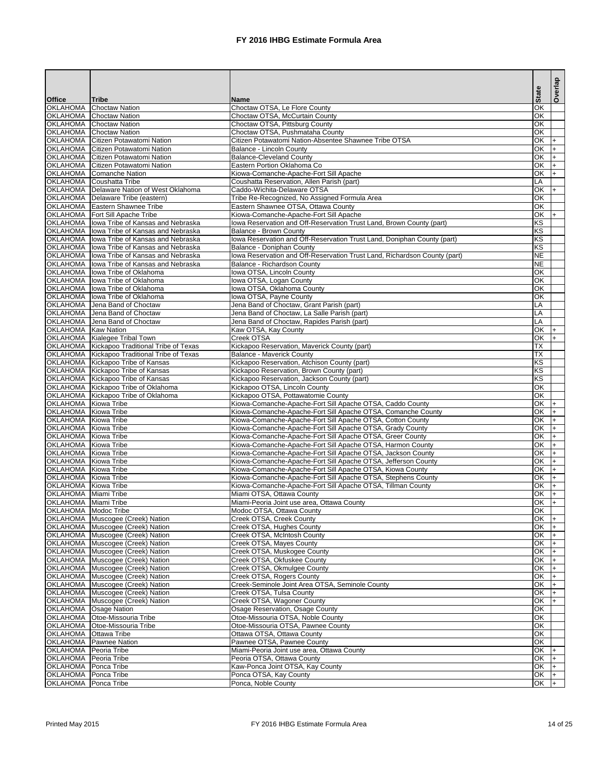# FY 2016 IHBG Estimate Formula Area

| Office | Tribe | Name | State | Overlap |
|---|---|---|---|---|
| OKLAHOMA | Choctaw Nation | Choctaw OTSA, Le Flore County | OK | |
| OKLAHOMA | Choctaw Nation | Choctaw OTSA, McCurtain County | OK | |
| OKLAHOMA | Choctaw Nation | Choctaw OTSA, Pittsburg County | OK | |
| OKLAHOMA | Choctaw Nation | Choctaw OTSA, Pushmataha County | OK | |
| OKLAHOMA | Citizen Potawatomi Nation | Citizen Potawatomi Nation-Absentee Shawnee Tribe OTSA | OK | + |
| OKLAHOMA | Citizen Potawatomi Nation | Balance - Lincoln County | OK | + |
| OKLAHOMA | Citizen Potawatomi Nation | Balance-Cleveland County | OK | + |
| OKLAHOMA | Citizen Potawatomi Nation | Eastern Portion Oklahoma Co | OK | + |
| OKLAHOMA | Comanche Nation | Kiowa-Comanche-Apache-Fort Sill Apache | OK | + |
| OKLAHOMA | Coushatta Tribe | Coushatta Reservation, Allen Parish (part) | LA | |
| OKLAHOMA | Delaware Nation of West Oklahoma | Caddo-Wichita-Delaware OTSA | OK | + |
| OKLAHOMA | Delaware Tribe (eastern) | Tribe Re-Recognized, No Assigned Formula Area | OK | |
| OKLAHOMA | Eastern Shawnee Tribe | Eastern Shawnee OTSA, Ottawa County | OK | |
| OKLAHOMA | Fort Sill Apache Tribe | Kiowa-Comanche-Apache-Fort Sill Apache | OK | + |
| OKLAHOMA | Iowa Tribe of Kansas and Nebraska | Iowa Reservation and Off-Reservation Trust Land, Brown County (part) | KS | |
| OKLAHOMA | Iowa Tribe of Kansas and Nebraska | Balance - Brown County | KS | |
| OKLAHOMA | Iowa Tribe of Kansas and Nebraska | Iowa Reservation and Off-Reservation Trust Land, Doniphan County (part) | KS | |
| OKLAHOMA | Iowa Tribe of Kansas and Nebraska | Balance - Doniphan County | KS | |
| OKLAHOMA | Iowa Tribe of Kansas and Nebraska | Iowa Reservation and Off-Reservation Trust Land, Richardson County (part) | NE | |
| OKLAHOMA | Iowa Tribe of Kansas and Nebraska | Balance - Richardson County | NE | |
| OKLAHOMA | Iowa Tribe of Oklahoma | Iowa OTSA, Lincoln County | OK | |
| OKLAHOMA | Iowa Tribe of Oklahoma | Iowa OTSA, Logan County | OK | |
| OKLAHOMA | Iowa Tribe of Oklahoma | Iowa OTSA, Oklahoma County | OK | |
| OKLAHOMA | Iowa Tribe of Oklahoma | Iowa OTSA, Payne County | OK | |
| OKLAHOMA | Jena Band of Choctaw | Jena Band of Choctaw, Grant Parish (part) | LA | |
| OKLAHOMA | Jena Band of Choctaw | Jena Band of Choctaw, La Salle Parish (part) | LA | |
| OKLAHOMA | Jena Band of Choctaw | Jena Band of Choctaw, Rapides Parish (part) | LA | |
| OKLAHOMA | Kaw Nation | Kaw OTSA, Kay County | OK | + |
| OKLAHOMA | Kialegee Tribal Town | Creek OTSA | OK | + |
| OKLAHOMA | Kickapoo Traditional Tribe of Texas | Kickapoo Reservation, Maverick County (part) | TX | |
| OKLAHOMA | Kickapoo Traditional Tribe of Texas | Balance - Maverick County | TX | |
| OKLAHOMA | Kickapoo Tribe of Kansas | Kickapoo Reservation, Atchison County (part) | KS | |
| OKLAHOMA | Kickapoo Tribe of Kansas | Kickapoo Reservation, Brown County (part) | KS | |
| OKLAHOMA | Kickapoo Tribe of Kansas | Kickapoo Reservation, Jackson County (part) | KS | |
| OKLAHOMA | Kickapoo Tribe of Oklahoma | Kickapoo OTSA, Lincoln County | OK | |
| OKLAHOMA | Kickapoo Tribe of Oklahoma | Kickapoo OTSA, Pottawatomie County | OK | |
| OKLAHOMA | Kiowa Tribe | Kiowa-Comanche-Apache-Fort Sill Apache OTSA, Caddo County | OK | + |
| OKLAHOMA | Kiowa Tribe | Kiowa-Comanche-Apache-Fort Sill Apache OTSA, Comanche County | OK | + |
| OKLAHOMA | Kiowa Tribe | Kiowa-Comanche-Apache-Fort Sill Apache OTSA, Cotton County | OK | + |
| OKLAHOMA | Kiowa Tribe | Kiowa-Comanche-Apache-Fort Sill Apache OTSA, Grady County | OK | + |
| OKLAHOMA | Kiowa Tribe | Kiowa-Comanche-Apache-Fort Sill Apache OTSA, Greer County | OK | + |
| OKLAHOMA | Kiowa Tribe | Kiowa-Comanche-Apache-Fort Sill Apache OTSA, Harmon County | OK | + |
| OKLAHOMA | Kiowa Tribe | Kiowa-Comanche-Apache-Fort Sill Apache OTSA, Jackson County | OK | + |
| OKLAHOMA | Kiowa Tribe | Kiowa-Comanche-Apache-Fort Sill Apache OTSA, Jefferson County | OK | + |
| OKLAHOMA | Kiowa Tribe | Kiowa-Comanche-Apache-Fort Sill Apache OTSA, Kiowa County | OK | + |
| OKLAHOMA | Kiowa Tribe | Kiowa-Comanche-Apache-Fort Sill Apache OTSA, Stephens County | OK | + |
| OKLAHOMA | Kiowa Tribe | Kiowa-Comanche-Apache-Fort Sill Apache OTSA, Tillman County | OK | + |
| OKLAHOMA | Miami Tribe | Miami OTSA, Ottawa County | OK | + |
| OKLAHOMA | Miami Tribe | Miami-Peoria Joint use area, Ottawa County | OK | + |
| OKLAHOMA | Modoc Tribe | Modoc OTSA, Ottawa County | OK | |
| OKLAHOMA | Muscogee (Creek) Nation | Creek OTSA, Creek County | OK | + |
| OKLAHOMA | Muscogee (Creek) Nation | Creek OTSA, Hughes County | OK | + |
| OKLAHOMA | Muscogee (Creek) Nation | Creek OTSA, McIntosh County | OK | + |
| OKLAHOMA | Muscogee (Creek) Nation | Creek OTSA, Mayes County | OK | + |
| OKLAHOMA | Muscogee (Creek) Nation | Creek OTSA, Muskogee County | OK | + |
| OKLAHOMA | Muscogee (Creek) Nation | Creek OTSA, Okfuskee County | OK | + |
| OKLAHOMA | Muscogee (Creek) Nation | Creek OTSA, Okmulgee County | OK | + |
| OKLAHOMA | Muscogee (Creek) Nation | Creek OTSA, Rogers County | OK | + |
| OKLAHOMA | Muscogee (Creek) Nation | Creek-Seminole Joint Area OTSA, Seminole County | OK | + |
| OKLAHOMA | Muscogee (Creek) Nation | Creek OTSA, Tulsa County | OK | + |
| OKLAHOMA | Muscogee (Creek) Nation | Creek OTSA, Wagoner County | OK | + |
| OKLAHOMA | Osage Nation | Osage Reservation, Osage County | OK | |
| OKLAHOMA | Otoe-Missouria Tribe | Otoe-Missouria OTSA, Noble County | OK | |
| OKLAHOMA | Otoe-Missouria Tribe | Otoe-Missouria OTSA, Pawnee County | OK | |
| OKLAHOMA | Ottawa Tribe | Ottawa OTSA, Ottawa County | OK | |
| OKLAHOMA | Pawnee Nation | Pawnee OTSA, Pawnee County | OK | |
| OKLAHOMA | Peoria Tribe | Miami-Peoria Joint use area, Ottawa County | OK | + |
| OKLAHOMA | Peoria Tribe | Peoria OTSA, Ottawa County | OK | + |
| OKLAHOMA | Ponca Tribe | Kaw-Ponca Joint OTSA, Kay County | OK | + |
| OKLAHOMA | Ponca Tribe | Ponca OTSA, Kay County | OK | + |
| OKLAHOMA | Ponca Tribe | Ponca, Noble County | OK | + |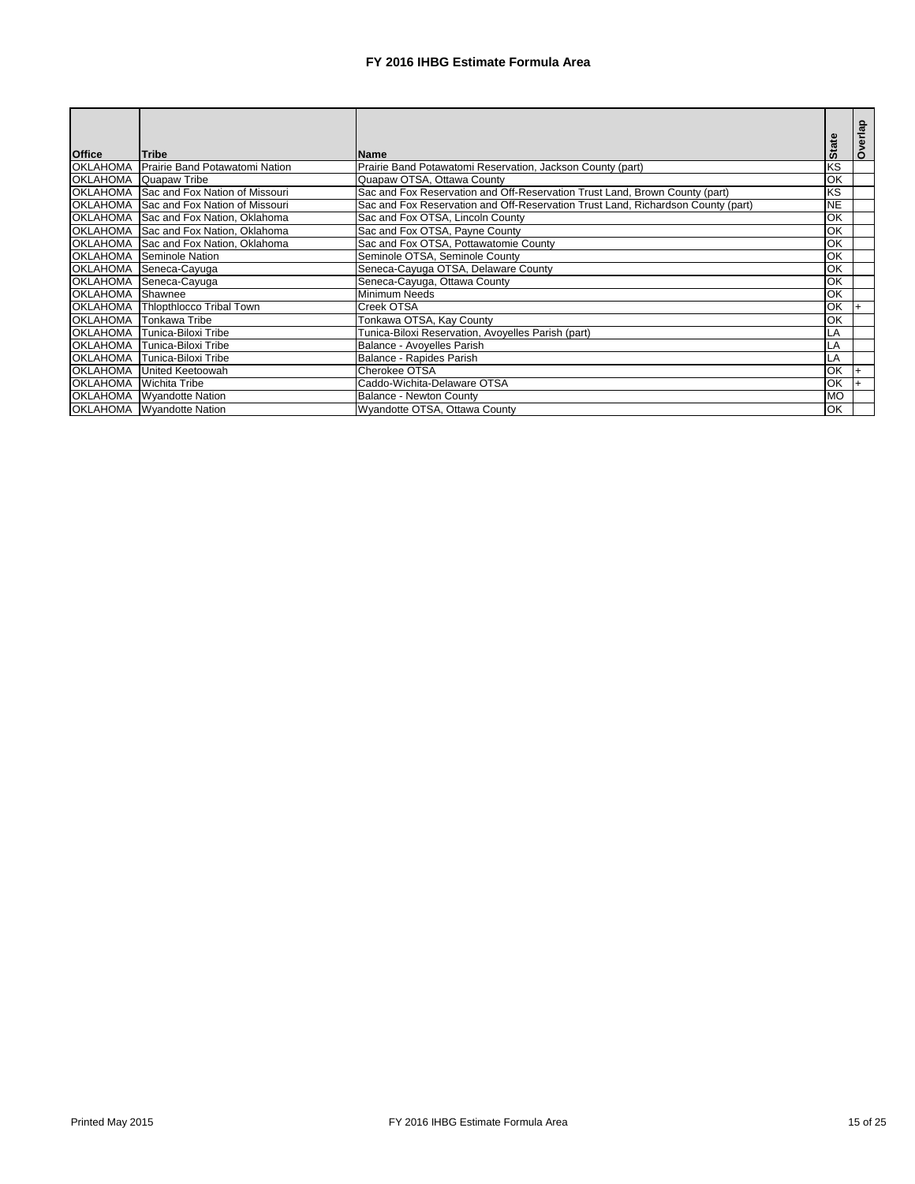# FY 2016 IHBG Estimate Formula Area

| Office | Tribe | Name | State | Overlap |
|---|---|---|---|---|
| OKLAHOMA | Prairie Band Potawatomi Nation | Prairie Band Potawatomi Reservation, Jackson County (part) | KS | |
| OKLAHOMA | Quapaw Tribe | Quapaw OTSA, Ottawa County | OK | |
| OKLAHOMA | Sac and Fox Nation of Missouri | Sac and Fox Reservation and Off-Reservation Trust Land, Brown County (part) | KS | |
| OKLAHOMA | Sac and Fox Nation of Missouri | Sac and Fox Reservation and Off-Reservation Trust Land, Richardson County (part) | NE | |
| OKLAHOMA | Sac and Fox Nation, Oklahoma | Sac and Fox OTSA, Lincoln County | OK | |
| OKLAHOMA | Sac and Fox Nation, Oklahoma | Sac and Fox OTSA, Payne County | OK | |
| OKLAHOMA | Sac and Fox Nation, Oklahoma | Sac and Fox OTSA, Pottawatomie County | OK | |
| OKLAHOMA | Seminole Nation | Seminole OTSA, Seminole County | OK | |
| OKLAHOMA | Seneca-Cayuga | Seneca-Cayuga OTSA, Delaware County | OK | |
| OKLAHOMA | Seneca-Cayuga | Seneca-Cayuga, Ottawa County | OK | |
| OKLAHOMA | Shawnee | Minimum Needs | OK | |
| OKLAHOMA | Thlopthlocco Tribal Town | Creek OTSA | OK | + |
| OKLAHOMA | Tonkawa Tribe | Tonkawa OTSA, Kay County | OK | |
| OKLAHOMA | Tunica-Biloxi Tribe | Tunica-Biloxi Reservation, Avoyelles Parish (part) | LA | |
| OKLAHOMA | Tunica-Biloxi Tribe | Balance - Avoyelles Parish | LA | |
| OKLAHOMA | Tunica-Biloxi Tribe | Balance - Rapides Parish | LA | |
| OKLAHOMA | United Keetoowah | Cherokee OTSA | OK | + |
| OKLAHOMA | Wichita Tribe | Caddo-Wichita-Delaware OTSA | OK | + |
| OKLAHOMA | Wyandotte Nation | Balance - Newton County | MO | |
| OKLAHOMA | Wyandotte Nation | Wyandotte OTSA, Ottawa County | OK | |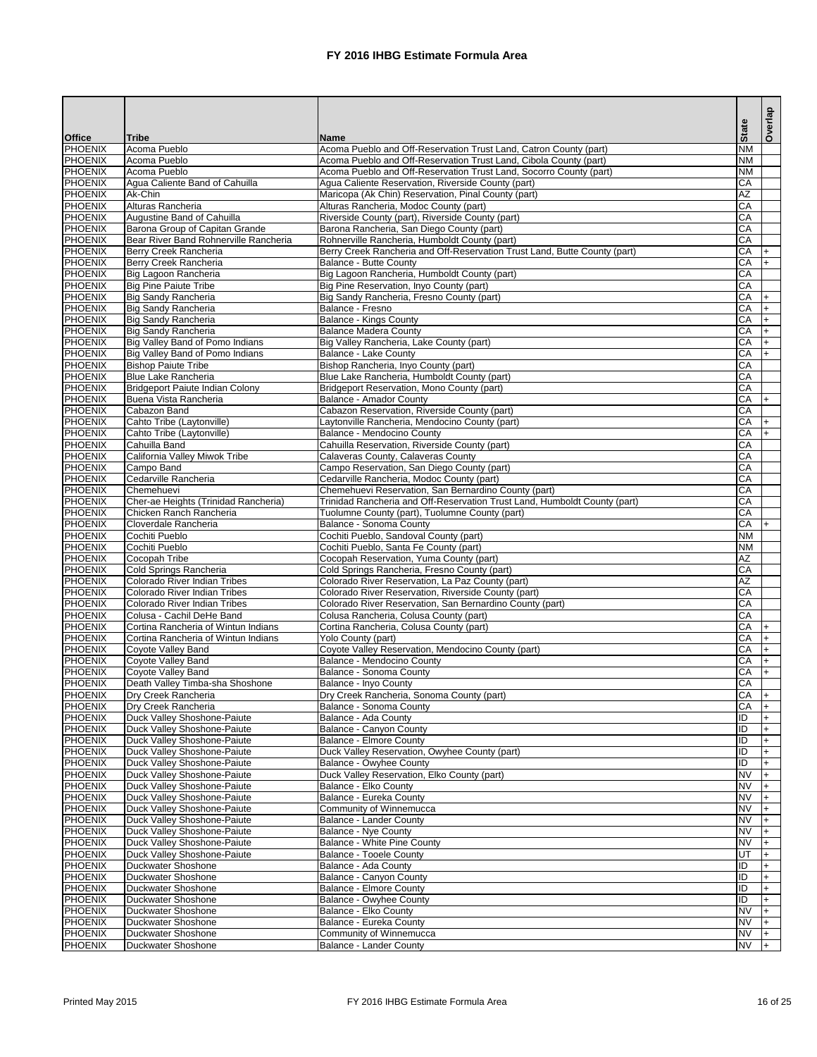# FY 2016 IHBG Estimate Formula Area

| Office | Tribe | Name | State | Overlap |
|---|---|---|---|---|
| PHOENIX | Acoma Pueblo | Acoma Pueblo and Off-Reservation Trust Land, Catron County (part) | NM | |
| PHOENIX | Acoma Pueblo | Acoma Pueblo and Off-Reservation Trust Land, Cibola County (part) | NM | |
| PHOENIX | Acoma Pueblo | Acoma Pueblo and Off-Reservation Trust Land, Socorro County (part) | NM | |
| PHOENIX | Agua Caliente Band of Cahuilla | Agua Caliente Reservation, Riverside County (part) | CA | |
| PHOENIX | Ak-Chin | Maricopa (Ak Chin) Reservation, Pinal County (part) | AZ | |
| PHOENIX | Alturas Rancheria | Alturas Rancheria, Modoc County (part) | CA | |
| PHOENIX | Augustine Band of Cahuilla | Riverside County (part), Riverside County (part) | CA | |
| PHOENIX | Barona Group of Capitan Grande | Barona Rancheria, San Diego County (part) | CA | |
| PHOENIX | Bear River Band Rohnerville Rancheria | Rohnerville Rancheria, Humboldt County (part) | CA | |
| PHOENIX | Berry Creek Rancheria | Berry Creek Rancheria and Off-Reservation Trust Land, Butte County (part) | CA | + |
| PHOENIX | Berry Creek Rancheria | Balance - Butte County | CA | + |
| PHOENIX | Big Lagoon Rancheria | Big Lagoon Rancheria, Humboldt County (part) | CA | |
| PHOENIX | Big Pine Paiute Tribe | Big Pine Reservation, Inyo County (part) | CA | |
| PHOENIX | Big Sandy Rancheria | Big Sandy Rancheria, Fresno County (part) | CA | + |
| PHOENIX | Big Sandy Rancheria | Balance - Fresno | CA | + |
| PHOENIX | Big Sandy Rancheria | Balance - Kings County | CA | + |
| PHOENIX | Big Sandy Rancheria | Balance Madera County | CA | + |
| PHOENIX | Big Valley Band of Pomo Indians | Big Valley Rancheria, Lake County (part) | CA | + |
| PHOENIX | Big Valley Band of Pomo Indians | Balance - Lake County | CA | + |
| PHOENIX | Bishop Paiute Tribe | Bishop Rancheria, Inyo County (part) | CA | |
| PHOENIX | Blue Lake Rancheria | Blue Lake Rancheria, Humboldt County (part) | CA | |
| PHOENIX | Bridgeport Paiute Indian Colony | Bridgeport Reservation, Mono County (part) | CA | |
| PHOENIX | Buena Vista Rancheria | Balance - Amador County | CA | + |
| PHOENIX | Cabazon Band | Cabazon Reservation, Riverside County (part) | CA | |
| PHOENIX | Cahto Tribe (Laytonville) | Laytonville Rancheria, Mendocino County (part) | CA | + |
| PHOENIX | Cahto Tribe (Laytonville) | Balance - Mendocino County | CA | + |
| PHOENIX | Cahuilla Band | Cahuilla Reservation, Riverside County (part) | CA | |
| PHOENIX | California Valley Miwok Tribe | Calaveras County, Calaveras County | CA | |
| PHOENIX | Campo Band | Campo Reservation, San Diego County (part) | CA | |
| PHOENIX | Cedarville Rancheria | Cedarville Rancheria, Modoc County (part) | CA | |
| PHOENIX | Chemehuevi | Chemehuevi Reservation, San Bernardino County (part) | CA | |
| PHOENIX | Cher-ae Heights (Trinidad Rancheria) | Trinidad Rancheria and Off-Reservation Trust Land, Humboldt County (part) | CA | |
| PHOENIX | Chicken Ranch Rancheria | Tuolumne County (part), Tuolumne County (part) | CA | |
| PHOENIX | Cloverdale Rancheria | Balance - Sonoma County | CA | + |
| PHOENIX | Cochiti Pueblo | Cochiti Pueblo, Sandoval County (part) | NM | |
| PHOENIX | Cochiti Pueblo | Cochiti Pueblo, Santa Fe County (part) | NM | |
| PHOENIX | Cocopah Tribe | Cocopah Reservation, Yuma County (part) | AZ | |
| PHOENIX | Cold Springs Rancheria | Cold Springs Rancheria, Fresno County (part) | CA | |
| PHOENIX | Colorado River Indian Tribes | Colorado River Reservation, La Paz County (part) | AZ | |
| PHOENIX | Colorado River Indian Tribes | Colorado River Reservation, Riverside County (part) | CA | |
| PHOENIX | Colorado River Indian Tribes | Colorado River Reservation, San Bernardino County (part) | CA | |
| PHOENIX | Colusa - Cachil DeHe Band | Colusa Rancheria, Colusa County (part) | CA | |
| PHOENIX | Cortina Rancheria of Wintun Indians | Cortina Rancheria, Colusa County (part) | CA | + |
| PHOENIX | Cortina Rancheria of Wintun Indians | Yolo County (part) | CA | + |
| PHOENIX | Coyote Valley Band | Coyote Valley Reservation, Mendocino County (part) | CA | + |
| PHOENIX | Coyote Valley Band | Balance - Mendocino County | CA | + |
| PHOENIX | Coyote Valley Band | Balance - Sonoma County | CA | + |
| PHOENIX | Death Valley Timba-sha Shoshone | Balance - Inyo County | CA | |
| PHOENIX | Dry Creek Rancheria | Dry Creek Rancheria, Sonoma County (part) | CA | + |
| PHOENIX | Dry Creek Rancheria | Balance - Sonoma County | CA | + |
| PHOENIX | Duck Valley Shoshone-Paiute | Balance - Ada County | ID | + |
| PHOENIX | Duck Valley Shoshone-Paiute | Balance - Canyon County | ID | + |
| PHOENIX | Duck Valley Shoshone-Paiute | Balance - Elmore County | ID | + |
| PHOENIX | Duck Valley Shoshone-Paiute | Duck Valley Reservation, Owyhee County (part) | ID | + |
| PHOENIX | Duck Valley Shoshone-Paiute | Balance - Owyhee County | ID | + |
| PHOENIX | Duck Valley Shoshone-Paiute | Duck Valley Reservation, Elko County (part) | NV | + |
| PHOENIX | Duck Valley Shoshone-Paiute | Balance - Elko County | NV | + |
| PHOENIX | Duck Valley Shoshone-Paiute | Balance - Eureka County | NV | + |
| PHOENIX | Duck Valley Shoshone-Paiute | Community of Winnemucca | NV | + |
| PHOENIX | Duck Valley Shoshone-Paiute | Balance - Lander County | NV | + |
| PHOENIX | Duck Valley Shoshone-Paiute | Balance - Nye County | NV | + |
| PHOENIX | Duck Valley Shoshone-Paiute | Balance - White Pine County | NV | + |
| PHOENIX | Duck Valley Shoshone-Paiute | Balance - Tooele County | UT | + |
| PHOENIX | Duckwater Shoshone | Balance - Ada County | ID | + |
| PHOENIX | Duckwater Shoshone | Balance - Canyon County | ID | + |
| PHOENIX | Duckwater Shoshone | Balance - Elmore County | ID | + |
| PHOENIX | Duckwater Shoshone | Balance - Owyhee County | ID | + |
| PHOENIX | Duckwater Shoshone | Balance - Elko County | NV | + |
| PHOENIX | Duckwater Shoshone | Balance - Eureka County | NV | + |
| PHOENIX | Duckwater Shoshone | Community of Winnemucca | NV | + |
| PHOENIX | Duckwater Shoshone | Balance - Lander County | NV | + |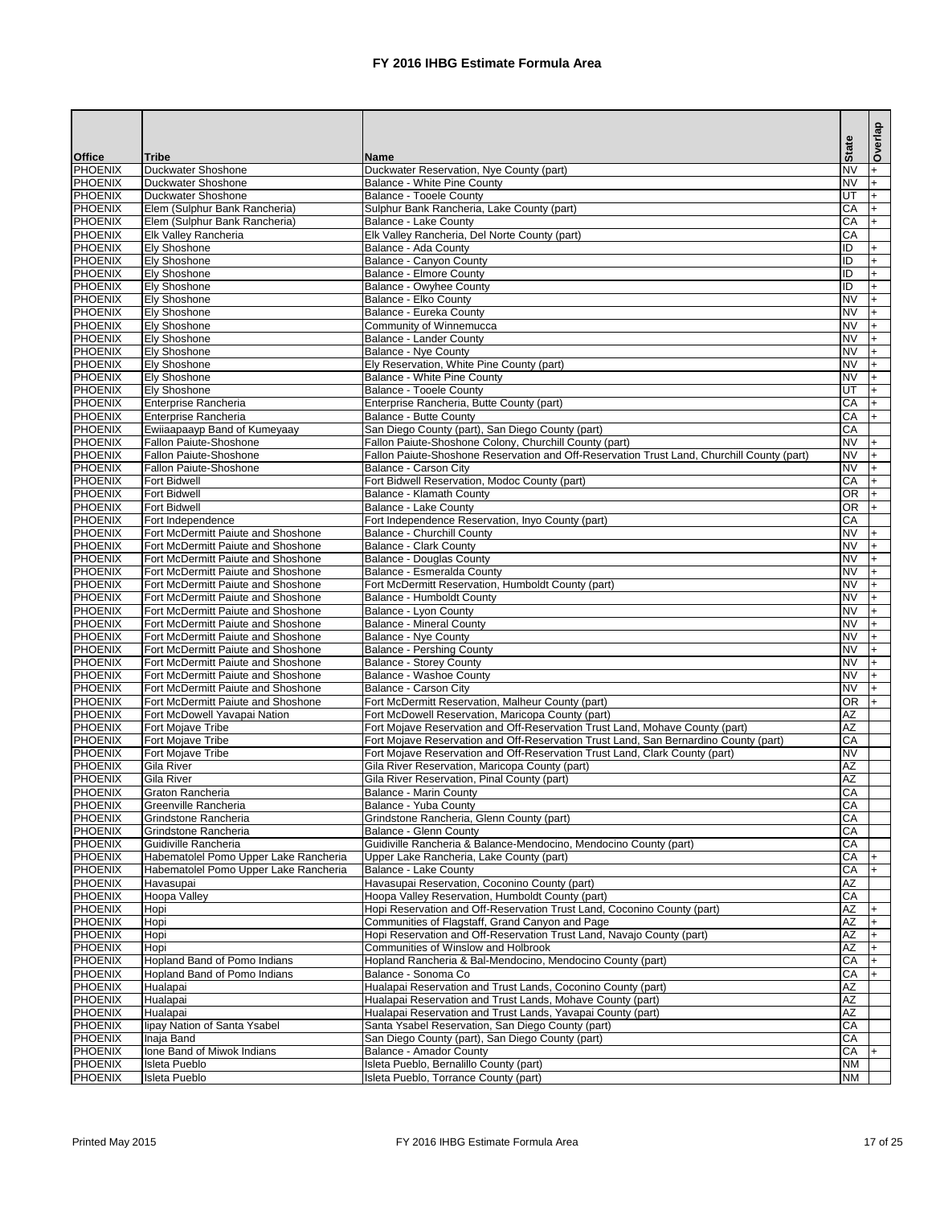# FY 2016 IHBG Estimate Formula Area

| Office | Tribe | Name | State | Overlap |
|---|---|---|---|---|
| PHOENIX | Duckwater Shoshone | Duckwater Reservation, Nye County (part) | NV | + |
| PHOENIX | Duckwater Shoshone | Balance - White Pine County | NV | + |
| PHOENIX | Duckwater Shoshone | Balance - Tooele County | UT | + |
| PHOENIX | Elem (Sulphur Bank Rancheria) | Sulphur Bank Rancheria, Lake County (part) | CA | + |
| PHOENIX | Elem (Sulphur Bank Rancheria) | Balance - Lake County | CA | + |
| PHOENIX | Elk Valley Rancheria | Elk Valley Rancheria, Del Norte County (part) | CA | |
| PHOENIX | Ely Shoshone | Balance - Ada County | ID | + |
| PHOENIX | Ely Shoshone | Balance - Canyon County | ID | + |
| PHOENIX | Ely Shoshone | Balance - Elmore County | ID | + |
| PHOENIX | Ely Shoshone | Balance - Owyhee County | ID | + |
| PHOENIX | Ely Shoshone | Balance - Elko County | NV | + |
| PHOENIX | Ely Shoshone | Balance - Eureka County | NV | + |
| PHOENIX | Ely Shoshone | Community of Winnemucca | NV | + |
| PHOENIX | Ely Shoshone | Balance - Lander County | NV | + |
| PHOENIX | Ely Shoshone | Balance - Nye County | NV | + |
| PHOENIX | Ely Shoshone | Ely Reservation, White Pine County (part) | NV | + |
| PHOENIX | Ely Shoshone | Balance - White Pine County | NV | + |
| PHOENIX | Ely Shoshone | Balance - Tooele County | UT | + |
| PHOENIX | Enterprise Rancheria | Enterprise Rancheria, Butte County (part) | CA | + |
| PHOENIX | Enterprise Rancheria | Balance - Butte County | CA | + |
| PHOENIX | Ewiiaapaayp Band of Kumeyaay | San Diego County (part), San Diego County (part) | CA | |
| PHOENIX | Fallon Paiute-Shoshone | Fallon Paiute-Shoshone Colony, Churchill County (part) | NV | + |
| PHOENIX | Fallon Paiute-Shoshone | Fallon Paiute-Shoshone Reservation and Off-Reservation Trust Land, Churchill County (part) | NV | + |
| PHOENIX | Fallon Paiute-Shoshone | Balance - Carson City | NV | + |
| PHOENIX | Fort Bidwell | Fort Bidwell Reservation, Modoc County (part) | CA | + |
| PHOENIX | Fort Bidwell | Balance - Klamath County | OR | + |
| PHOENIX | Fort Bidwell | Balance - Lake County | OR | + |
| PHOENIX | Fort Independence | Fort Independence Reservation, Inyo County (part) | CA | |
| PHOENIX | Fort McDermitt Paiute and Shoshone | Balance - Churchill County | NV | + |
| PHOENIX | Fort McDermitt Paiute and Shoshone | Balance - Clark County | NV | + |
| PHOENIX | Fort McDermitt Paiute and Shoshone | Balance - Douglas County | NV | + |
| PHOENIX | Fort McDermitt Paiute and Shoshone | Balance - Esmeralda County | NV | + |
| PHOENIX | Fort McDermitt Paiute and Shoshone | Fort McDermitt Reservation, Humboldt County (part) | NV | + |
| PHOENIX | Fort McDermitt Paiute and Shoshone | Balance - Humboldt County | NV | + |
| PHOENIX | Fort McDermitt Paiute and Shoshone | Balance - Lyon County | NV | + |
| PHOENIX | Fort McDermitt Paiute and Shoshone | Balance - Mineral County | NV | + |
| PHOENIX | Fort McDermitt Paiute and Shoshone | Balance - Nye County | NV | + |
| PHOENIX | Fort McDermitt Paiute and Shoshone | Balance - Pershing County | NV | + |
| PHOENIX | Fort McDermitt Paiute and Shoshone | Balance - Storey County | NV | + |
| PHOENIX | Fort McDermitt Paiute and Shoshone | Balance - Washoe County | NV | + |
| PHOENIX | Fort McDermitt Paiute and Shoshone | Balance - Carson City | NV | + |
| PHOENIX | Fort McDermitt Paiute and Shoshone | Fort McDermitt Reservation, Malheur County (part) | OR | + |
| PHOENIX | Fort McDowell Yavapai Nation | Fort McDowell Reservation, Maricopa County (part) | AZ | |
| PHOENIX | Fort Mojave Tribe | Fort Mojave Reservation and Off-Reservation Trust Land, Mohave County (part) | AZ | |
| PHOENIX | Fort Mojave Tribe | Fort Mojave Reservation and Off-Reservation Trust Land, San Bernardino County (part) | CA | |
| PHOENIX | Fort Mojave Tribe | Fort Mojave Reservation and Off-Reservation Trust Land, Clark County (part) | NV | |
| PHOENIX | Gila River | Gila River Reservation, Maricopa County (part) | AZ | |
| PHOENIX | Gila River | Gila River Reservation, Pinal County (part) | AZ | |
| PHOENIX | Graton Rancheria | Balance - Marin County | CA | |
| PHOENIX | Greenville Rancheria | Balance - Yuba County | CA | |
| PHOENIX | Grindstone Rancheria | Grindstone Rancheria, Glenn County (part) | CA | |
| PHOENIX | Grindstone Rancheria | Balance - Glenn County | CA | |
| PHOENIX | Guidiville Rancheria | Guidiville Rancheria & Balance-Mendocino, Mendocino County (part) | CA | |
| PHOENIX | Habematolel Pomo Upper Lake Rancheria | Upper Lake Rancheria, Lake County (part) | CA | + |
| PHOENIX | Habematolel Pomo Upper Lake Rancheria | Balance - Lake County | CA | + |
| PHOENIX | Havasupai | Havasupai Reservation, Coconino County (part) | AZ | |
| PHOENIX | Hoopa Valley | Hoopa Valley Reservation, Humboldt County (part) | CA | |
| PHOENIX | Hopi | Hopi Reservation and Off-Reservation Trust Land, Coconino County (part) | AZ | + |
| PHOENIX | Hopi | Communities of Flagstaff, Grand Canyon and Page | AZ | + |
| PHOENIX | Hopi | Hopi Reservation and Off-Reservation Trust Land, Navajo County (part) | AZ | + |
| PHOENIX | Hopi | Communities of Winslow and Holbrook | AZ | + |
| PHOENIX | Hopland Band of Pomo Indians | Hopland Rancheria & Bal-Mendocino, Mendocino County (part) | CA | + |
| PHOENIX | Hopland Band of Pomo Indians | Balance - Sonoma Co | CA | + |
| PHOENIX | Hualapai | Hualapai Reservation and Trust Lands, Coconino County (part) | AZ | |
| PHOENIX | Hualapai | Hualapai Reservation and Trust Lands, Mohave County (part) | AZ | |
| PHOENIX | Hualapai | Hualapai Reservation and Trust Lands, Yavapai County (part) | AZ | |
| PHOENIX | Iipay Nation of Santa Ysabel | Santa Ysabel Reservation, San Diego County (part) | CA | |
| PHOENIX | Inaja Band | San Diego County (part), San Diego County (part) | CA | |
| PHOENIX | Ione Band of Miwok Indians | Balance - Amador County | CA | + |
| PHOENIX | Isleta Pueblo | Isleta Pueblo, Bernalillo County (part) | NM | |
| PHOENIX | Isleta Pueblo | Isleta Pueblo, Torrance County (part) | NM | |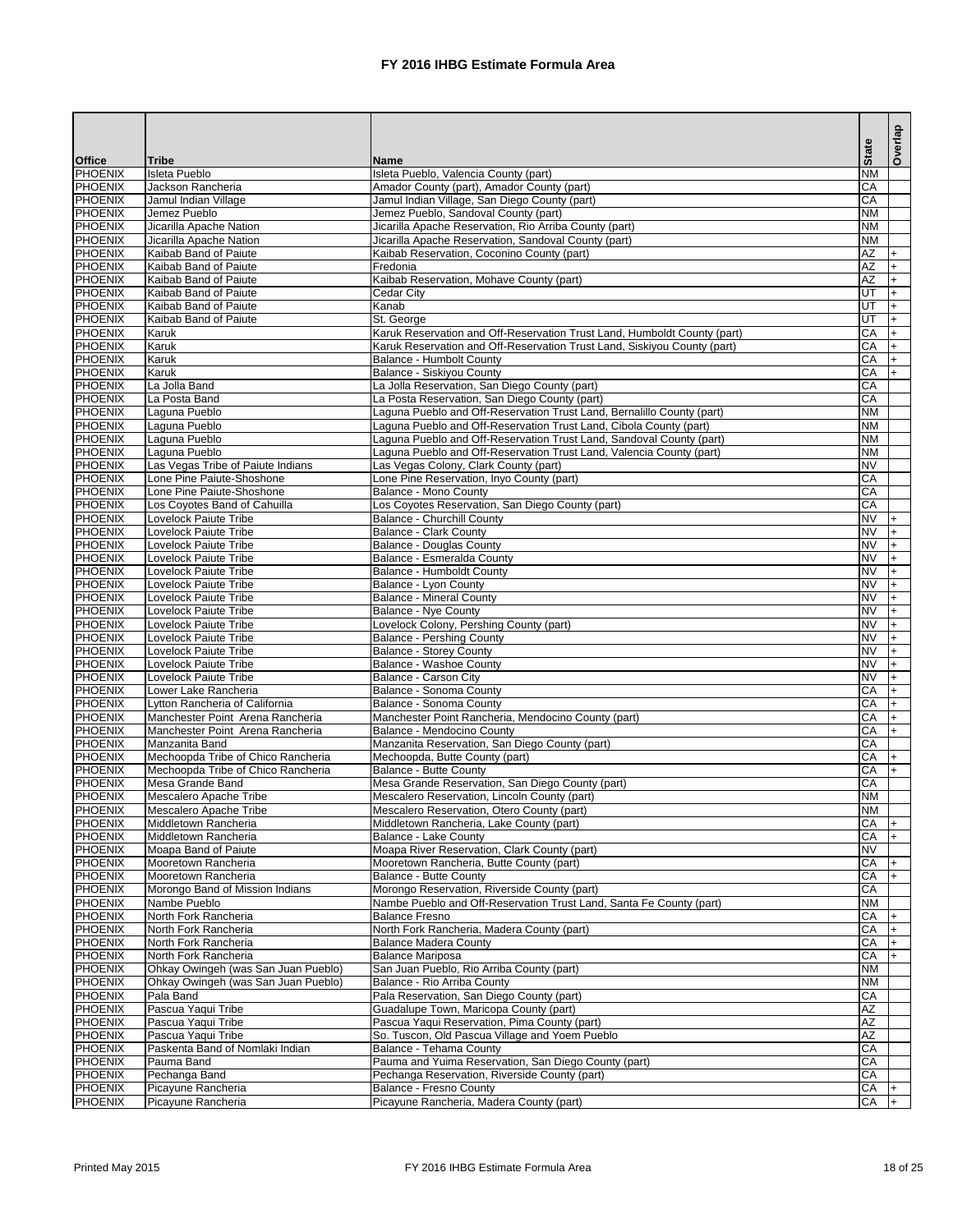# FY 2016 IHBG Estimate Formula Area

| Office | Tribe | Name | State | Overlap |
|---|---|---|---|---|
| PHOENIX | Isleta Pueblo | Isleta Pueblo, Valencia County (part) | NM | |
| PHOENIX | Jackson Rancheria | Amador County (part), Amador County (part) | CA | |
| PHOENIX | Jamul Indian Village | Jamul Indian Village, San Diego County (part) | CA | |
| PHOENIX | Jemez Pueblo | Jemez Pueblo, Sandoval County (part) | NM | |
| PHOENIX | Jicarilla Apache Nation | Jicarilla Apache Reservation, Rio Arriba County (part) | NM | |
| PHOENIX | Jicarilla Apache Nation | Jicarilla Apache Reservation, Sandoval County (part) | NM | |
| PHOENIX | Kaibab Band of Paiute | Kaibab Reservation, Coconino County (part) | AZ | + |
| PHOENIX | Kaibab Band of Paiute | Fredonia | AZ | + |
| PHOENIX | Kaibab Band of Paiute | Kaibab Reservation, Mohave County (part) | AZ | + |
| PHOENIX | Kaibab Band of Paiute | Cedar City | UT | + |
| PHOENIX | Kaibab Band of Paiute | Kanab | UT | + |
| PHOENIX | Kaibab Band of Paiute | St. George | UT | + |
| PHOENIX | Karuk | Karuk Reservation and Off-Reservation Trust Land, Humboldt County (part) | CA | + |
| PHOENIX | Karuk | Karuk Reservation and Off-Reservation Trust Land, Siskiyou County (part) | CA | + |
| PHOENIX | Karuk | Balance - Humbolt County | CA | + |
| PHOENIX | Karuk | Balance - Siskiyou County | CA | + |
| PHOENIX | La Jolla Band | La Jolla Reservation, San Diego County (part) | CA | |
| PHOENIX | La Posta Band | La Posta Reservation, San Diego County (part) | CA | |
| PHOENIX | Laguna Pueblo | Laguna Pueblo and Off-Reservation Trust Land, Bernalillo County (part) | NM | |
| PHOENIX | Laguna Pueblo | Laguna Pueblo and Off-Reservation Trust Land, Cibola County (part) | NM | |
| PHOENIX | Laguna Pueblo | Laguna Pueblo and Off-Reservation Trust Land, Sandoval County (part) | NM | |
| PHOENIX | Laguna Pueblo | Laguna Pueblo and Off-Reservation Trust Land, Valencia County (part) | NM | |
| PHOENIX | Las Vegas Tribe of Paiute Indians | Las Vegas Colony, Clark County (part) | NV | |
| PHOENIX | Lone Pine Paiute-Shoshone | Lone Pine Reservation, Inyo County (part) | CA | |
| PHOENIX | Lone Pine Paiute-Shoshone | Balance - Mono County | CA | |
| PHOENIX | Los Coyotes Band of Cahuilla | Los Coyotes Reservation, San Diego County (part) | CA | |
| PHOENIX | Lovelock Paiute Tribe | Balance - Churchill County | NV | + |
| PHOENIX | Lovelock Paiute Tribe | Balance - Clark County | NV | + |
| PHOENIX | Lovelock Paiute Tribe | Balance - Douglas County | NV | + |
| PHOENIX | Lovelock Paiute Tribe | Balance - Esmeralda County | NV | + |
| PHOENIX | Lovelock Paiute Tribe | Balance - Humboldt County | NV | + |
| PHOENIX | Lovelock Paiute Tribe | Balance - Lyon County | NV | + |
| PHOENIX | Lovelock Paiute Tribe | Balance - Mineral County | NV | + |
| PHOENIX | Lovelock Paiute Tribe | Balance - Nye County | NV | + |
| PHOENIX | Lovelock Paiute Tribe | Lovelock Colony, Pershing County (part) | NV | + |
| PHOENIX | Lovelock Paiute Tribe | Balance - Pershing County | NV | + |
| PHOENIX | Lovelock Paiute Tribe | Balance - Storey County | NV | + |
| PHOENIX | Lovelock Paiute Tribe | Balance - Washoe County | NV | + |
| PHOENIX | Lovelock Paiute Tribe | Balance - Carson City | NV | + |
| PHOENIX | Lower Lake Rancheria | Balance - Sonoma County | CA | + |
| PHOENIX | Lytton Rancheria of California | Balance - Sonoma County | CA | + |
| PHOENIX | Manchester Point Arena Rancheria | Manchester Point Rancheria, Mendocino County (part) | CA | + |
| PHOENIX | Manchester Point Arena Rancheria | Balance - Mendocino County | CA | + |
| PHOENIX | Manzanita Band | Manzanita Reservation, San Diego County (part) | CA | |
| PHOENIX | Mechoopda Tribe of Chico Rancheria | Mechoopda, Butte County (part) | CA | + |
| PHOENIX | Mechoopda Tribe of Chico Rancheria | Balance - Butte County | CA | + |
| PHOENIX | Mesa Grande Band | Mesa Grande Reservation, San Diego County (part) | CA | |
| PHOENIX | Mescalero Apache Tribe | Mescalero Reservation, Lincoln County (part) | NM | |
| PHOENIX | Mescalero Apache Tribe | Mescalero Reservation, Otero County (part) | NM | |
| PHOENIX | Middletown Rancheria | Middletown Rancheria, Lake County (part) | CA | + |
| PHOENIX | Middletown Rancheria | Balance - Lake County | CA | + |
| PHOENIX | Moapa Band of Paiute | Moapa River Reservation, Clark County (part) | NV | |
| PHOENIX | Mooretown Rancheria | Mooretown Rancheria, Butte County (part) | CA | + |
| PHOENIX | Mooretown Rancheria | Balance - Butte County | CA | + |
| PHOENIX | Morongo Band of Mission Indians | Morongo Reservation, Riverside County (part) | CA | |
| PHOENIX | Nambe Pueblo | Nambe Pueblo and Off-Reservation Trust Land, Santa Fe County (part) | NM | |
| PHOENIX | North Fork Rancheria | Balance Fresno | CA | + |
| PHOENIX | North Fork Rancheria | North Fork Rancheria, Madera County (part) | CA | + |
| PHOENIX | North Fork Rancheria | Balance Madera County | CA | + |
| PHOENIX | North Fork Rancheria | Balance Mariposa | CA | + |
| PHOENIX | Ohkay Owingeh (was San Juan Pueblo) | San Juan Pueblo, Rio Arriba County (part) | NM | |
| PHOENIX | Ohkay Owingeh (was San Juan Pueblo) | Balance - Rio Arriba County | NM | |
| PHOENIX | Pala Band | Pala Reservation, San Diego County (part) | CA | |
| PHOENIX | Pascua Yaqui Tribe | Guadalupe Town, Maricopa County (part) | AZ | |
| PHOENIX | Pascua Yaqui Tribe | Pascua Yaqui Reservation, Pima County (part) | AZ | |
| PHOENIX | Pascua Yaqui Tribe | So. Tuscon, Old Pascua Village and Yoem Pueblo | AZ | |
| PHOENIX | Paskenta Band of Nomlaki Indian | Balance - Tehama County | CA | |
| PHOENIX | Pauma Band | Pauma and Yuima Reservation, San Diego County (part) | CA | |
| PHOENIX | Pechanga Band | Pechanga Reservation, Riverside County (part) | CA | |
| PHOENIX | Picayune Rancheria | Balance - Fresno County | CA | + |
| PHOENIX | Picayune Rancheria | Picayune Rancheria, Madera County (part) | CA | + |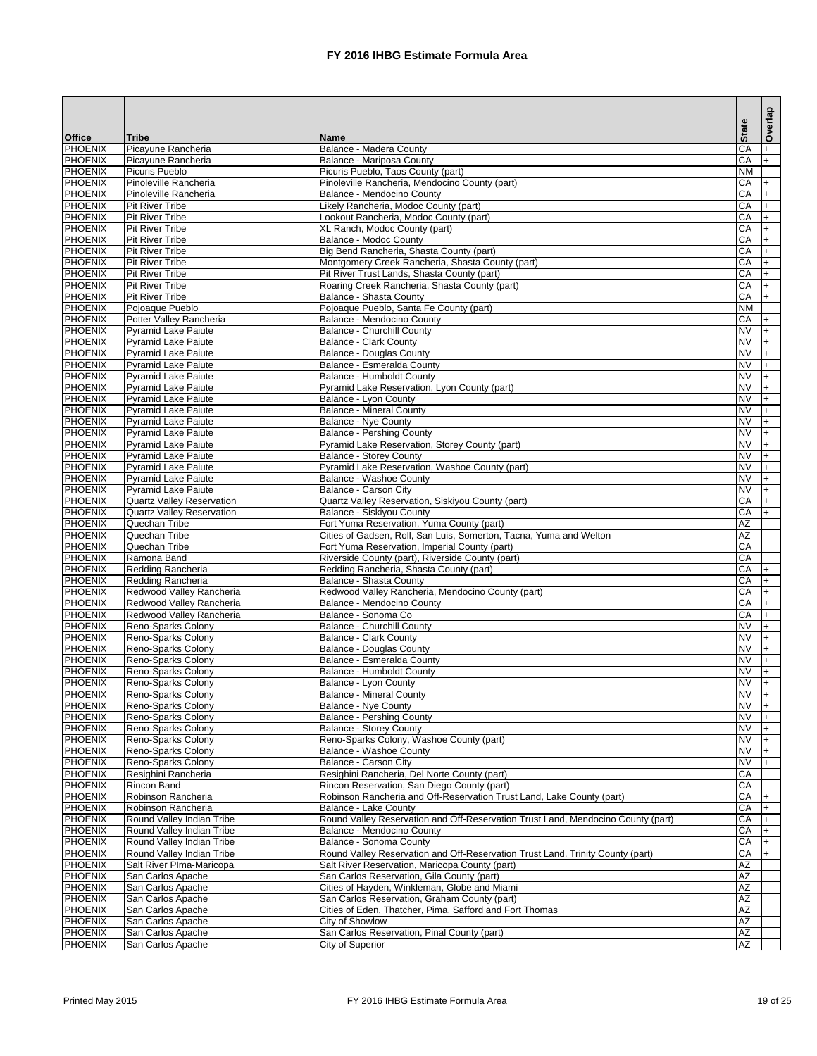# FY 2016 IHBG Estimate Formula Area

| Office | Tribe | Name | State | Overlap |
|---|---|---|---|---|
| PHOENIX | Picayune Rancheria | Balance - Madera County | CA | + |
| PHOENIX | Picayune Rancheria | Balance - Mariposa County | CA | + |
| PHOENIX | Picuris Pueblo | Picuris Pueblo, Taos County (part) | NM | |
| PHOENIX | Pinoleville Rancheria | Pinoleville Rancheria, Mendocino County (part) | CA | + |
| PHOENIX | Pinoleville Rancheria | Balance - Mendocino County | CA | + |
| PHOENIX | Pit River Tribe | Likely Rancheria, Modoc County (part) | CA | + |
| PHOENIX | Pit River Tribe | Lookout Rancheria, Modoc County (part) | CA | + |
| PHOENIX | Pit River Tribe | XL Ranch, Modoc County (part) | CA | + |
| PHOENIX | Pit River Tribe | Balance - Modoc County | CA | + |
| PHOENIX | Pit River Tribe | Big Bend Rancheria, Shasta County (part) | CA | + |
| PHOENIX | Pit River Tribe | Montgomery Creek Rancheria, Shasta County (part) | CA | + |
| PHOENIX | Pit River Tribe | Pit River Trust Lands, Shasta County (part) | CA | + |
| PHOENIX | Pit River Tribe | Roaring Creek Rancheria, Shasta County (part) | CA | + |
| PHOENIX | Pit River Tribe | Balance - Shasta County | CA | + |
| PHOENIX | Pojoaque Pueblo | Pojoaque Pueblo, Santa Fe County (part) | NM | |
| PHOENIX | Potter Valley Rancheria | Balance - Mendocino County | CA | + |
| PHOENIX | Pyramid Lake Paiute | Balance - Churchill County | NV | + |
| PHOENIX | Pyramid Lake Paiute | Balance - Clark County | NV | + |
| PHOENIX | Pyramid Lake Paiute | Balance - Douglas County | NV | + |
| PHOENIX | Pyramid Lake Paiute | Balance - Esmeralda County | NV | + |
| PHOENIX | Pyramid Lake Paiute | Balance - Humboldt County | NV | + |
| PHOENIX | Pyramid Lake Paiute | Pyramid Lake Reservation, Lyon County (part) | NV | + |
| PHOENIX | Pyramid Lake Paiute | Balance - Lyon County | NV | + |
| PHOENIX | Pyramid Lake Paiute | Balance - Mineral County | NV | + |
| PHOENIX | Pyramid Lake Paiute | Balance - Nye County | NV | + |
| PHOENIX | Pyramid Lake Paiute | Balance - Pershing County | NV | + |
| PHOENIX | Pyramid Lake Paiute | Pyramid Lake Reservation, Storey County (part) | NV | + |
| PHOENIX | Pyramid Lake Paiute | Balance - Storey County | NV | + |
| PHOENIX | Pyramid Lake Paiute | Pyramid Lake Reservation, Washoe County (part) | NV | + |
| PHOENIX | Pyramid Lake Paiute | Balance - Washoe County | NV | + |
| PHOENIX | Pyramid Lake Paiute | Balance - Carson City | NV | + |
| PHOENIX | Quartz Valley Reservation | Quartz Valley Reservation, Siskiyou County (part) | CA | + |
| PHOENIX | Quartz Valley Reservation | Balance - Siskiyou County | CA | + |
| PHOENIX | Quechan Tribe | Fort Yuma Reservation, Yuma County (part) | AZ | |
| PHOENIX | Quechan Tribe | Cities of Gadsen, Roll, San Luis, Somerton, Tacna, Yuma and Welton | AZ | |
| PHOENIX | Quechan Tribe | Fort Yuma Reservation, Imperial County (part) | CA | |
| PHOENIX | Ramona Band | Riverside County (part), Riverside County (part) | CA | |
| PHOENIX | Redding Rancheria | Redding Rancheria, Shasta County (part) | CA | + |
| PHOENIX | Redding Rancheria | Balance - Shasta County | CA | + |
| PHOENIX | Redwood Valley Rancheria | Redwood Valley Rancheria, Mendocino County (part) | CA | + |
| PHOENIX | Redwood Valley Rancheria | Balance - Mendocino County | CA | + |
| PHOENIX | Redwood Valley Rancheria | Balance - Sonoma Co | CA | + |
| PHOENIX | Reno-Sparks Colony | Balance - Churchill County | NV | + |
| PHOENIX | Reno-Sparks Colony | Balance - Clark County | NV | + |
| PHOENIX | Reno-Sparks Colony | Balance - Douglas County | NV | + |
| PHOENIX | Reno-Sparks Colony | Balance - Esmeralda County | NV | + |
| PHOENIX | Reno-Sparks Colony | Balance - Humboldt County | NV | + |
| PHOENIX | Reno-Sparks Colony | Balance - Lyon County | NV | + |
| PHOENIX | Reno-Sparks Colony | Balance - Mineral County | NV | + |
| PHOENIX | Reno-Sparks Colony | Balance - Nye County | NV | + |
| PHOENIX | Reno-Sparks Colony | Balance - Pershing County | NV | + |
| PHOENIX | Reno-Sparks Colony | Balance - Storey County | NV | + |
| PHOENIX | Reno-Sparks Colony | Reno-Sparks Colony, Washoe County (part) | NV | + |
| PHOENIX | Reno-Sparks Colony | Balance - Washoe County | NV | + |
| PHOENIX | Reno-Sparks Colony | Balance - Carson City | NV | + |
| PHOENIX | Resighini Rancheria | Resighini Rancheria, Del Norte County (part) | CA | |
| PHOENIX | Rincon Band | Rincon Reservation, San Diego County (part) | CA | |
| PHOENIX | Robinson Rancheria | Robinson Rancheria and Off-Reservation Trust Land, Lake County (part) | CA | + |
| PHOENIX | Robinson Rancheria | Balance - Lake County | CA | + |
| PHOENIX | Round Valley Indian Tribe | Round Valley Reservation and Off-Reservation Trust Land, Mendocino County (part) | CA | + |
| PHOENIX | Round Valley Indian Tribe | Balance - Mendocino County | CA | + |
| PHOENIX | Round Valley Indian Tribe | Balance - Sonoma County | CA | + |
| PHOENIX | Round Valley Indian Tribe | Round Valley Reservation and Off-Reservation Trust Land, Trinity County (part) | CA | + |
| PHOENIX | Salt River PIma-Maricopa | Salt River Reservation, Maricopa County (part) | AZ | |
| PHOENIX | San Carlos Apache | San Carlos Reservation, Gila County (part) | AZ | |
| PHOENIX | San Carlos Apache | Cities of Hayden, Winkleman, Globe and Miami | AZ | |
| PHOENIX | San Carlos Apache | San Carlos Reservation, Graham County (part) | AZ | |
| PHOENIX | San Carlos Apache | Cities of Eden, Thatcher, Pima, Safford and Fort Thomas | AZ | |
| PHOENIX | San Carlos Apache | City of Showlow | AZ | |
| PHOENIX | San Carlos Apache | San Carlos Reservation, Pinal County (part) | AZ | |
| PHOENIX | San Carlos Apache | City of Superior | AZ | |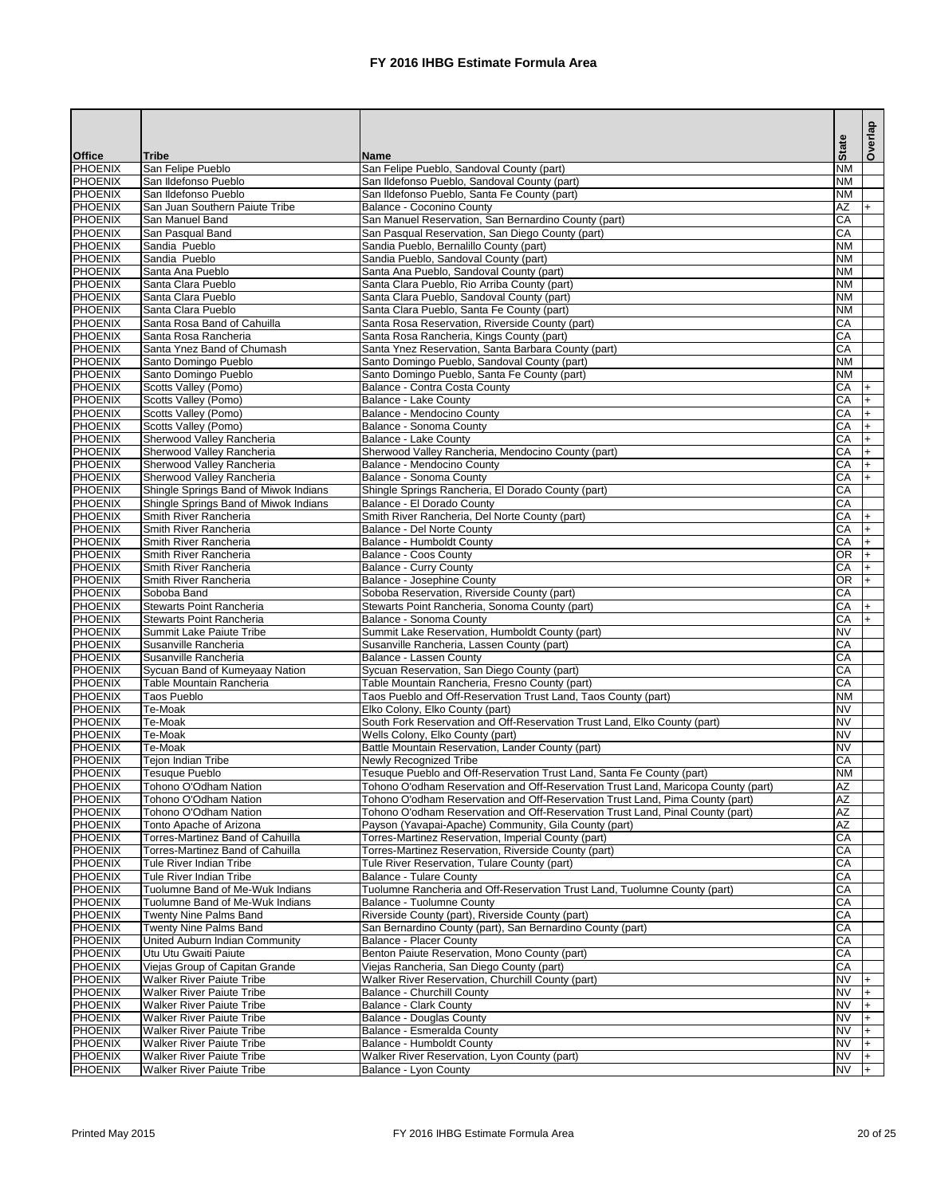# FY 2016 IHBG Estimate Formula Area

| Office | Tribe | Name | State | Overlap |
|---|---|---|---|---|
| PHOENIX | San Felipe Pueblo | San Felipe Pueblo, Sandoval County (part) | NM | |
| PHOENIX | San Ildefonso Pueblo | San Ildefonso Pueblo, Sandoval County (part) | NM | |
| PHOENIX | San Ildefonso Pueblo | San Ildefonso Pueblo, Santa Fe County (part) | NM | |
| PHOENIX | San Juan Southern Paiute Tribe | Balance - Coconino County | AZ | + |
| PHOENIX | San Manuel Band | San Manuel Reservation, San Bernardino County (part) | CA | |
| PHOENIX | San Pasqual Band | San Pasqual Reservation, San Diego County (part) | CA | |
| PHOENIX | Sandia Pueblo | Sandia Pueblo, Bernalillo County (part) | NM | |
| PHOENIX | Sandia Pueblo | Sandia Pueblo, Sandoval County (part) | NM | |
| PHOENIX | Santa Ana Pueblo | Santa Ana Pueblo, Sandoval County (part) | NM | |
| PHOENIX | Santa Clara Pueblo | Santa Clara Pueblo, Rio Arriba County (part) | NM | |
| PHOENIX | Santa Clara Pueblo | Santa Clara Pueblo, Sandoval County (part) | NM | |
| PHOENIX | Santa Clara Pueblo | Santa Clara Pueblo, Santa Fe County (part) | NM | |
| PHOENIX | Santa Rosa Band of Cahuilla | Santa Rosa Reservation, Riverside County (part) | CA | |
| PHOENIX | Santa Rosa Rancheria | Santa Rosa Rancheria, Kings County (part) | CA | |
| PHOENIX | Santa Ynez Band of Chumash | Santa Ynez Reservation, Santa Barbara County (part) | CA | |
| PHOENIX | Santo Domingo Pueblo | Santo Domingo Pueblo, Sandoval County (part) | NM | |
| PHOENIX | Santo Domingo Pueblo | Santo Domingo Pueblo, Santa Fe County (part) | NM | |
| PHOENIX | Scotts Valley (Pomo) | Balance - Contra Costa County | CA | + |
| PHOENIX | Scotts Valley (Pomo) | Balance - Lake County | CA | + |
| PHOENIX | Scotts Valley (Pomo) | Balance - Mendocino County | CA | + |
| PHOENIX | Scotts Valley (Pomo) | Balance - Sonoma County | CA | + |
| PHOENIX | Sherwood Valley Rancheria | Balance - Lake County | CA | + |
| PHOENIX | Sherwood Valley Rancheria | Sherwood Valley Rancheria, Mendocino County (part) | CA | + |
| PHOENIX | Sherwood Valley Rancheria | Balance - Mendocino County | CA | + |
| PHOENIX | Sherwood Valley Rancheria | Balance - Sonoma County | CA | + |
| PHOENIX | Shingle Springs Band of Miwok Indians | Shingle Springs Rancheria, El Dorado County (part) | CA | |
| PHOENIX | Shingle Springs Band of Miwok Indians | Balance - El Dorado County | CA | |
| PHOENIX | Smith River Rancheria | Smith River Rancheria, Del Norte County (part) | CA | + |
| PHOENIX | Smith River Rancheria | Balance - Del Norte County | CA | + |
| PHOENIX | Smith River Rancheria | Balance - Humboldt County | CA | + |
| PHOENIX | Smith River Rancheria | Balance - Coos County | OR | + |
| PHOENIX | Smith River Rancheria | Balance - Curry County | CA | + |
| PHOENIX | Smith River Rancheria | Balance - Josephine County | OR | + |
| PHOENIX | Soboba Band | Soboba Reservation, Riverside County (part) | CA | |
| PHOENIX | Stewarts Point Rancheria | Stewarts Point Rancheria, Sonoma County (part) | CA | + |
| PHOENIX | Stewarts Point Rancheria | Balance - Sonoma County | CA | + |
| PHOENIX | Summit Lake Paiute Tribe | Summit Lake Reservation, Humboldt County (part) | NV | |
| PHOENIX | Susanville Rancheria | Susanville Rancheria, Lassen County (part) | CA | |
| PHOENIX | Susanville Rancheria | Balance - Lassen County | CA | |
| PHOENIX | Sycuan Band of Kumeyaay Nation | Sycuan Reservation, San Diego County (part) | CA | |
| PHOENIX | Table Mountain Rancheria | Table Mountain Rancheria, Fresno County (part) | CA | |
| PHOENIX | Taos Pueblo | Taos Pueblo and Off-Reservation Trust Land, Taos County (part) | NM | |
| PHOENIX | Te-Moak | Elko Colony, Elko County (part) | NV | |
| PHOENIX | Te-Moak | South Fork Reservation and Off-Reservation Trust Land, Elko County (part) | NV | |
| PHOENIX | Te-Moak | Wells Colony, Elko County (part) | NV | |
| PHOENIX | Te-Moak | Battle Mountain Reservation, Lander County (part) | NV | |
| PHOENIX | Tejon Indian Tribe | Newly Recognized Tribe | CA | |
| PHOENIX | Tesuque Pueblo | Tesuque Pueblo and Off-Reservation Trust Land, Santa Fe County (part) | NM | |
| PHOENIX | Tohono O'Odham Nation | Tohono O'odham Reservation and Off-Reservation Trust Land, Maricopa County (part) | AZ | |
| PHOENIX | Tohono O'Odham Nation | Tohono O'odham Reservation and Off-Reservation Trust Land, Pima County (part) | AZ | |
| PHOENIX | Tohono O'Odham Nation | Tohono O'odham Reservation and Off-Reservation Trust Land, Pinal County (part) | AZ | |
| PHOENIX | Tonto Apache of Arizona | Payson (Yavapai-Apache) Community, Gila County (part) | AZ | |
| PHOENIX | Torres-Martinez Band of Cahuilla | Torres-Martinez Reservation, Imperial County (part) | CA | |
| PHOENIX | Torres-Martinez Band of Cahuilla | Torres-Martinez Reservation, Riverside County (part) | CA | |
| PHOENIX | Tule River Indian Tribe | Tule River Reservation, Tulare County (part) | CA | |
| PHOENIX | Tule River Indian Tribe | Balance - Tulare County | CA | |
| PHOENIX | Tuolumne Band of Me-Wuk Indians | Tuolumne Rancheria and Off-Reservation Trust Land, Tuolumne County (part) | CA | |
| PHOENIX | Tuolumne Band of Me-Wuk Indians | Balance - Tuolumne County | CA | |
| PHOENIX | Twenty Nine Palms Band | Riverside County (part), Riverside County (part) | CA | |
| PHOENIX | Twenty Nine Palms Band | San Bernardino County (part), San Bernardino County (part) | CA | |
| PHOENIX | United Auburn Indian Community | Balance - Placer County | CA | |
| PHOENIX | Utu Utu Gwaiti Paiute | Benton Paiute Reservation, Mono County (part) | CA | |
| PHOENIX | Viejas Group of Capitan Grande | Viejas Rancheria, San Diego County (part) | CA | |
| PHOENIX | Walker River Paiute Tribe | Walker River Reservation, Churchill County (part) | NV | + |
| PHOENIX | Walker River Paiute Tribe | Balance - Churchill County | NV | + |
| PHOENIX | Walker River Paiute Tribe | Balance - Clark County | NV | + |
| PHOENIX | Walker River Paiute Tribe | Balance - Douglas County | NV | + |
| PHOENIX | Walker River Paiute Tribe | Balance - Esmeralda County | NV | + |
| PHOENIX | Walker River Paiute Tribe | Balance - Humboldt County | NV | + |
| PHOENIX | Walker River Paiute Tribe | Walker River Reservation, Lyon County (part) | NV | + |
| PHOENIX | Walker River Paiute Tribe | Balance - Lyon County | NV | + |

Printed May 2015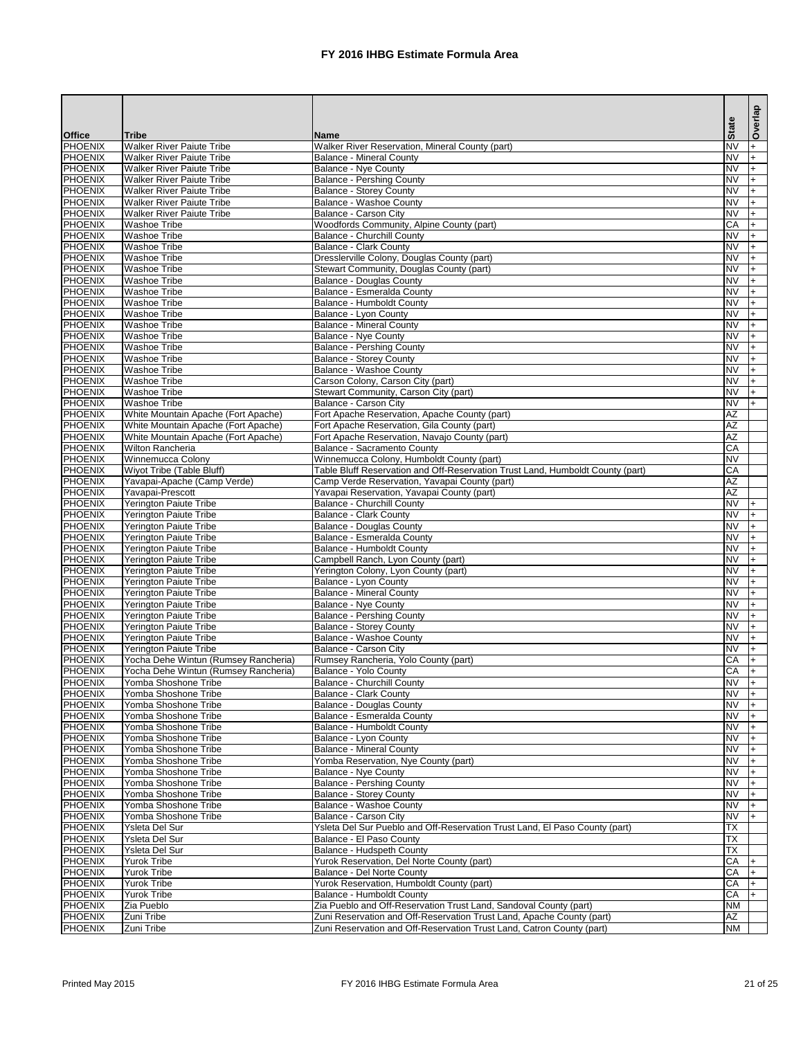# FY 2016 IHBG Estimate Formula Area

| Office | Tribe | Name | State | Overlap |
|---|---|---|---|---|
| PHOENIX | Walker River Paiute Tribe | Walker River Reservation, Mineral County (part) | NV | + |
| PHOENIX | Walker River Paiute Tribe | Balance - Mineral County | NV | + |
| PHOENIX | Walker River Paiute Tribe | Balance - Nye County | NV | + |
| PHOENIX | Walker River Paiute Tribe | Balance - Pershing County | NV | + |
| PHOENIX | Walker River Paiute Tribe | Balance - Storey County | NV | + |
| PHOENIX | Walker River Paiute Tribe | Balance - Washoe County | NV | + |
| PHOENIX | Walker River Paiute Tribe | Balance - Carson City | NV | + |
| PHOENIX | Washoe Tribe | Woodfords Community, Alpine County (part) | CA | + |
| PHOENIX | Washoe Tribe | Balance - Churchill County | NV | + |
| PHOENIX | Washoe Tribe | Balance - Clark County | NV | + |
| PHOENIX | Washoe Tribe | Dresslerville Colony, Douglas County (part) | NV | + |
| PHOENIX | Washoe Tribe | Stewart Community, Douglas County (part) | NV | + |
| PHOENIX | Washoe Tribe | Balance - Douglas County | NV | + |
| PHOENIX | Washoe Tribe | Balance - Esmeralda County | NV | + |
| PHOENIX | Washoe Tribe | Balance - Humboldt County | NV | + |
| PHOENIX | Washoe Tribe | Balance - Lyon County | NV | + |
| PHOENIX | Washoe Tribe | Balance - Mineral County | NV | + |
| PHOENIX | Washoe Tribe | Balance - Nye County | NV | + |
| PHOENIX | Washoe Tribe | Balance - Pershing County | NV | + |
| PHOENIX | Washoe Tribe | Balance - Storey County | NV | + |
| PHOENIX | Washoe Tribe | Balance - Washoe County | NV | + |
| PHOENIX | Washoe Tribe | Carson Colony, Carson City (part) | NV | + |
| PHOENIX | Washoe Tribe | Stewart Community, Carson City (part) | NV | + |
| PHOENIX | Washoe Tribe | Balance - Carson City | NV | + |
| PHOENIX | White Mountain Apache (Fort Apache) | Fort Apache Reservation, Apache County (part) | AZ | |
| PHOENIX | White Mountain Apache (Fort Apache) | Fort Apache Reservation, Gila County (part) | AZ | |
| PHOENIX | White Mountain Apache (Fort Apache) | Fort Apache Reservation, Navajo County (part) | AZ | |
| PHOENIX | Wilton Rancheria | Balance - Sacramento County | CA | |
| PHOENIX | Winnemucca Colony | Winnemucca Colony, Humboldt County (part) | NV | |
| PHOENIX | Wiyot Tribe (Table Bluff) | Table Bluff Reservation and Off-Reservation Trust Land, Humboldt County (part) | CA | |
| PHOENIX | Yavapai-Apache (Camp Verde) | Camp Verde Reservation, Yavapai County (part) | AZ | |
| PHOENIX | Yavapai-Prescott | Yavapai Reservation, Yavapai County (part) | AZ | |
| PHOENIX | Yerington Paiute Tribe | Balance - Churchill County | NV | + |
| PHOENIX | Yerington Paiute Tribe | Balance - Clark County | NV | + |
| PHOENIX | Yerington Paiute Tribe | Balance - Douglas County | NV | + |
| PHOENIX | Yerington Paiute Tribe | Balance - Esmeralda County | NV | + |
| PHOENIX | Yerington Paiute Tribe | Balance - Humboldt County | NV | + |
| PHOENIX | Yerington Paiute Tribe | Campbell Ranch, Lyon County (part) | NV | + |
| PHOENIX | Yerington Paiute Tribe | Yerington Colony, Lyon County (part) | NV | + |
| PHOENIX | Yerington Paiute Tribe | Balance - Lyon County | NV | + |
| PHOENIX | Yerington Paiute Tribe | Balance - Mineral County | NV | + |
| PHOENIX | Yerington Paiute Tribe | Balance - Nye County | NV | + |
| PHOENIX | Yerington Paiute Tribe | Balance - Pershing County | NV | + |
| PHOENIX | Yerington Paiute Tribe | Balance - Storey County | NV | + |
| PHOENIX | Yerington Paiute Tribe | Balance - Washoe County | NV | + |
| PHOENIX | Yerington Paiute Tribe | Balance - Carson City | NV | + |
| PHOENIX | Yocha Dehe Wintun (Rumsey Rancheria) | Rumsey Rancheria, Yolo County (part) | CA | + |
| PHOENIX | Yocha Dehe Wintun (Rumsey Rancheria) | Balance - Yolo County | CA | + |
| PHOENIX | Yomba Shoshone Tribe | Balance - Churchill County | NV | + |
| PHOENIX | Yomba Shoshone Tribe | Balance - Clark County | NV | + |
| PHOENIX | Yomba Shoshone Tribe | Balance - Douglas County | NV | + |
| PHOENIX | Yomba Shoshone Tribe | Balance - Esmeralda County | NV | + |
| PHOENIX | Yomba Shoshone Tribe | Balance - Humboldt County | NV | + |
| PHOENIX | Yomba Shoshone Tribe | Balance - Lyon County | NV | + |
| PHOENIX | Yomba Shoshone Tribe | Balance - Mineral County | NV | + |
| PHOENIX | Yomba Shoshone Tribe | Yomba Reservation, Nye County (part) | NV | + |
| PHOENIX | Yomba Shoshone Tribe | Balance - Nye County | NV | + |
| PHOENIX | Yomba Shoshone Tribe | Balance - Pershing County | NV | + |
| PHOENIX | Yomba Shoshone Tribe | Balance - Storey County | NV | + |
| PHOENIX | Yomba Shoshone Tribe | Balance - Washoe County | NV | + |
| PHOENIX | Yomba Shoshone Tribe | Balance - Carson City | NV | + |
| PHOENIX | Ysleta Del Sur | Ysleta Del Sur Pueblo and Off-Reservation Trust Land, El Paso County (part) | TX | |
| PHOENIX | Ysleta Del Sur | Balance - El Paso County | TX | |
| PHOENIX | Ysleta Del Sur | Balance - Hudspeth County | TX | |
| PHOENIX | Yurok Tribe | Yurok Reservation, Del Norte County (part) | CA | + |
| PHOENIX | Yurok Tribe | Balance - Del Norte County | CA | + |
| PHOENIX | Yurok Tribe | Yurok Reservation, Humboldt County (part) | CA | + |
| PHOENIX | Yurok Tribe | Balance - Humboldt County | CA | + |
| PHOENIX | Zia Pueblo | Zia Pueblo and Off-Reservation Trust Land, Sandoval County (part) | NM | |
| PHOENIX | Zuni Tribe | Zuni Reservation and Off-Reservation Trust Land, Apache County (part) | AZ | |
| PHOENIX | Zuni Tribe | Zuni Reservation and Off-Reservation Trust Land, Catron County (part) | NM | |

Printed May 2015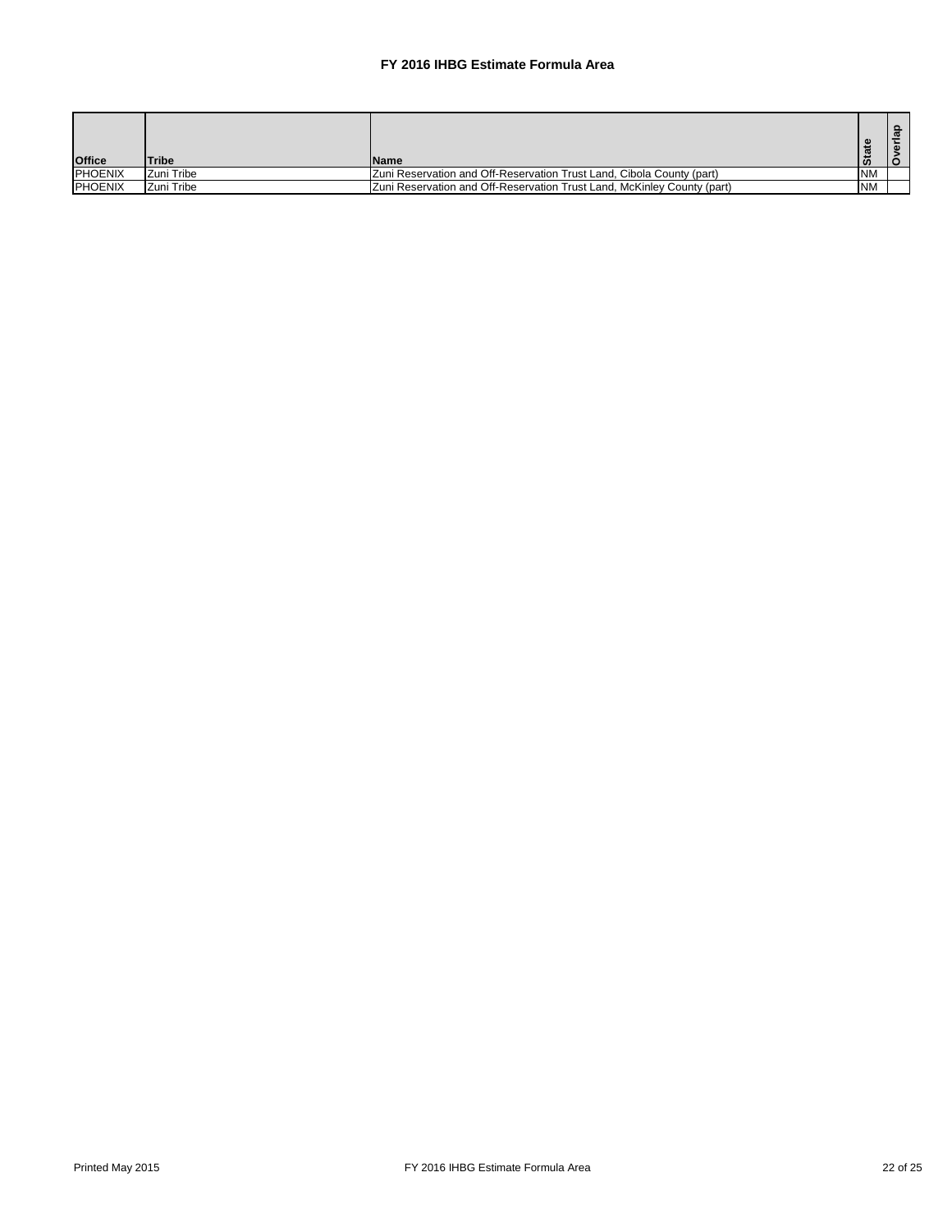# FY 2016 IHBG Estimate Formula Area

| Office | Tribe | Name | State | Overlap |
|---|---|---|---|---|
| PHOENIX | Zuni Tribe | Zuni Reservation and Off-Reservation Trust Land, Cibola County (part) | NM | |
| PHOENIX | Zuni Tribe | Zuni Reservation and Off-Reservation Trust Land, McKinley County (part) | NM | |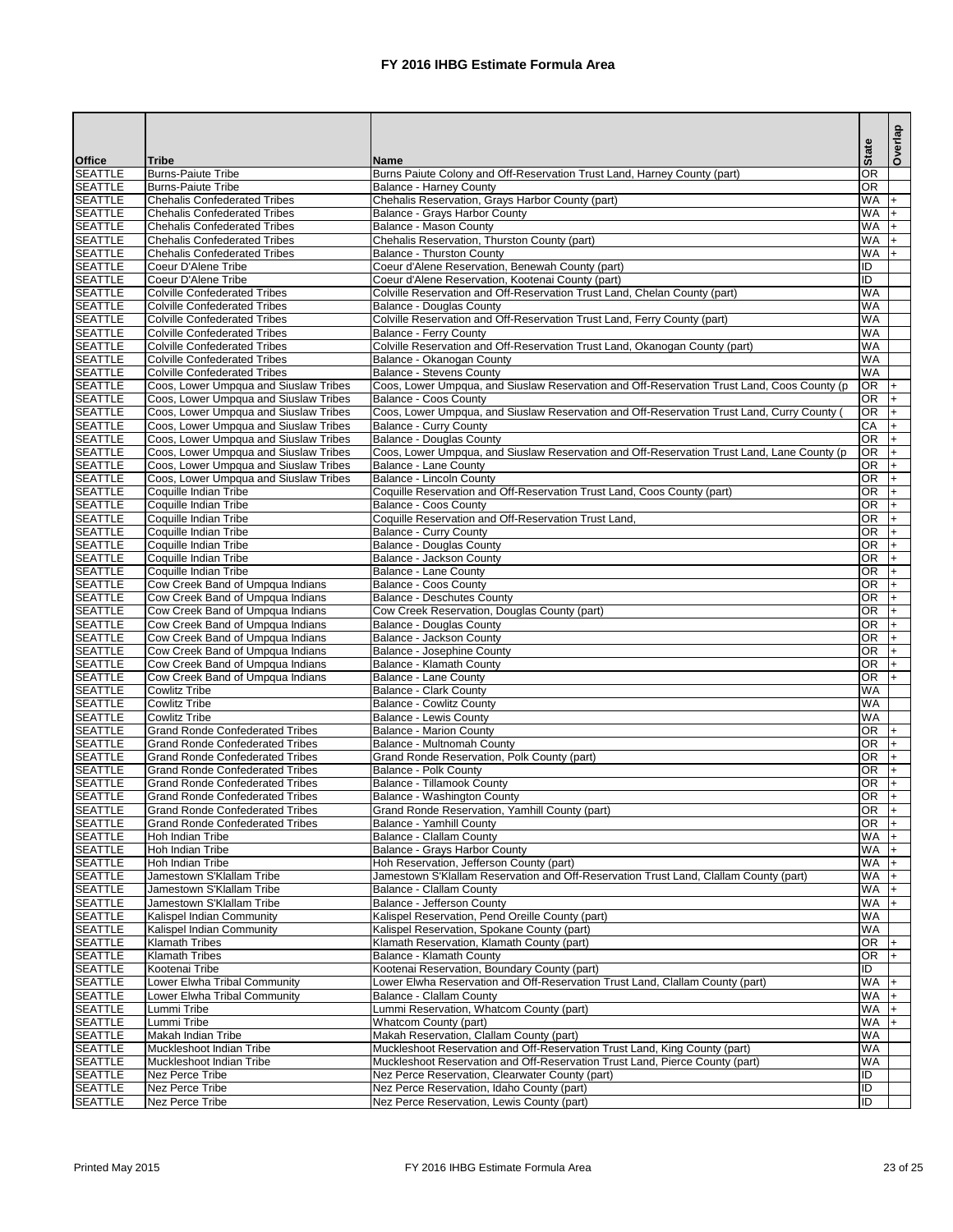# FY 2016 IHBG Estimate Formula Area

| Office | Tribe | Name | State | Overlap |
|---|---|---|---|---|
| SEATTLE | Burns-Paiute Tribe | Burns Paiute Colony and Off-Reservation Trust Land, Harney County (part) | OR | |
| SEATTLE | Burns-Paiute Tribe | Balance - Harney County | OR | |
| SEATTLE | Chehalis Confederated Tribes | Chehalis Reservation, Grays Harbor County (part) | WA | + |
| SEATTLE | Chehalis Confederated Tribes | Balance - Grays Harbor County | WA | + |
| SEATTLE | Chehalis Confederated Tribes | Balance - Mason County | WA | + |
| SEATTLE | Chehalis Confederated Tribes | Chehalis Reservation, Thurston County (part) | WA | + |
| SEATTLE | Chehalis Confederated Tribes | Balance - Thurston County | WA | + |
| SEATTLE | Coeur D'Alene Tribe | Coeur d'Alene Reservation, Benewah County (part) | ID | |
| SEATTLE | Coeur D'Alene Tribe | Coeur d'Alene Reservation, Kootenai County (part) | ID | |
| SEATTLE | Colville Confederated Tribes | Colville Reservation and Off-Reservation Trust Land, Chelan County (part) | WA | |
| SEATTLE | Colville Confederated Tribes | Balance - Douglas County | WA | |
| SEATTLE | Colville Confederated Tribes | Colville Reservation and Off-Reservation Trust Land, Ferry County (part) | WA | |
| SEATTLE | Colville Confederated Tribes | Balance - Ferry County | WA | |
| SEATTLE | Colville Confederated Tribes | Colville Reservation and Off-Reservation Trust Land, Okanogan County (part) | WA | |
| SEATTLE | Colville Confederated Tribes | Balance - Okanogan County | WA | |
| SEATTLE | Colville Confederated Tribes | Balance - Stevens County | WA | |
| SEATTLE | Coos, Lower Umpqua and Siuslaw Tribes | Coos, Lower Umpqua, and Siuslaw Reservation and Off-Reservation Trust Land, Coos County (p | OR | + |
| SEATTLE | Coos, Lower Umpqua and Siuslaw Tribes | Balance - Coos County | OR | + |
| SEATTLE | Coos, Lower Umpqua and Siuslaw Tribes | Coos, Lower Umpqua, and Siuslaw Reservation and Off-Reservation Trust Land, Curry County ( | OR | + |
| SEATTLE | Coos, Lower Umpqua and Siuslaw Tribes | Balance - Curry County | CA | + |
| SEATTLE | Coos, Lower Umpqua and Siuslaw Tribes | Balance - Douglas County | OR | + |
| SEATTLE | Coos, Lower Umpqua and Siuslaw Tribes | Coos, Lower Umpqua, and Siuslaw Reservation and Off-Reservation Trust Land, Lane County (p | OR | + |
| SEATTLE | Coos, Lower Umpqua and Siuslaw Tribes | Balance - Lane County | OR | + |
| SEATTLE | Coos, Lower Umpqua and Siuslaw Tribes | Balance - Lincoln County | OR | + |
| SEATTLE | Coquille Indian Tribe | Coquille Reservation and Off-Reservation Trust Land, Coos County (part) | OR | + |
| SEATTLE | Coquille Indian Tribe | Balance - Coos County | OR | + |
| SEATTLE | Coquille Indian Tribe | Coquille Reservation and Off-Reservation Trust Land, | OR | + |
| SEATTLE | Coquille Indian Tribe | Balance - Curry County | OR | + |
| SEATTLE | Coquille Indian Tribe | Balance - Douglas County | OR | + |
| SEATTLE | Coquille Indian Tribe | Balance - Jackson County | OR | + |
| SEATTLE | Coquille Indian Tribe | Balance - Lane County | OR | + |
| SEATTLE | Cow Creek Band of Umpqua Indians | Balance - Coos County | OR | + |
| SEATTLE | Cow Creek Band of Umpqua Indians | Balance - Deschutes County | OR | + |
| SEATTLE | Cow Creek Band of Umpqua Indians | Cow Creek Reservation, Douglas County (part) | OR | + |
| SEATTLE | Cow Creek Band of Umpqua Indians | Balance - Douglas County | OR | + |
| SEATTLE | Cow Creek Band of Umpqua Indians | Balance - Jackson County | OR | + |
| SEATTLE | Cow Creek Band of Umpqua Indians | Balance - Josephine County | OR | + |
| SEATTLE | Cow Creek Band of Umpqua Indians | Balance - Klamath County | OR | + |
| SEATTLE | Cow Creek Band of Umpqua Indians | Balance - Lane County | OR | + |
| SEATTLE | Cowlitz Tribe | Balance - Clark County | WA | |
| SEATTLE | Cowlitz Tribe | Balance - Cowlitz County | WA | |
| SEATTLE | Cowlitz Tribe | Balance - Lewis County | WA | |
| SEATTLE | Grand Ronde Confederated Tribes | Balance - Marion County | OR | + |
| SEATTLE | Grand Ronde Confederated Tribes | Balance - Multnomah County | OR | + |
| SEATTLE | Grand Ronde Confederated Tribes | Grand Ronde Reservation, Polk County (part) | OR | + |
| SEATTLE | Grand Ronde Confederated Tribes | Balance - Polk County | OR | + |
| SEATTLE | Grand Ronde Confederated Tribes | Balance - Tillamook County | OR | + |
| SEATTLE | Grand Ronde Confederated Tribes | Balance - Washington County | OR | + |
| SEATTLE | Grand Ronde Confederated Tribes | Grand Ronde Reservation, Yamhill County (part) | OR | + |
| SEATTLE | Grand Ronde Confederated Tribes | Balance - Yamhill County | OR | + |
| SEATTLE | Hoh Indian Tribe | Balance - Clallam County | WA | + |
| SEATTLE | Hoh Indian Tribe | Balance - Grays Harbor County | WA | + |
| SEATTLE | Hoh Indian Tribe | Hoh Reservation, Jefferson County (part) | WA | + |
| SEATTLE | Jamestown S'Klallam Tribe | Jamestown S'Klallam Reservation and Off-Reservation Trust Land, Clallam County (part) | WA | + |
| SEATTLE | Jamestown S'Klallam Tribe | Balance - Clallam County | WA | + |
| SEATTLE | Jamestown S'Klallam Tribe | Balance - Jefferson County | WA | + |
| SEATTLE | Kalispel Indian Community | Kalispel Reservation, Pend Oreille County (part) | WA | |
| SEATTLE | Kalispel Indian Community | Kalispel Reservation, Spokane County (part) | WA | |
| SEATTLE | Klamath Tribes | Klamath Reservation, Klamath County (part) | OR | + |
| SEATTLE | Klamath Tribes | Balance - Klamath County | OR | + |
| SEATTLE | Kootenai Tribe | Kootenai Reservation, Boundary County (part) | ID | |
| SEATTLE | Lower Elwha Tribal Community | Lower Elwha Reservation and Off-Reservation Trust Land, Clallam County (part) | WA | + |
| SEATTLE | Lower Elwha Tribal Community | Balance - Clallam County | WA | + |
| SEATTLE | Lummi Tribe | Lummi Reservation, Whatcom County (part) | WA | + |
| SEATTLE | Lummi Tribe | Whatcom County (part) | WA | + |
| SEATTLE | Makah Indian Tribe | Makah Reservation, Clallam County (part) | WA | |
| SEATTLE | Muckleshoot Indian Tribe | Muckleshoot Reservation and Off-Reservation Trust Land, King County (part) | WA | |
| SEATTLE | Muckleshoot Indian Tribe | Muckleshoot Reservation and Off-Reservation Trust Land, Pierce County (part) | WA | |
| SEATTLE | Nez Perce Tribe | Nez Perce Reservation, Clearwater County (part) | ID | |
| SEATTLE | Nez Perce Tribe | Nez Perce Reservation, Idaho County (part) | ID | |
| SEATTLE | Nez Perce Tribe | Nez Perce Reservation, Lewis County (part) | ID | |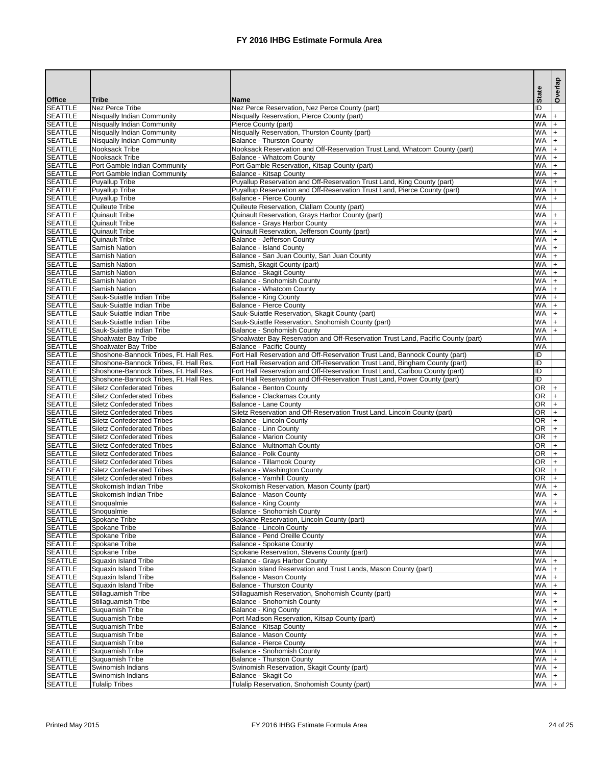# FY 2016 IHBG Estimate Formula Area

| Office | Tribe | Name | State | Overlap |
|---|---|---|---|---|
| SEATTLE | Nez Perce Tribe | Nez Perce Reservation, Nez Perce County (part) | ID | |
| SEATTLE | Nisqually Indian Community | Nisqually Reservation, Pierce County (part) | WA | + |
| SEATTLE | Nisqually Indian Community | Pierce County (part) | WA | + |
| SEATTLE | Nisqually Indian Community | Nisqually Reservation, Thurston County (part) | WA | + |
| SEATTLE | Nisqually Indian Community | Balance - Thurston County | WA | + |
| SEATTLE | Nooksack Tribe | Nooksack Reservation and Off-Reservation Trust Land, Whatcom County (part) | WA | + |
| SEATTLE | Nooksack Tribe | Balance - Whatcom County | WA | + |
| SEATTLE | Port Gamble Indian Community | Port Gamble Reservation, Kitsap County (part) | WA | + |
| SEATTLE | Port Gamble Indian Community | Balance - Kitsap County | WA | + |
| SEATTLE | Puyallup Tribe | Puyallup Reservation and Off-Reservation Trust Land, King County (part) | WA | + |
| SEATTLE | Puyallup Tribe | Puyallup Reservation and Off-Reservation Trust Land, Pierce County (part) | WA | + |
| SEATTLE | Puyallup Tribe | Balance - Pierce County | WA | + |
| SEATTLE | Quileute Tribe | Quileute Reservation, Clallam County (part) | WA | |
| SEATTLE | Quinault Tribe | Quinault Reservation, Grays Harbor County (part) | WA | + |
| SEATTLE | Quinault Tribe | Balance - Grays Harbor County | WA | + |
| SEATTLE | Quinault Tribe | Quinault Reservation, Jefferson County (part) | WA | + |
| SEATTLE | Quinault Tribe | Balance - Jefferson County | WA | + |
| SEATTLE | Samish Nation | Balance - Island County | WA | + |
| SEATTLE | Samish Nation | Balance - San Juan County, San Juan County | WA | + |
| SEATTLE | Samish Nation | Samish, Skagit County (part) | WA | + |
| SEATTLE | Samish Nation | Balance - Skagit County | WA | + |
| SEATTLE | Samish Nation | Balance - Snohomish County | WA | + |
| SEATTLE | Samish Nation | Balance - Whatcom County | WA | + |
| SEATTLE | Sauk-Suiattle Indian Tribe | Balance - King County | WA | + |
| SEATTLE | Sauk-Suiattle Indian Tribe | Balance - Pierce County | WA | + |
| SEATTLE | Sauk-Suiattle Indian Tribe | Sauk-Suiattle Reservation, Skagit County (part) | WA | + |
| SEATTLE | Sauk-Suiattle Indian Tribe | Sauk-Suiattle Reservation, Snohomish County (part) | WA | + |
| SEATTLE | Sauk-Suiattle Indian Tribe | Balance - Snohomish County | WA | + |
| SEATTLE | Shoalwater Bay Tribe | Shoalwater Bay Reservation and Off-Reservation Trust Land, Pacific County (part) | WA | |
| SEATTLE | Shoalwater Bay Tribe | Balance - Pacific County | WA | |
| SEATTLE | Shoshone-Bannock Tribes, Ft. Hall Res. | Fort Hall Reservation and Off-Reservation Trust Land, Bannock County (part) | ID | |
| SEATTLE | Shoshone-Bannock Tribes, Ft. Hall Res. | Fort Hall Reservation and Off-Reservation Trust Land, Bingham County (part) | ID | |
| SEATTLE | Shoshone-Bannock Tribes, Ft. Hall Res. | Fort Hall Reservation and Off-Reservation Trust Land, Caribou County (part) | ID | |
| SEATTLE | Shoshone-Bannock Tribes, Ft. Hall Res. | Fort Hall Reservation and Off-Reservation Trust Land, Power County (part) | ID | |
| SEATTLE | Siletz Confederated Tribes | Balance - Benton County | OR | + |
| SEATTLE | Siletz Confederated Tribes | Balance - Clackamas County | OR | + |
| SEATTLE | Siletz Confederated Tribes | Balance - Lane County | OR | + |
| SEATTLE | Siletz Confederated Tribes | Siletz Reservation and Off-Reservation Trust Land, Lincoln County (part) | OR | + |
| SEATTLE | Siletz Confederated Tribes | Balance - Lincoln County | OR | + |
| SEATTLE | Siletz Confederated Tribes | Balance - Linn County | OR | + |
| SEATTLE | Siletz Confederated Tribes | Balance - Marion County | OR | + |
| SEATTLE | Siletz Confederated Tribes | Balance - Multnomah County | OR | + |
| SEATTLE | Siletz Confederated Tribes | Balance - Polk County | OR | + |
| SEATTLE | Siletz Confederated Tribes | Balance - Tillamook County | OR | + |
| SEATTLE | Siletz Confederated Tribes | Balance - Washington County | OR | + |
| SEATTLE | Siletz Confederated Tribes | Balance - Yamhill County | OR | + |
| SEATTLE | Skokomish Indian Tribe | Skokomish Reservation, Mason County (part) | WA | + |
| SEATTLE | Skokomish Indian Tribe | Balance - Mason County | WA | + |
| SEATTLE | Snoqualmie | Balance - King County | WA | + |
| SEATTLE | Snoqualmie | Balance - Snohomish County | WA | + |
| SEATTLE | Spokane Tribe | Spokane Reservation, Lincoln County (part) | WA | |
| SEATTLE | Spokane Tribe | Balance - Lincoln County | WA | |
| SEATTLE | Spokane Tribe | Balance - Pend Oreille County | WA | |
| SEATTLE | Spokane Tribe | Balance - Spokane County | WA | |
| SEATTLE | Spokane Tribe | Spokane Reservation, Stevens County (part) | WA | |
| SEATTLE | Squaxin Island Tribe | Balance - Grays Harbor County | WA | + |
| SEATTLE | Squaxin Island Tribe | Squaxin Island Reservation and Trust Lands, Mason County (part) | WA | + |
| SEATTLE | Squaxin Island Tribe | Balance - Mason County | WA | + |
| SEATTLE | Squaxin Island Tribe | Balance - Thurston County | WA | + |
| SEATTLE | Stillaguamish Tribe | Stillaguamish Reservation, Snohomish County (part) | WA | + |
| SEATTLE | Stillaguamish Tribe | Balance - Snohomish County | WA | + |
| SEATTLE | Suquamish Tribe | Balance - King County | WA | + |
| SEATTLE | Suquamish Tribe | Port Madison Reservation, Kitsap County (part) | WA | + |
| SEATTLE | Suquamish Tribe | Balance - Kitsap County | WA | + |
| SEATTLE | Suquamish Tribe | Balance - Mason County | WA | + |
| SEATTLE | Suquamish Tribe | Balance - Pierce County | WA | + |
| SEATTLE | Suquamish Tribe | Balance - Snohomish County | WA | + |
| SEATTLE | Suquamish Tribe | Balance - Thurston County | WA | + |
| SEATTLE | Swinomish Indians | Swinomish Reservation, Skagit County (part) | WA | + |
| SEATTLE | Swinomish Indians | Balance - Skagit Co | WA | + |
| SEATTLE | Tulalip Tribes | Tulalip Reservation, Snohomish County (part) | WA | + |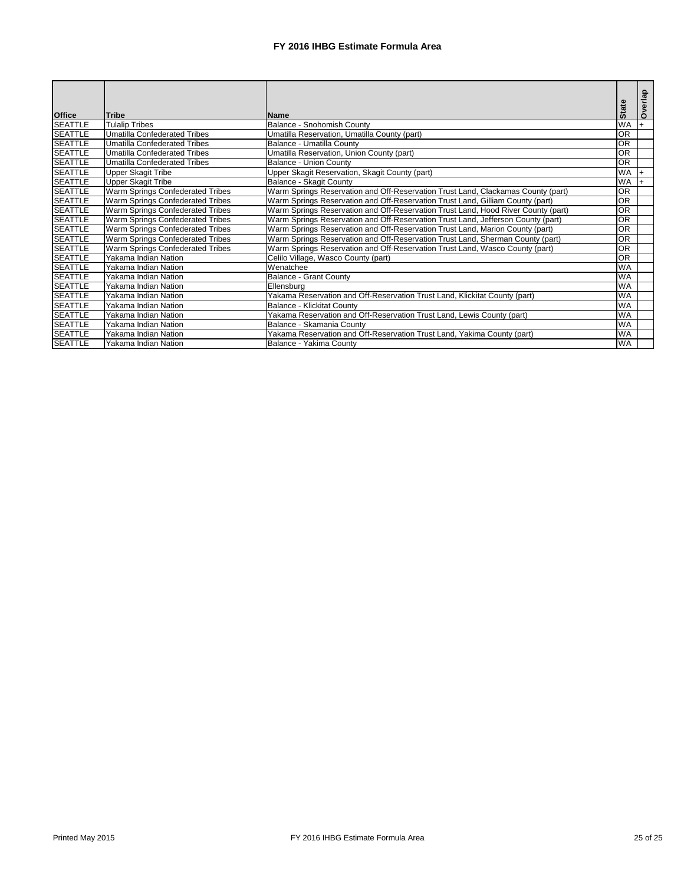# FY 2016 IHBG Estimate Formula Area

| Office | Tribe | Name | State | Overlap |
|---|---|---|---|---|
| SEATTLE | Tulalip Tribes | Balance - Snohomish County | WA | + |
| SEATTLE | Umatilla Confederated Tribes | Umatilla Reservation, Umatilla County (part) | OR | |
| SEATTLE | Umatilla Confederated Tribes | Balance - Umatilla County | OR | |
| SEATTLE | Umatilla Confederated Tribes | Umatilla Reservation, Union County (part) | OR | |
| SEATTLE | Umatilla Confederated Tribes | Balance - Union County | OR | |
| SEATTLE | Upper Skagit Tribe | Upper Skagit Reservation, Skagit County (part) | WA | + |
| SEATTLE | Upper Skagit Tribe | Balance - Skagit County | WA | + |
| SEATTLE | Warm Springs Confederated Tribes | Warm Springs Reservation and Off-Reservation Trust Land, Clackamas County (part) | OR | |
| SEATTLE | Warm Springs Confederated Tribes | Warm Springs Reservation and Off-Reservation Trust Land, Gilliam County (part) | OR | |
| SEATTLE | Warm Springs Confederated Tribes | Warm Springs Reservation and Off-Reservation Trust Land, Hood River County (part) | OR | |
| SEATTLE | Warm Springs Confederated Tribes | Warm Springs Reservation and Off-Reservation Trust Land, Jefferson County (part) | OR | |
| SEATTLE | Warm Springs Confederated Tribes | Warm Springs Reservation and Off-Reservation Trust Land, Marion County (part) | OR | |
| SEATTLE | Warm Springs Confederated Tribes | Warm Springs Reservation and Off-Reservation Trust Land, Sherman County (part) | OR | |
| SEATTLE | Warm Springs Confederated Tribes | Warm Springs Reservation and Off-Reservation Trust Land, Wasco County (part) | OR | |
| SEATTLE | Yakama Indian Nation | Celilo Village, Wasco County (part) | OR | |
| SEATTLE | Yakama Indian Nation | Wenatchee | WA | |
| SEATTLE | Yakama Indian Nation | Balance - Grant County | WA | |
| SEATTLE | Yakama Indian Nation | Ellensburg | WA | |
| SEATTLE | Yakama Indian Nation | Yakama Reservation and Off-Reservation Trust Land, Klickitat County (part) | WA | |
| SEATTLE | Yakama Indian Nation | Balance - Klickitat County | WA | |
| SEATTLE | Yakama Indian Nation | Yakama Reservation and Off-Reservation Trust Land, Lewis County (part) | WA | |
| SEATTLE | Yakama Indian Nation | Balance - Skamania County | WA | |
| SEATTLE | Yakama Indian Nation | Yakama Reservation and Off-Reservation Trust Land, Yakima County (part) | WA | |
| SEATTLE | Yakama Indian Nation | Balance - Yakima County | WA | |

Printed May 2015